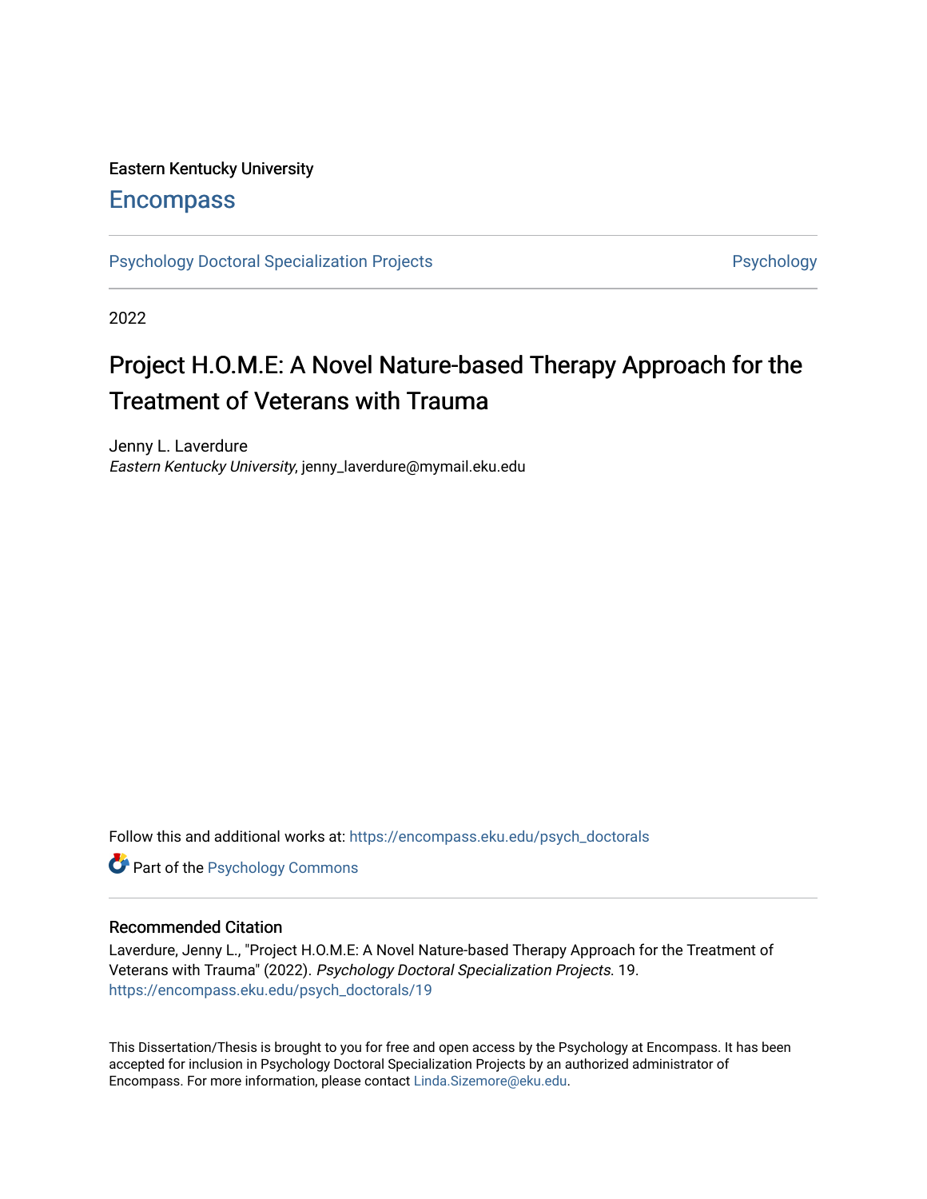Eastern Kentucky University

# Encompass

Psychology Doctoral Specialization Projects | Psychology

2022

# Project H.O.M.E: A Novel Nature-based Therapy Approach for the Treatment of Veterans with Trauma

Jenny L. Laverdure
*Eastern Kentucky University*, jenny_laverdure@mymail.eku.edu

Follow this and additional works at: https://encompass.eku.edu/psych_doctorals

Part of the Psychology Commons

## Recommended Citation

Laverdure, Jenny L., "Project H.O.M.E: A Novel Nature-based Therapy Approach for the Treatment of Veterans with Trauma" (2022). *Psychology Doctoral Specialization Projects*. 19.
https://encompass.eku.edu/psych_doctorals/19

This Dissertation/Thesis is brought to you for free and open access by the Psychology at Encompass. It has been accepted for inclusion in Psychology Doctoral Specialization Projects by an authorized administrator of Encompass. For more information, please contact Linda.Sizemore@eku.edu.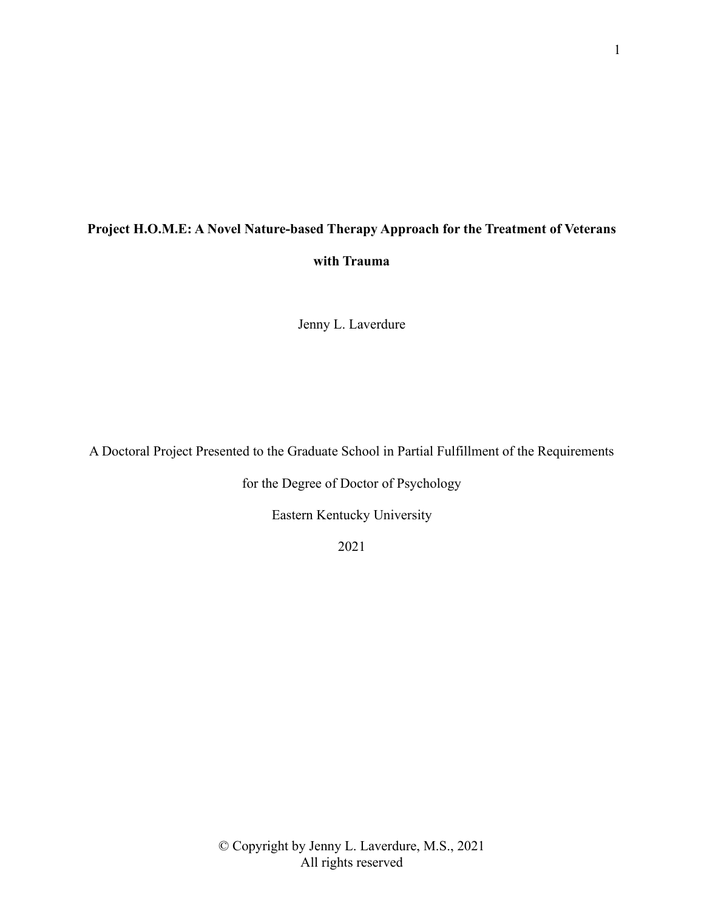**Project H.O.M.E: A Novel Nature-based Therapy Approach for the Treatment of Veterans with Trauma**

Jenny L. Laverdure

A Doctoral Project Presented to the Graduate School in Partial Fulfillment of the Requirements for the Degree of Doctor of Psychology

Eastern Kentucky University

2021

© Copyright by Jenny L. Laverdure, M.S., 2021
All rights reserved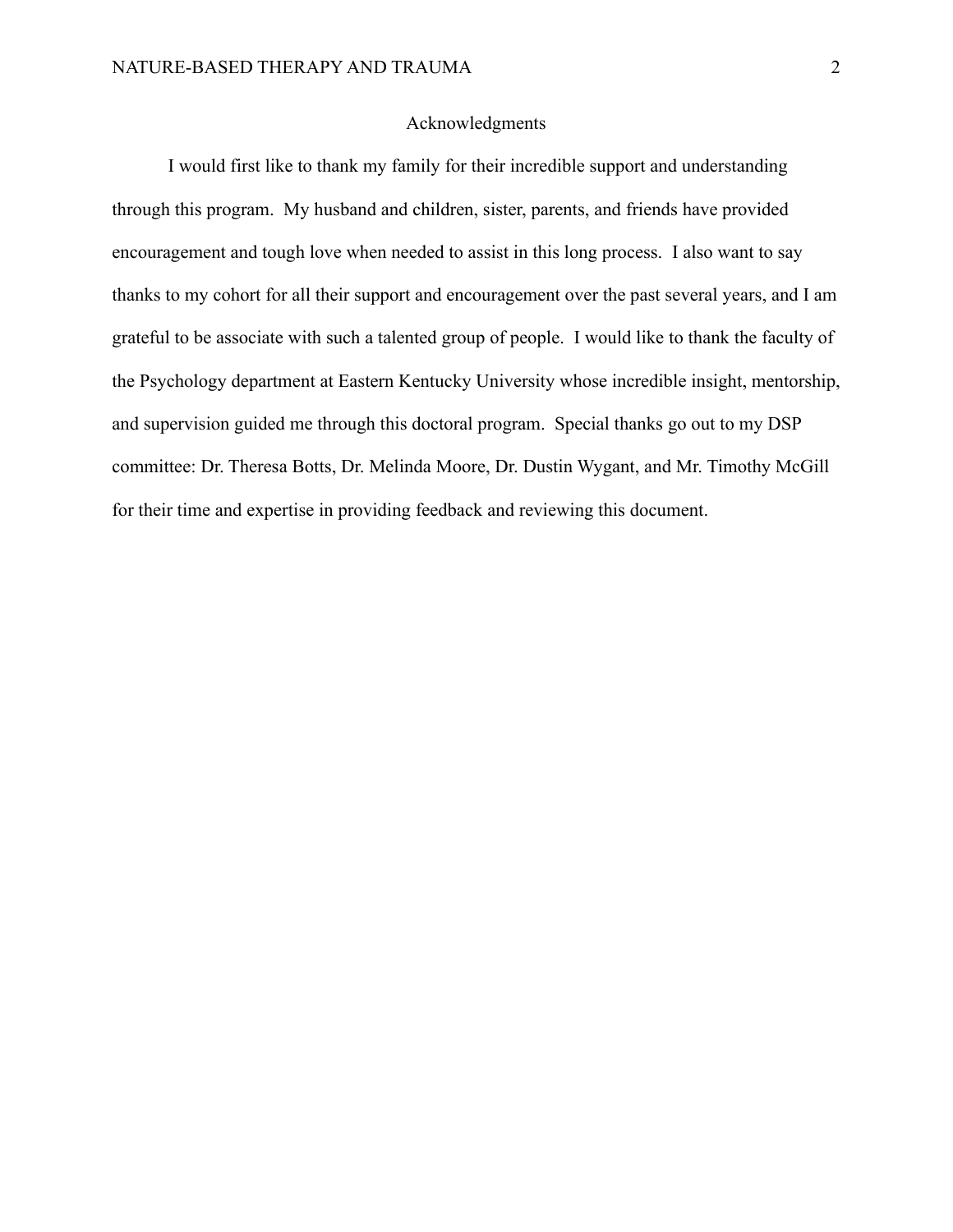# Acknowledgments

I would first like to thank my family for their incredible support and understanding through this program. My husband and children, sister, parents, and friends have provided encouragement and tough love when needed to assist in this long process. I also want to say thanks to my cohort for all their support and encouragement over the past several years, and I am grateful to be associate with such a talented group of people. I would like to thank the faculty of the Psychology department at Eastern Kentucky University whose incredible insight, mentorship, and supervision guided me through this doctoral program. Special thanks go out to my DSP committee: Dr. Theresa Botts, Dr. Melinda Moore, Dr. Dustin Wygant, and Mr. Timothy McGill for their time and expertise in providing feedback and reviewing this document.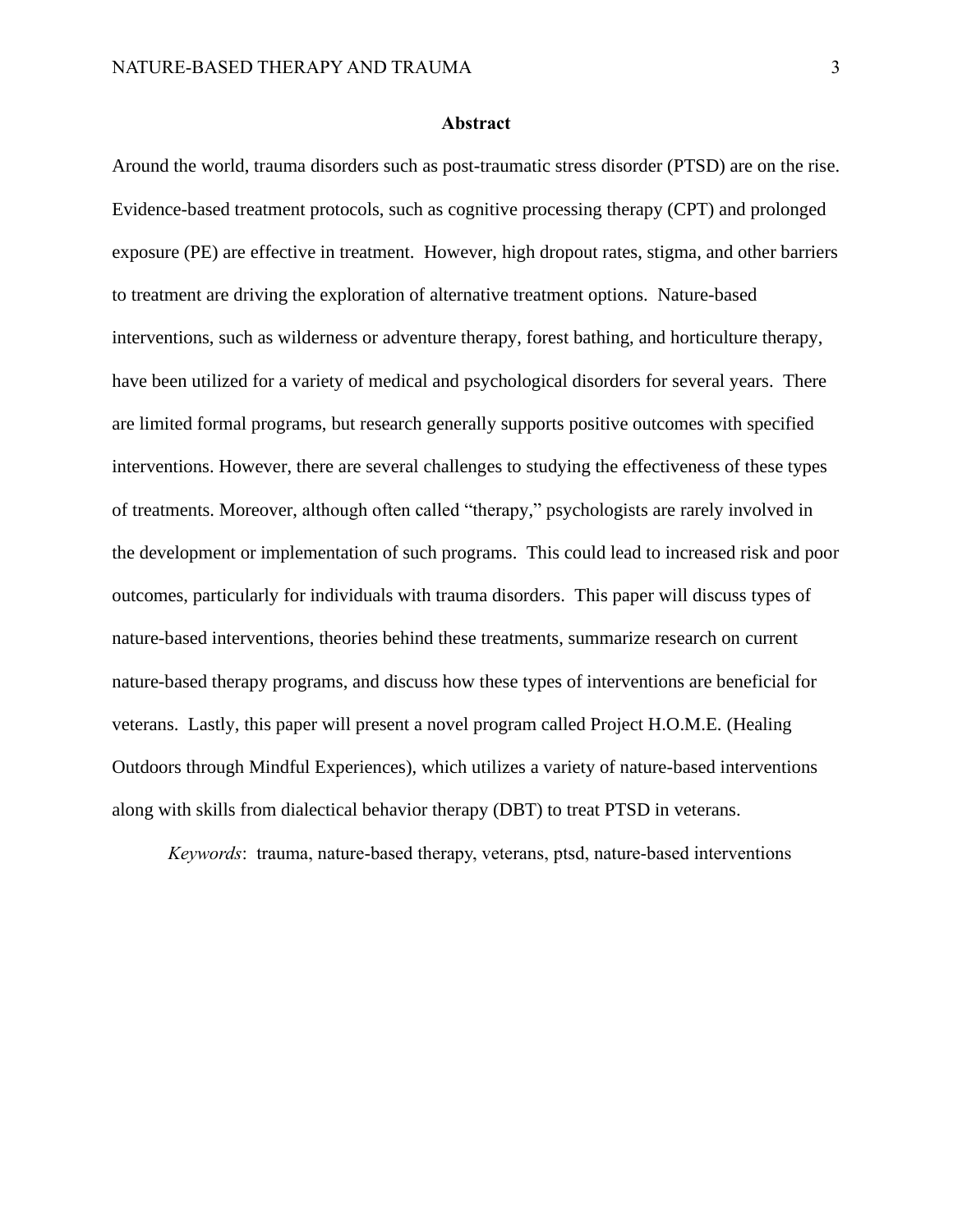## Abstract

Around the world, trauma disorders such as post-traumatic stress disorder (PTSD) are on the rise. Evidence-based treatment protocols, such as cognitive processing therapy (CPT) and prolonged exposure (PE) are effective in treatment. However, high dropout rates, stigma, and other barriers to treatment are driving the exploration of alternative treatment options. Nature-based interventions, such as wilderness or adventure therapy, forest bathing, and horticulture therapy, have been utilized for a variety of medical and psychological disorders for several years. There are limited formal programs, but research generally supports positive outcomes with specified interventions. However, there are several challenges to studying the effectiveness of these types of treatments. Moreover, although often called "therapy," psychologists are rarely involved in the development or implementation of such programs. This could lead to increased risk and poor outcomes, particularly for individuals with trauma disorders. This paper will discuss types of nature-based interventions, theories behind these treatments, summarize research on current nature-based therapy programs, and discuss how these types of interventions are beneficial for veterans. Lastly, this paper will present a novel program called Project H.O.M.E. (Healing Outdoors through Mindful Experiences), which utilizes a variety of nature-based interventions along with skills from dialectical behavior therapy (DBT) to treat PTSD in veterans.

*Keywords*: trauma, nature-based therapy, veterans, ptsd, nature-based interventions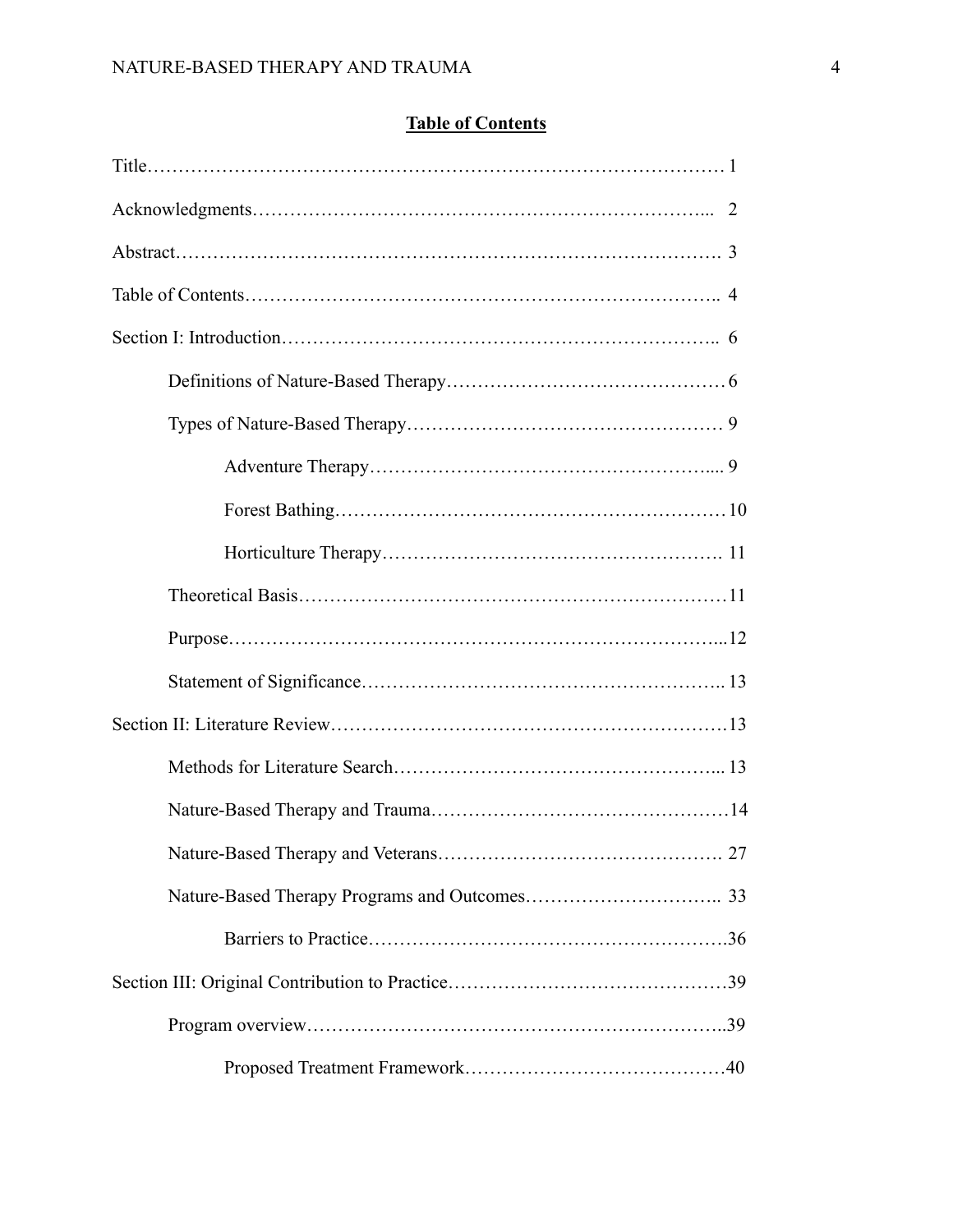**Table of Contents**

Title…………………………………………………………………………………… 1

Acknowledgments………………………………………………………………... 2

Abstract………………………………………………………………………… 3

Table of Contents……………………………………………………………….. 4

Section I: Introduction………………………………………………………….. 6

- Definitions of Nature-Based Therapy……………………………………… 6
- Types of Nature-Based Therapy…………………………………………… 9
  - Adventure Therapy……………………………………………….... 9
  - Forest Bathing…………………………………………………… 10
  - Horticulture Therapy……………………………………………. 11
- Theoretical Basis……………………………………………………………11
- Purpose……………………………………………………………………...12
- Statement of Significance………………………………………………….. 13

Section II: Literature Review………………………………………………………13

- Methods for Literature Search……………………………………………... 13
- Nature-Based Therapy and Trauma…………………………………………14
- Nature-Based Therapy and Veterans………………………………………. 27
- Nature-Based Therapy Programs and Outcomes………………………….. 33
  - Barriers to Practice……………………………………………….36

Section III: Original Contribution to Practice………………………………………39

- Program overview…………………………………………………………..39
  - Proposed Treatment Framework……………………………………40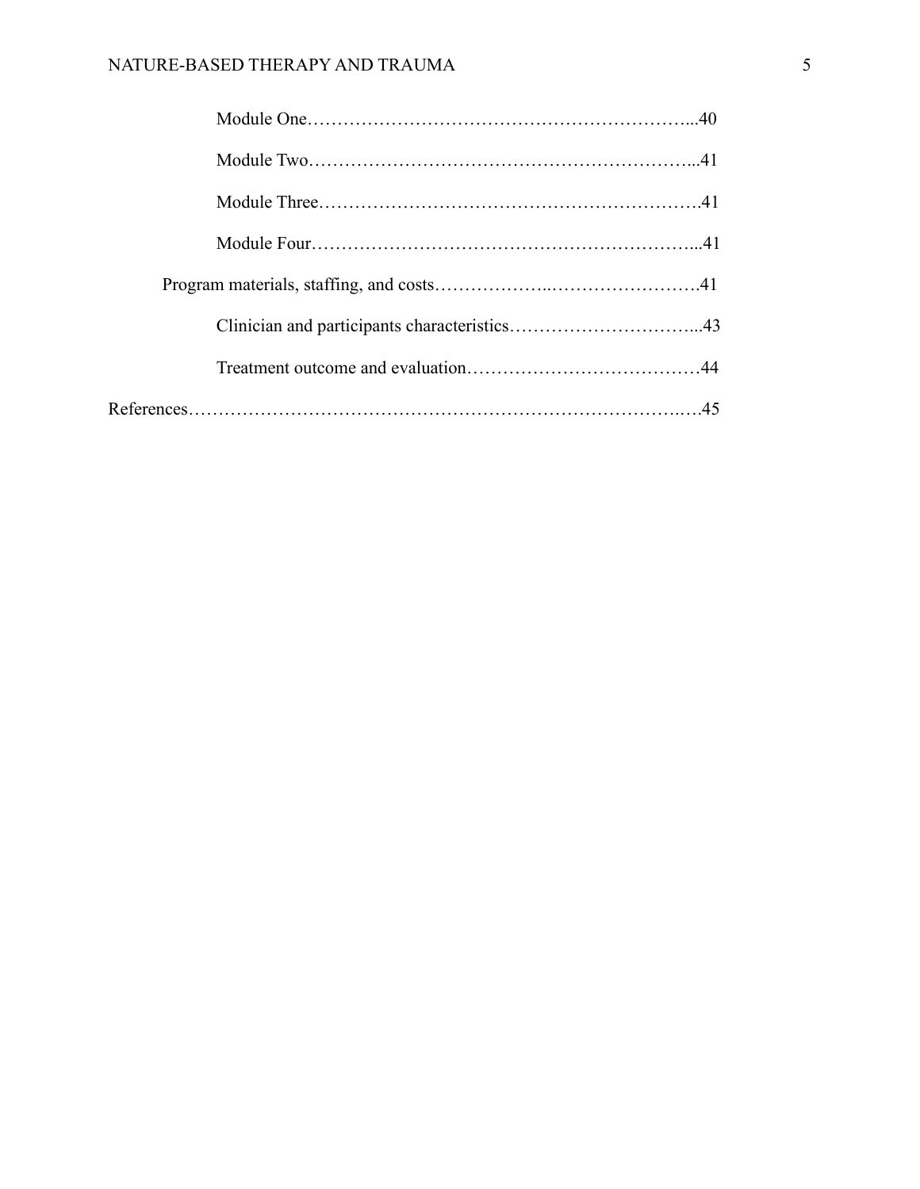Module One……………………………………………………...40

Module Two……………………………………………………...41

Module Three…………………………………………………….41

Module Four……………………………………………………...41

Program materials, staffing, and costs………………..…………………….41

Clinician and participants characteristics…………………………...43

Treatment outcome and evaluation…………………………………44

References…………………………………………………………………..…45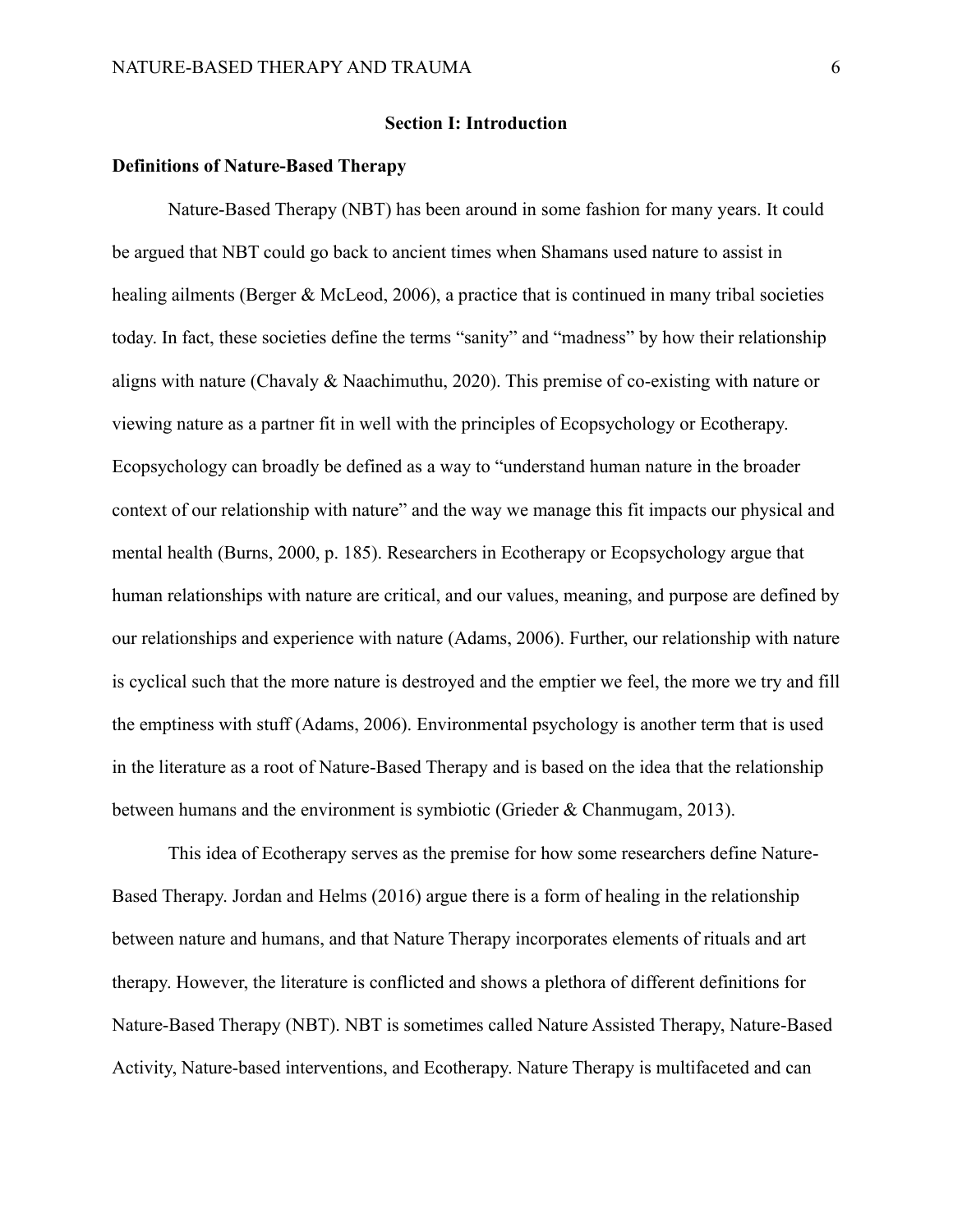## Section I: Introduction

### Definitions of Nature-Based Therapy

Nature-Based Therapy (NBT) has been around in some fashion for many years. It could be argued that NBT could go back to ancient times when Shamans used nature to assist in healing ailments (Berger & McLeod, 2006), a practice that is continued in many tribal societies today. In fact, these societies define the terms "sanity" and "madness" by how their relationship aligns with nature (Chavaly & Naachimuthu, 2020). This premise of co-existing with nature or viewing nature as a partner fit in well with the principles of Ecopsychology or Ecotherapy. Ecopsychology can broadly be defined as a way to "understand human nature in the broader context of our relationship with nature" and the way we manage this fit impacts our physical and mental health (Burns, 2000, p. 185). Researchers in Ecotherapy or Ecopsychology argue that human relationships with nature are critical, and our values, meaning, and purpose are defined by our relationships and experience with nature (Adams, 2006). Further, our relationship with nature is cyclical such that the more nature is destroyed and the emptier we feel, the more we try and fill the emptiness with stuff (Adams, 2006). Environmental psychology is another term that is used in the literature as a root of Nature-Based Therapy and is based on the idea that the relationship between humans and the environment is symbiotic (Grieder & Chanmugam, 2013).

This idea of Ecotherapy serves as the premise for how some researchers define Nature-Based Therapy. Jordan and Helms (2016) argue there is a form of healing in the relationship between nature and humans, and that Nature Therapy incorporates elements of rituals and art therapy. However, the literature is conflicted and shows a plethora of different definitions for Nature-Based Therapy (NBT). NBT is sometimes called Nature Assisted Therapy, Nature-Based Activity, Nature-based interventions, and Ecotherapy. Nature Therapy is multifaceted and can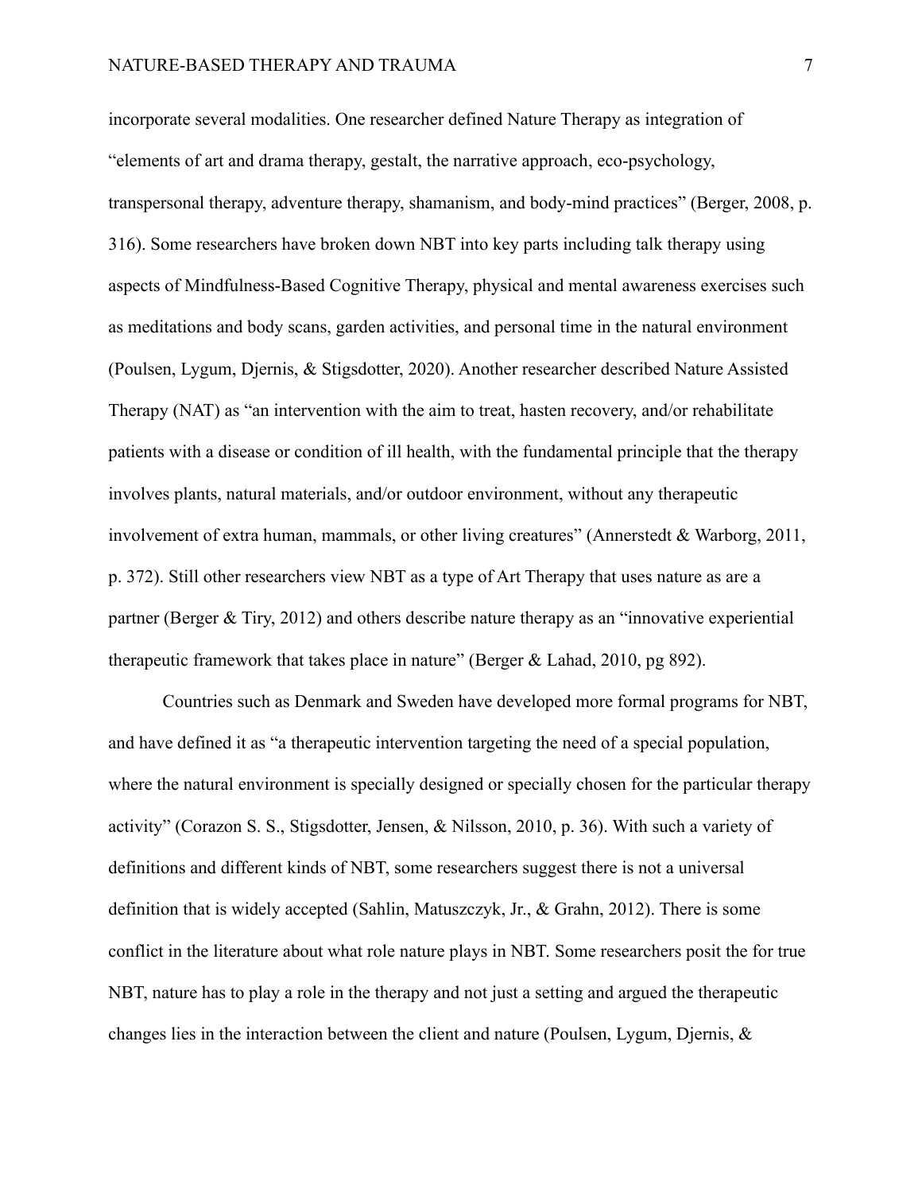incorporate several modalities. One researcher defined Nature Therapy as integration of "elements of art and drama therapy, gestalt, the narrative approach, eco-psychology, transpersonal therapy, adventure therapy, shamanism, and body-mind practices" (Berger, 2008, p. 316). Some researchers have broken down NBT into key parts including talk therapy using aspects of Mindfulness-Based Cognitive Therapy, physical and mental awareness exercises such as meditations and body scans, garden activities, and personal time in the natural environment (Poulsen, Lygum, Djernis, & Stigsdotter, 2020). Another researcher described Nature Assisted Therapy (NAT) as "an intervention with the aim to treat, hasten recovery, and/or rehabilitate patients with a disease or condition of ill health, with the fundamental principle that the therapy involves plants, natural materials, and/or outdoor environment, without any therapeutic involvement of extra human, mammals, or other living creatures" (Annerstedt & Warborg, 2011, p. 372). Still other researchers view NBT as a type of Art Therapy that uses nature as are a partner (Berger & Tiry, 2012) and others describe nature therapy as an "innovative experiential therapeutic framework that takes place in nature" (Berger & Lahad, 2010, pg 892).

Countries such as Denmark and Sweden have developed more formal programs for NBT, and have defined it as "a therapeutic intervention targeting the need of a special population, where the natural environment is specially designed or specially chosen for the particular therapy activity" (Corazon S. S., Stigsdotter, Jensen, & Nilsson, 2010, p. 36). With such a variety of definitions and different kinds of NBT, some researchers suggest there is not a universal definition that is widely accepted (Sahlin, Matuszczyk, Jr., & Grahn, 2012). There is some conflict in the literature about what role nature plays in NBT. Some researchers posit the for true NBT, nature has to play a role in the therapy and not just a setting and argued the therapeutic changes lies in the interaction between the client and nature (Poulsen, Lygum, Djernis, &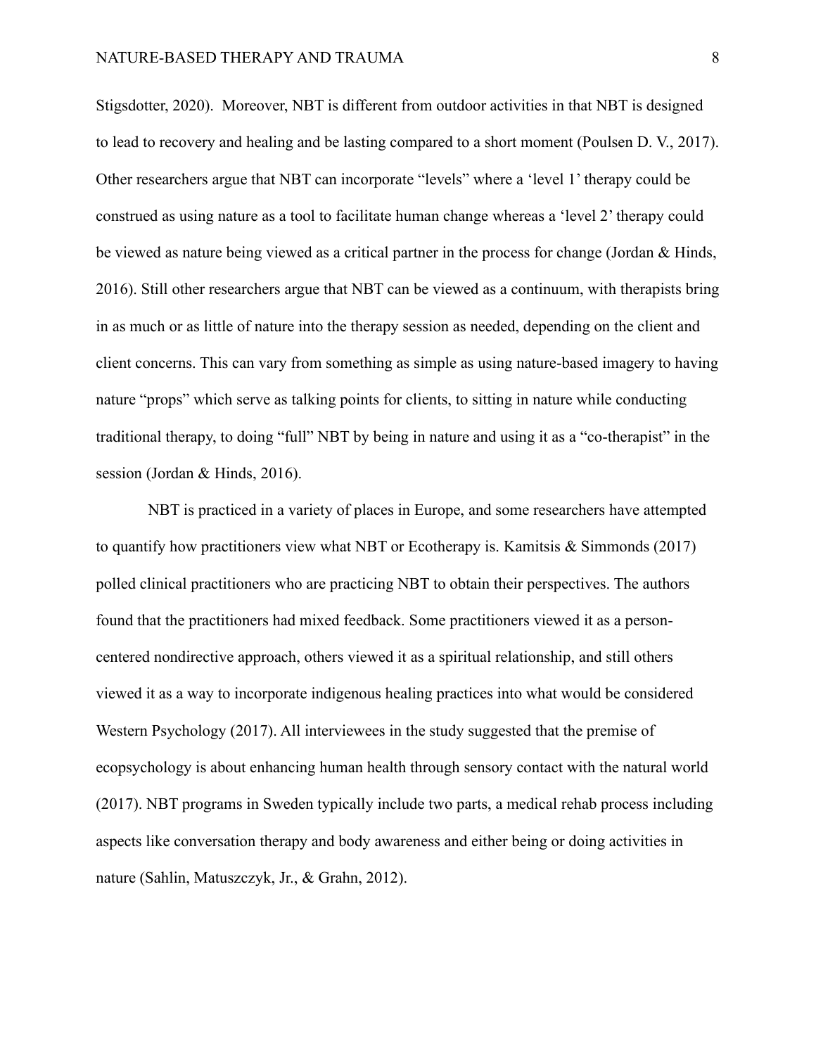Stigsdotter, 2020). Moreover, NBT is different from outdoor activities in that NBT is designed to lead to recovery and healing and be lasting compared to a short moment (Poulsen D. V., 2017). Other researchers argue that NBT can incorporate "levels" where a 'level 1' therapy could be construed as using nature as a tool to facilitate human change whereas a 'level 2' therapy could be viewed as nature being viewed as a critical partner in the process for change (Jordan & Hinds, 2016). Still other researchers argue that NBT can be viewed as a continuum, with therapists bring in as much or as little of nature into the therapy session as needed, depending on the client and client concerns. This can vary from something as simple as using nature-based imagery to having nature "props" which serve as talking points for clients, to sitting in nature while conducting traditional therapy, to doing "full" NBT by being in nature and using it as a "co-therapist" in the session (Jordan & Hinds, 2016).

NBT is practiced in a variety of places in Europe, and some researchers have attempted to quantify how practitioners view what NBT or Ecotherapy is. Kamitsis & Simmonds (2017) polled clinical practitioners who are practicing NBT to obtain their perspectives. The authors found that the practitioners had mixed feedback. Some practitioners viewed it as a person-centered nondirective approach, others viewed it as a spiritual relationship, and still others viewed it as a way to incorporate indigenous healing practices into what would be considered Western Psychology (2017). All interviewees in the study suggested that the premise of ecopsychology is about enhancing human health through sensory contact with the natural world (2017). NBT programs in Sweden typically include two parts, a medical rehab process including aspects like conversation therapy and body awareness and either being or doing activities in nature (Sahlin, Matuszczyk, Jr., & Grahn, 2012).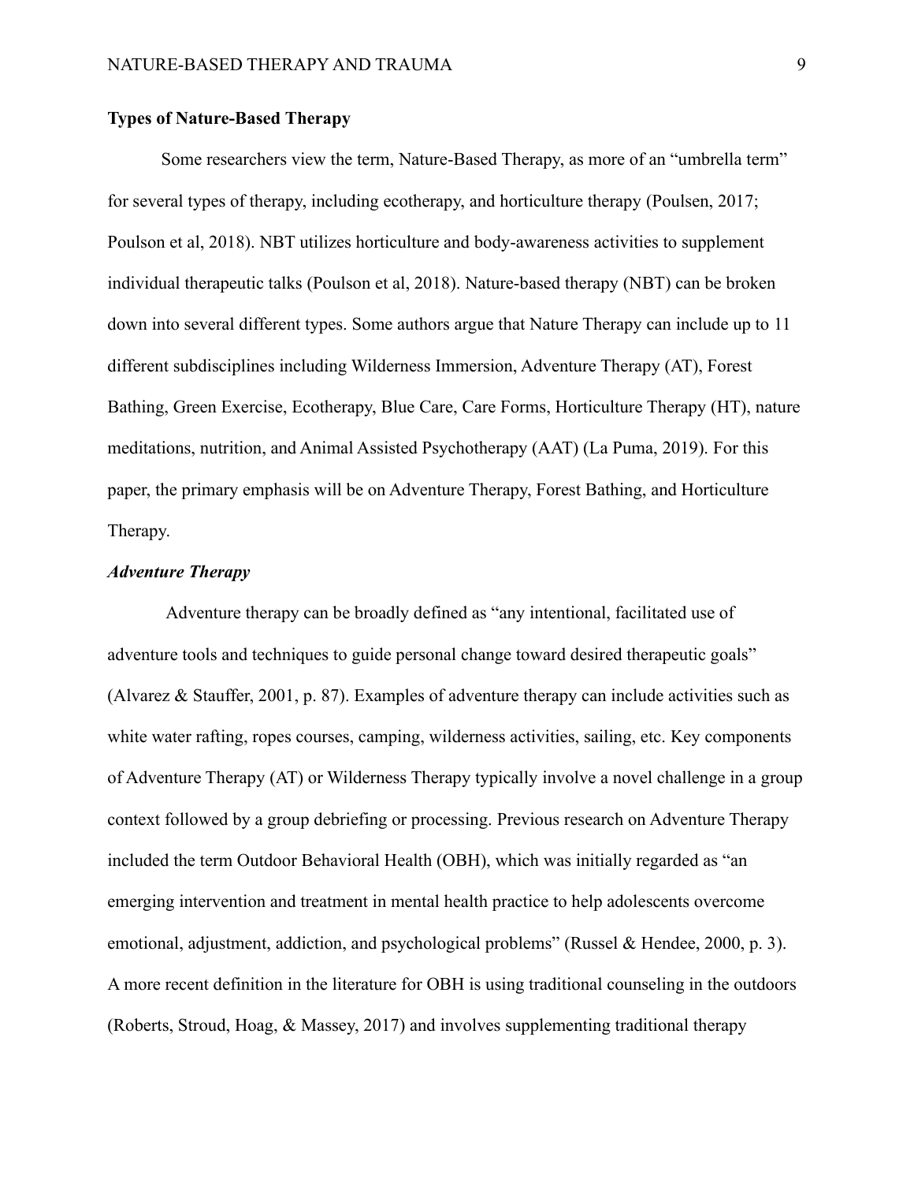## Types of Nature-Based Therapy

Some researchers view the term, Nature-Based Therapy, as more of an "umbrella term" for several types of therapy, including ecotherapy, and horticulture therapy (Poulsen, 2017; Poulson et al, 2018). NBT utilizes horticulture and body-awareness activities to supplement individual therapeutic talks (Poulson et al, 2018). Nature-based therapy (NBT) can be broken down into several different types. Some authors argue that Nature Therapy can include up to 11 different subdisciplines including Wilderness Immersion, Adventure Therapy (AT), Forest Bathing, Green Exercise, Ecotherapy, Blue Care, Care Forms, Horticulture Therapy (HT), nature meditations, nutrition, and Animal Assisted Psychotherapy (AAT) (La Puma, 2019). For this paper, the primary emphasis will be on Adventure Therapy, Forest Bathing, and Horticulture Therapy.

### *Adventure Therapy*

Adventure therapy can be broadly defined as "any intentional, facilitated use of adventure tools and techniques to guide personal change toward desired therapeutic goals" (Alvarez & Stauffer, 2001, p. 87). Examples of adventure therapy can include activities such as white water rafting, ropes courses, camping, wilderness activities, sailing, etc. Key components of Adventure Therapy (AT) or Wilderness Therapy typically involve a novel challenge in a group context followed by a group debriefing or processing. Previous research on Adventure Therapy included the term Outdoor Behavioral Health (OBH), which was initially regarded as "an emerging intervention and treatment in mental health practice to help adolescents overcome emotional, adjustment, addiction, and psychological problems" (Russel & Hendee, 2000, p. 3). A more recent definition in the literature for OBH is using traditional counseling in the outdoors (Roberts, Stroud, Hoag, & Massey, 2017) and involves supplementing traditional therapy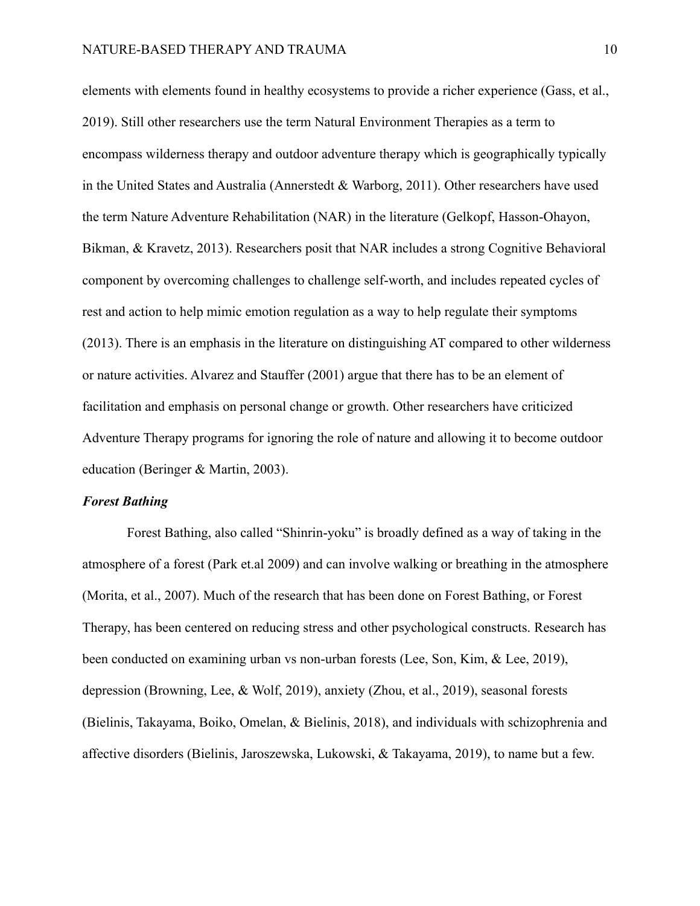elements with elements found in healthy ecosystems to provide a richer experience (Gass, et al., 2019). Still other researchers use the term Natural Environment Therapies as a term to encompass wilderness therapy and outdoor adventure therapy which is geographically typically in the United States and Australia (Annerstedt & Warborg, 2011). Other researchers have used the term Nature Adventure Rehabilitation (NAR) in the literature (Gelkopf, Hasson-Ohayon, Bikman, & Kravetz, 2013). Researchers posit that NAR includes a strong Cognitive Behavioral component by overcoming challenges to challenge self-worth, and includes repeated cycles of rest and action to help mimic emotion regulation as a way to help regulate their symptoms (2013). There is an emphasis in the literature on distinguishing AT compared to other wilderness or nature activities. Alvarez and Stauffer (2001) argue that there has to be an element of facilitation and emphasis on personal change or growth. Other researchers have criticized Adventure Therapy programs for ignoring the role of nature and allowing it to become outdoor education (Beringer & Martin, 2003).

### *Forest Bathing*

Forest Bathing, also called "Shinrin-yoku" is broadly defined as a way of taking in the atmosphere of a forest (Park et.al 2009) and can involve walking or breathing in the atmosphere (Morita, et al., 2007). Much of the research that has been done on Forest Bathing, or Forest Therapy, has been centered on reducing stress and other psychological constructs. Research has been conducted on examining urban vs non-urban forests (Lee, Son, Kim, & Lee, 2019), depression (Browning, Lee, & Wolf, 2019), anxiety (Zhou, et al., 2019), seasonal forests (Bielinis, Takayama, Boiko, Omelan, & Bielinis, 2018), and individuals with schizophrenia and affective disorders (Bielinis, Jaroszewska, Lukowski, & Takayama, 2019), to name but a few.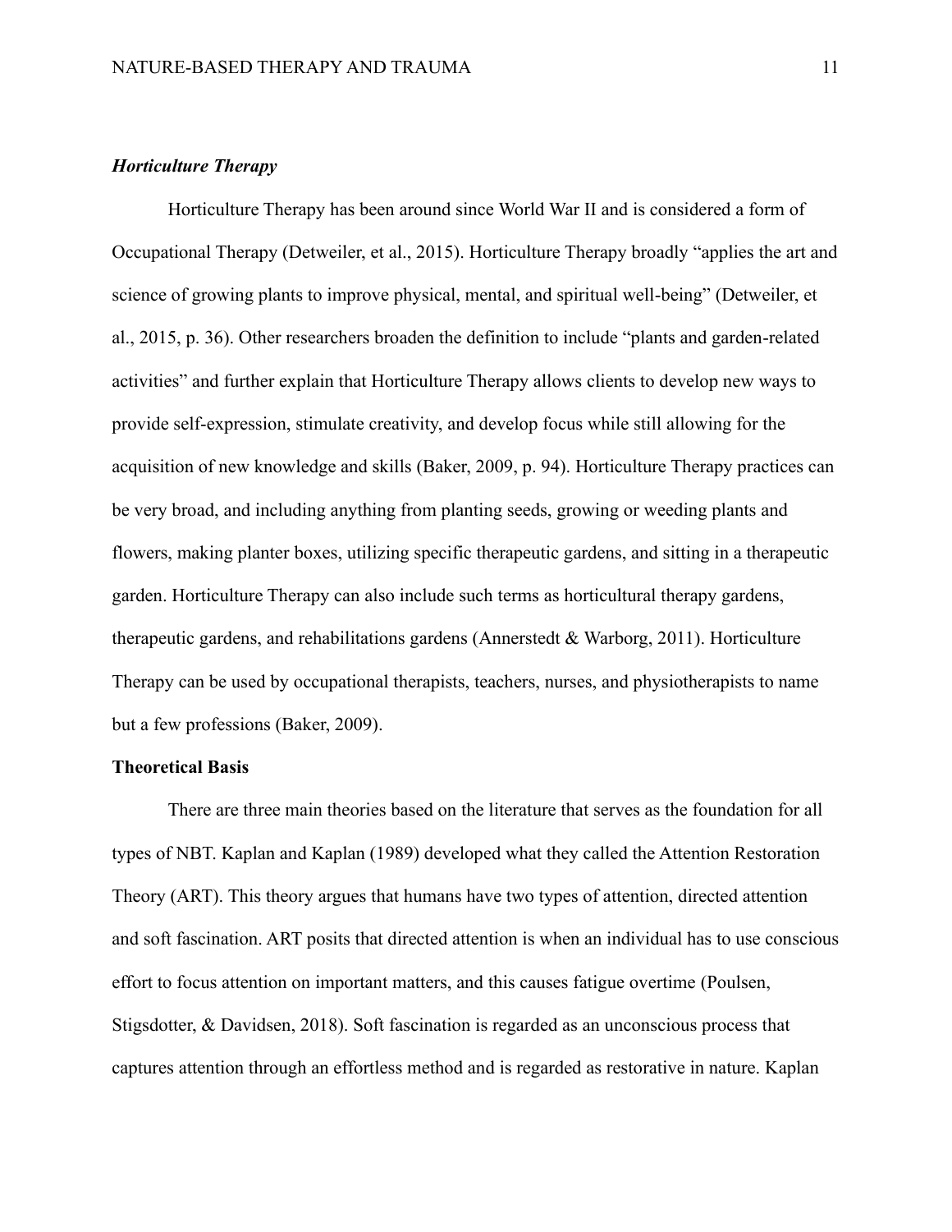### *Horticulture Therapy*

Horticulture Therapy has been around since World War II and is considered a form of Occupational Therapy (Detweiler, et al., 2015). Horticulture Therapy broadly "applies the art and science of growing plants to improve physical, mental, and spiritual well-being" (Detweiler, et al., 2015, p. 36). Other researchers broaden the definition to include "plants and garden-related activities" and further explain that Horticulture Therapy allows clients to develop new ways to provide self-expression, stimulate creativity, and develop focus while still allowing for the acquisition of new knowledge and skills (Baker, 2009, p. 94). Horticulture Therapy practices can be very broad, and including anything from planting seeds, growing or weeding plants and flowers, making planter boxes, utilizing specific therapeutic gardens, and sitting in a therapeutic garden. Horticulture Therapy can also include such terms as horticultural therapy gardens, therapeutic gardens, and rehabilitations gardens (Annerstedt & Warborg, 2011). Horticulture Therapy can be used by occupational therapists, teachers, nurses, and physiotherapists to name but a few professions (Baker, 2009).

## Theoretical Basis

There are three main theories based on the literature that serves as the foundation for all types of NBT. Kaplan and Kaplan (1989) developed what they called the Attention Restoration Theory (ART). This theory argues that humans have two types of attention, directed attention and soft fascination. ART posits that directed attention is when an individual has to use conscious effort to focus attention on important matters, and this causes fatigue overtime (Poulsen, Stigsdotter, & Davidsen, 2018). Soft fascination is regarded as an unconscious process that captures attention through an effortless method and is regarded as restorative in nature. Kaplan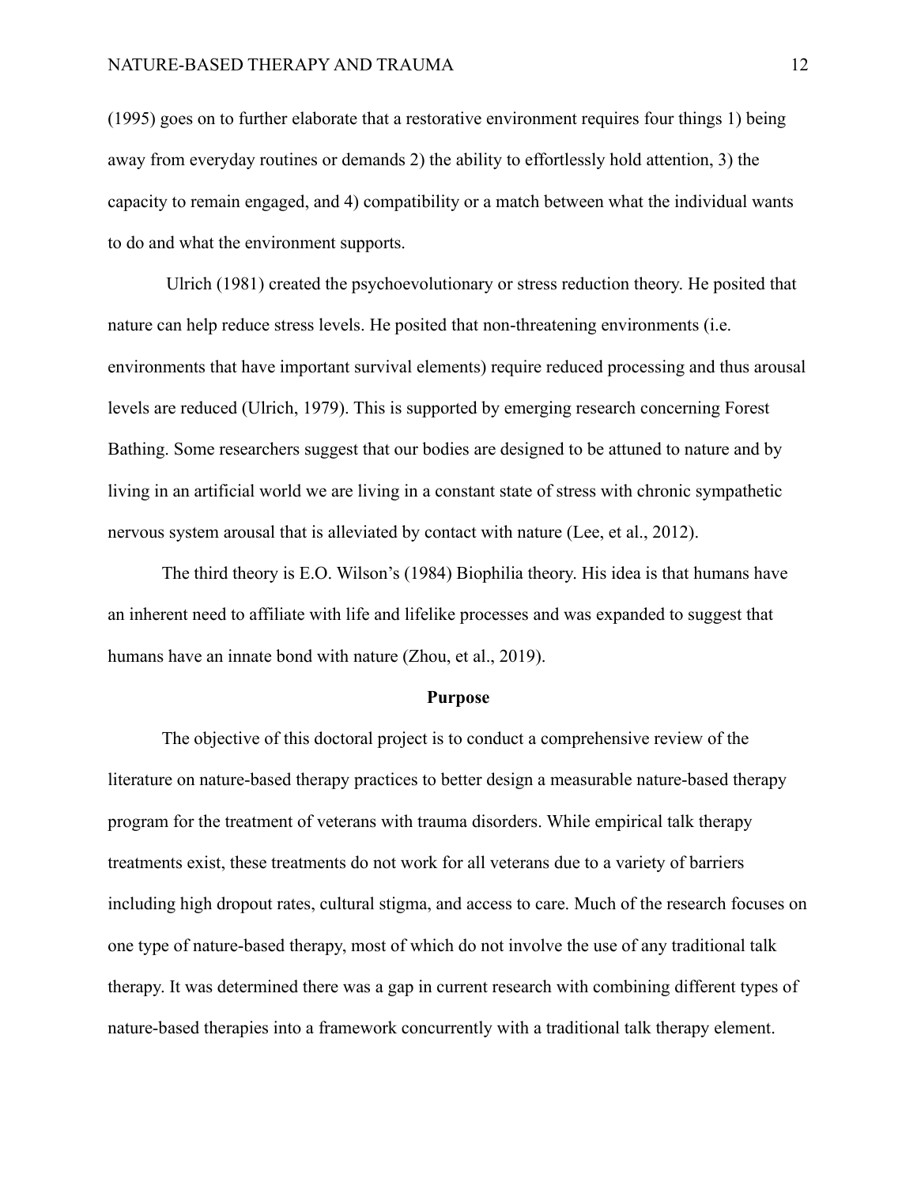(1995) goes on to further elaborate that a restorative environment requires four things 1) being away from everyday routines or demands 2) the ability to effortlessly hold attention, 3) the capacity to remain engaged, and 4) compatibility or a match between what the individual wants to do and what the environment supports.

Ulrich (1981) created the psychoevolutionary or stress reduction theory. He posited that nature can help reduce stress levels. He posited that non-threatening environments (i.e. environments that have important survival elements) require reduced processing and thus arousal levels are reduced (Ulrich, 1979). This is supported by emerging research concerning Forest Bathing. Some researchers suggest that our bodies are designed to be attuned to nature and by living in an artificial world we are living in a constant state of stress with chronic sympathetic nervous system arousal that is alleviated by contact with nature (Lee, et al., 2012).

The third theory is E.O. Wilson's (1984) Biophilia theory. His idea is that humans have an inherent need to affiliate with life and lifelike processes and was expanded to suggest that humans have an innate bond with nature (Zhou, et al., 2019).

## Purpose

The objective of this doctoral project is to conduct a comprehensive review of the literature on nature-based therapy practices to better design a measurable nature-based therapy program for the treatment of veterans with trauma disorders. While empirical talk therapy treatments exist, these treatments do not work for all veterans due to a variety of barriers including high dropout rates, cultural stigma, and access to care. Much of the research focuses on one type of nature-based therapy, most of which do not involve the use of any traditional talk therapy. It was determined there was a gap in current research with combining different types of nature-based therapies into a framework concurrently with a traditional talk therapy element.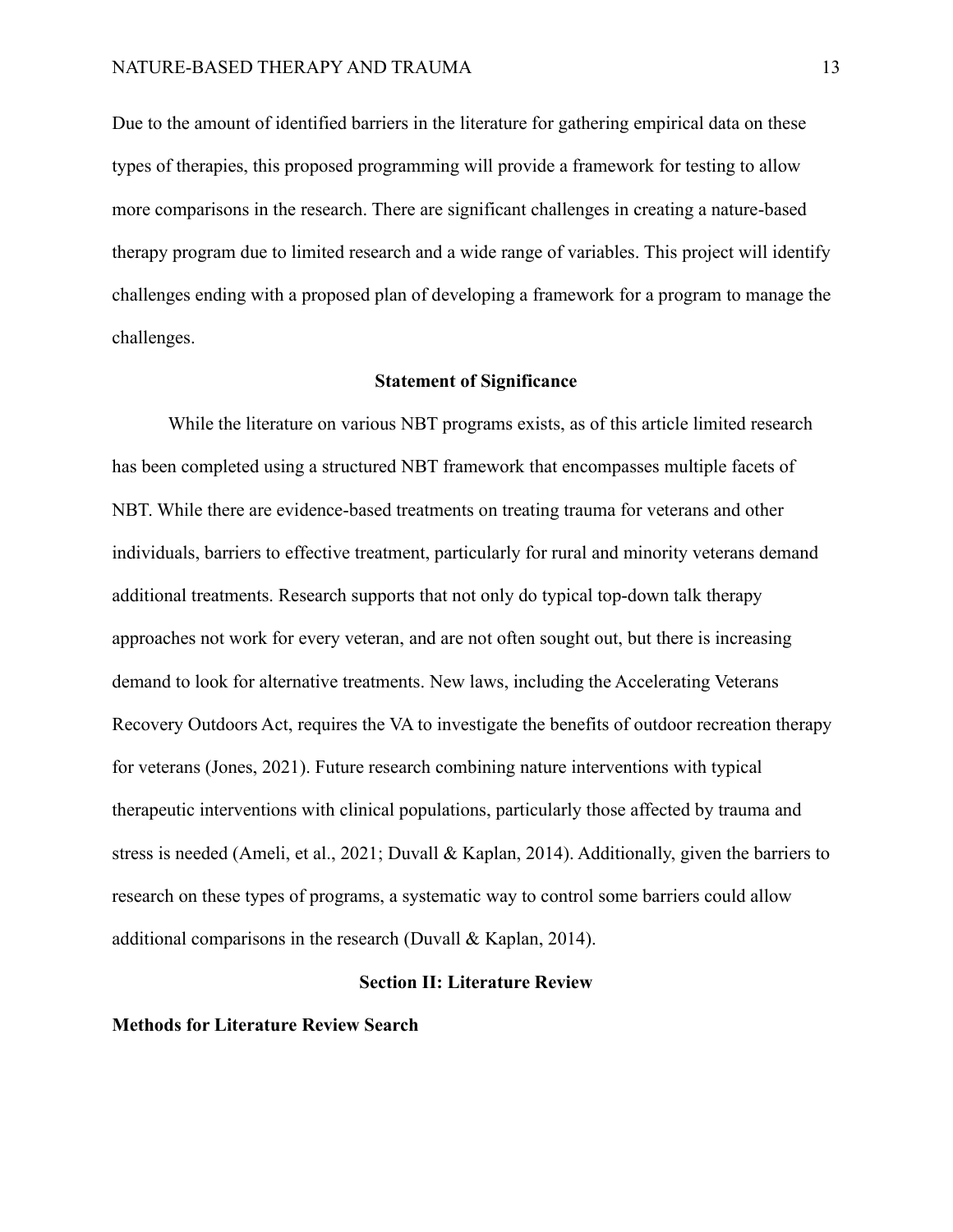Due to the amount of identified barriers in the literature for gathering empirical data on these types of therapies, this proposed programming will provide a framework for testing to allow more comparisons in the research. There are significant challenges in creating a nature-based therapy program due to limited research and a wide range of variables. This project will identify challenges ending with a proposed plan of developing a framework for a program to manage the challenges.

## Statement of Significance

While the literature on various NBT programs exists, as of this article limited research has been completed using a structured NBT framework that encompasses multiple facets of NBT. While there are evidence-based treatments on treating trauma for veterans and other individuals, barriers to effective treatment, particularly for rural and minority veterans demand additional treatments. Research supports that not only do typical top-down talk therapy approaches not work for every veteran, and are not often sought out, but there is increasing demand to look for alternative treatments. New laws, including the Accelerating Veterans Recovery Outdoors Act, requires the VA to investigate the benefits of outdoor recreation therapy for veterans (Jones, 2021). Future research combining nature interventions with typical therapeutic interventions with clinical populations, particularly those affected by trauma and stress is needed (Ameli, et al., 2021; Duvall & Kaplan, 2014). Additionally, given the barriers to research on these types of programs, a systematic way to control some barriers could allow additional comparisons in the research (Duvall & Kaplan, 2014).

## Section II: Literature Review

### Methods for Literature Review Search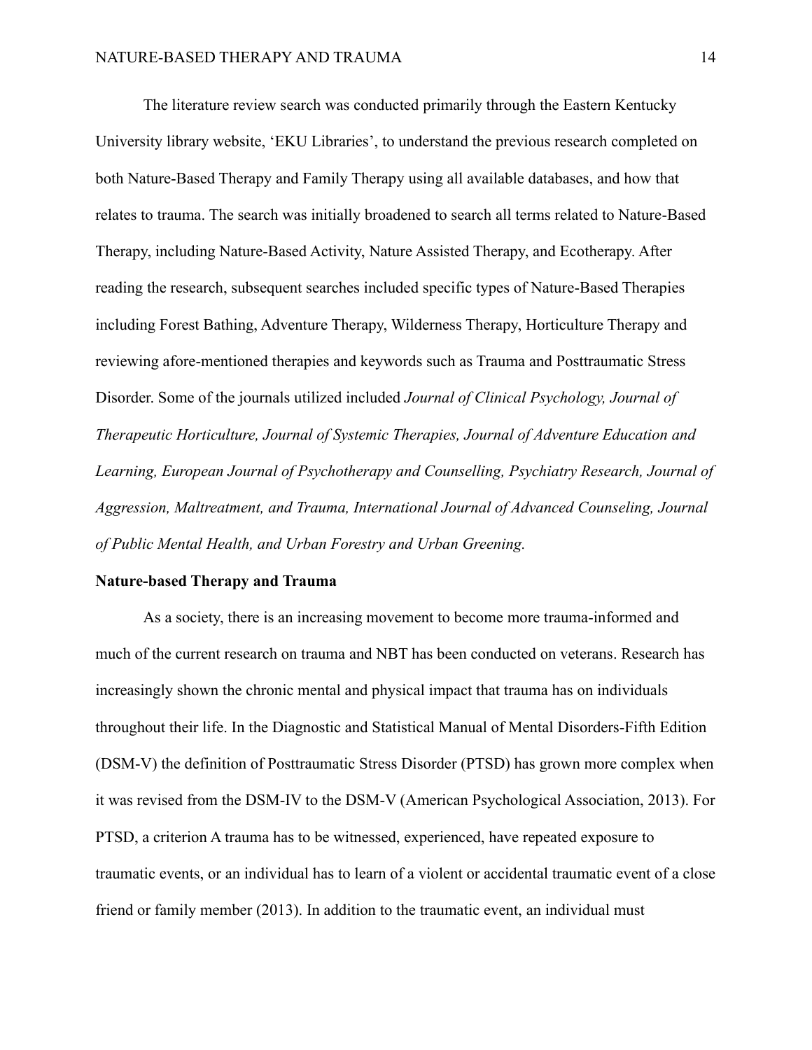The literature review search was conducted primarily through the Eastern Kentucky University library website, 'EKU Libraries', to understand the previous research completed on both Nature-Based Therapy and Family Therapy using all available databases, and how that relates to trauma. The search was initially broadened to search all terms related to Nature-Based Therapy, including Nature-Based Activity, Nature Assisted Therapy, and Ecotherapy. After reading the research, subsequent searches included specific types of Nature-Based Therapies including Forest Bathing, Adventure Therapy, Wilderness Therapy, Horticulture Therapy and reviewing afore-mentioned therapies and keywords such as Trauma and Posttraumatic Stress Disorder. Some of the journals utilized included *Journal of Clinical Psychology, Journal of Therapeutic Horticulture, Journal of Systemic Therapies, Journal of Adventure Education and Learning, European Journal of Psychotherapy and Counselling, Psychiatry Research, Journal of Aggression, Maltreatment, and Trauma, International Journal of Advanced Counseling, Journal of Public Mental Health, and Urban Forestry and Urban Greening.*

**Nature-based Therapy and Trauma**

As a society, there is an increasing movement to become more trauma-informed and much of the current research on trauma and NBT has been conducted on veterans. Research has increasingly shown the chronic mental and physical impact that trauma has on individuals throughout their life. In the Diagnostic and Statistical Manual of Mental Disorders-Fifth Edition (DSM-V) the definition of Posttraumatic Stress Disorder (PTSD) has grown more complex when it was revised from the DSM-IV to the DSM-V (American Psychological Association, 2013). For PTSD, a criterion A trauma has to be witnessed, experienced, have repeated exposure to traumatic events, or an individual has to learn of a violent or accidental traumatic event of a close friend or family member (2013). In addition to the traumatic event, an individual must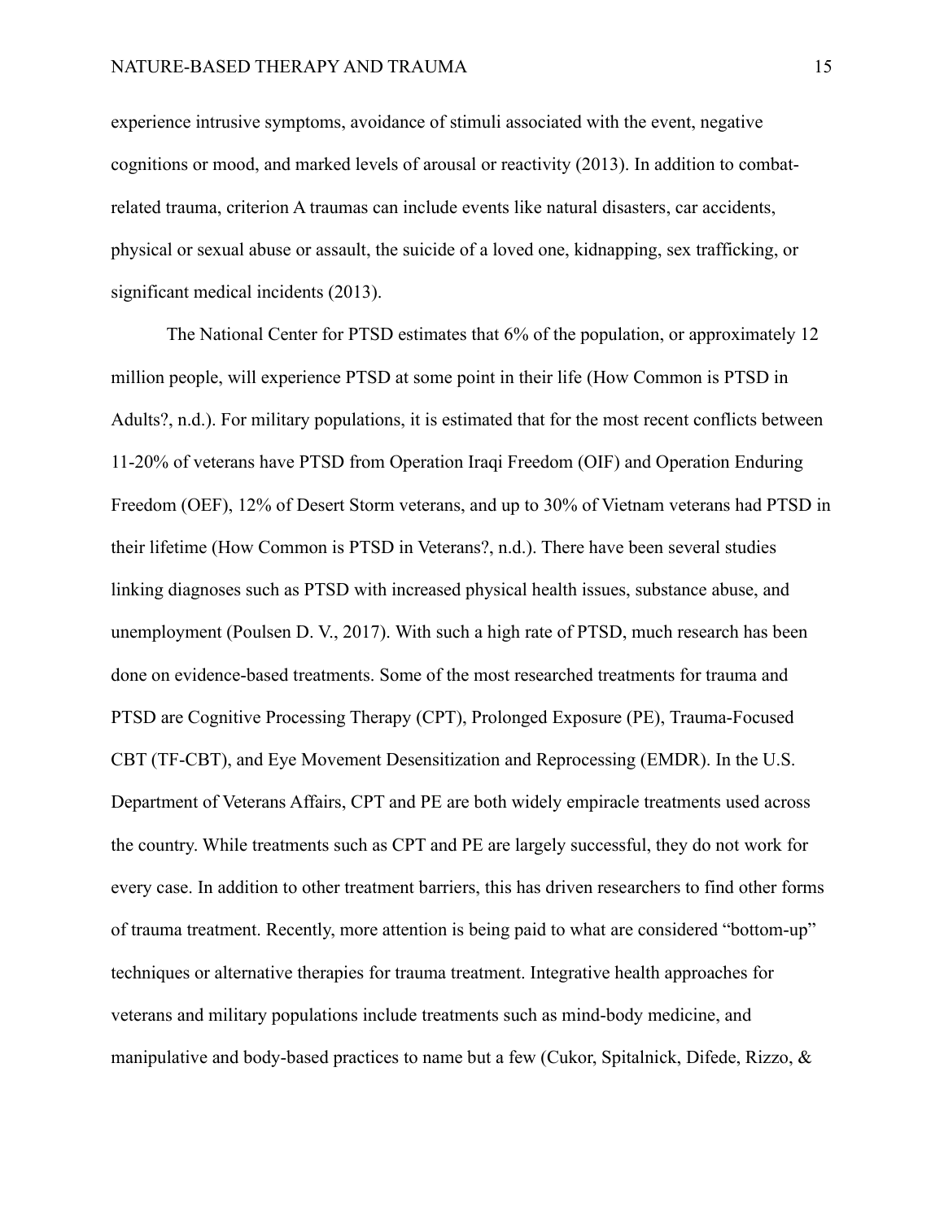experience intrusive symptoms, avoidance of stimuli associated with the event, negative cognitions or mood, and marked levels of arousal or reactivity (2013). In addition to combat-related trauma, criterion A traumas can include events like natural disasters, car accidents, physical or sexual abuse or assault, the suicide of a loved one, kidnapping, sex trafficking, or significant medical incidents (2013).

The National Center for PTSD estimates that 6% of the population, or approximately 12 million people, will experience PTSD at some point in their life (How Common is PTSD in Adults?, n.d.). For military populations, it is estimated that for the most recent conflicts between 11-20% of veterans have PTSD from Operation Iraqi Freedom (OIF) and Operation Enduring Freedom (OEF), 12% of Desert Storm veterans, and up to 30% of Vietnam veterans had PTSD in their lifetime (How Common is PTSD in Veterans?, n.d.). There have been several studies linking diagnoses such as PTSD with increased physical health issues, substance abuse, and unemployment (Poulsen D. V., 2017). With such a high rate of PTSD, much research has been done on evidence-based treatments. Some of the most researched treatments for trauma and PTSD are Cognitive Processing Therapy (CPT), Prolonged Exposure (PE), Trauma-Focused CBT (TF-CBT), and Eye Movement Desensitization and Reprocessing (EMDR). In the U.S. Department of Veterans Affairs, CPT and PE are both widely empiracle treatments used across the country. While treatments such as CPT and PE are largely successful, they do not work for every case. In addition to other treatment barriers, this has driven researchers to find other forms of trauma treatment. Recently, more attention is being paid to what are considered "bottom-up" techniques or alternative therapies for trauma treatment. Integrative health approaches for veterans and military populations include treatments such as mind-body medicine, and manipulative and body-based practices to name but a few (Cukor, Spitalnick, Difede, Rizzo, &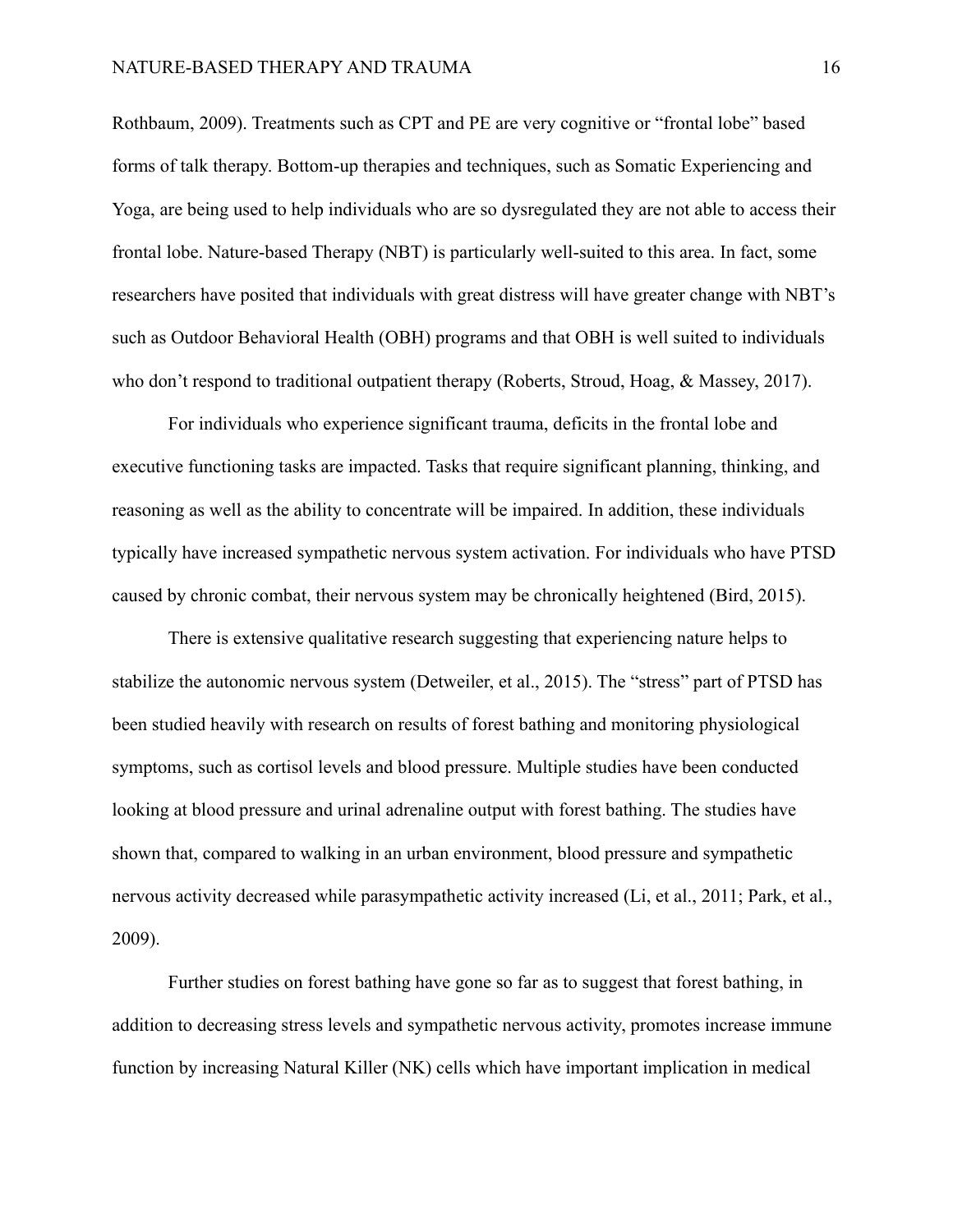Rothbaum, 2009). Treatments such as CPT and PE are very cognitive or "frontal lobe" based forms of talk therapy. Bottom-up therapies and techniques, such as Somatic Experiencing and Yoga, are being used to help individuals who are so dysregulated they are not able to access their frontal lobe. Nature-based Therapy (NBT) is particularly well-suited to this area. In fact, some researchers have posited that individuals with great distress will have greater change with NBT's such as Outdoor Behavioral Health (OBH) programs and that OBH is well suited to individuals who don't respond to traditional outpatient therapy (Roberts, Stroud, Hoag, & Massey, 2017).

For individuals who experience significant trauma, deficits in the frontal lobe and executive functioning tasks are impacted. Tasks that require significant planning, thinking, and reasoning as well as the ability to concentrate will be impaired. In addition, these individuals typically have increased sympathetic nervous system activation. For individuals who have PTSD caused by chronic combat, their nervous system may be chronically heightened (Bird, 2015).

There is extensive qualitative research suggesting that experiencing nature helps to stabilize the autonomic nervous system (Detweiler, et al., 2015). The "stress" part of PTSD has been studied heavily with research on results of forest bathing and monitoring physiological symptoms, such as cortisol levels and blood pressure. Multiple studies have been conducted looking at blood pressure and urinal adrenaline output with forest bathing. The studies have shown that, compared to walking in an urban environment, blood pressure and sympathetic nervous activity decreased while parasympathetic activity increased (Li, et al., 2011; Park, et al., 2009).

Further studies on forest bathing have gone so far as to suggest that forest bathing, in addition to decreasing stress levels and sympathetic nervous activity, promotes increase immune function by increasing Natural Killer (NK) cells which have important implication in medical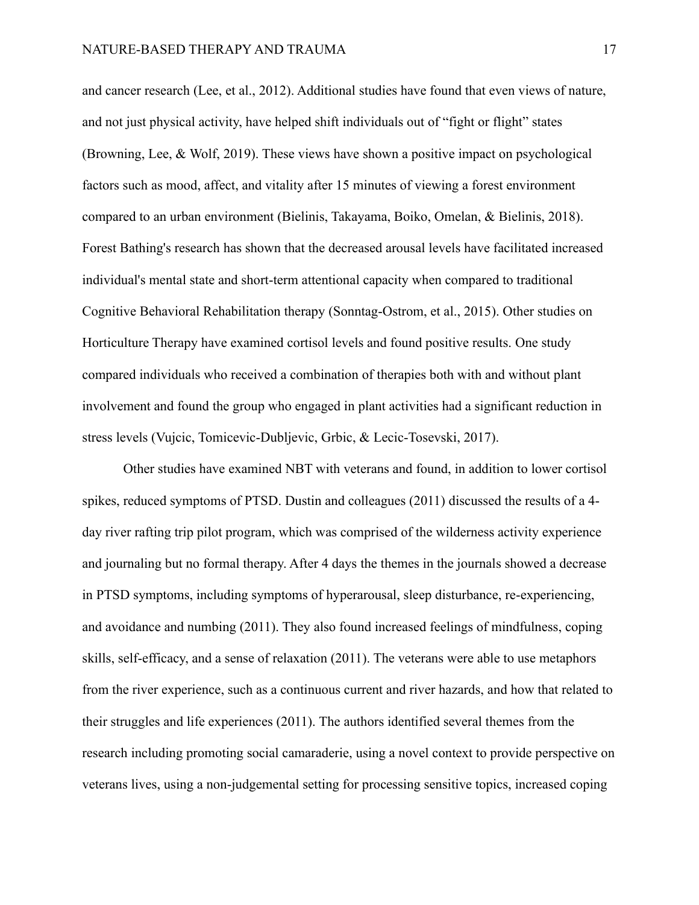and cancer research (Lee, et al., 2012). Additional studies have found that even views of nature, and not just physical activity, have helped shift individuals out of "fight or flight" states (Browning, Lee, & Wolf, 2019). These views have shown a positive impact on psychological factors such as mood, affect, and vitality after 15 minutes of viewing a forest environment compared to an urban environment (Bielinis, Takayama, Boiko, Omelan, & Bielinis, 2018). Forest Bathing's research has shown that the decreased arousal levels have facilitated increased individual's mental state and short-term attentional capacity when compared to traditional Cognitive Behavioral Rehabilitation therapy (Sonntag-Ostrom, et al., 2015). Other studies on Horticulture Therapy have examined cortisol levels and found positive results. One study compared individuals who received a combination of therapies both with and without plant involvement and found the group who engaged in plant activities had a significant reduction in stress levels (Vujcic, Tomicevic-Dubljevic, Grbic, & Lecic-Tosevski, 2017).

Other studies have examined NBT with veterans and found, in addition to lower cortisol spikes, reduced symptoms of PTSD. Dustin and colleagues (2011) discussed the results of a 4-day river rafting trip pilot program, which was comprised of the wilderness activity experience and journaling but no formal therapy. After 4 days the themes in the journals showed a decrease in PTSD symptoms, including symptoms of hyperarousal, sleep disturbance, re-experiencing, and avoidance and numbing (2011). They also found increased feelings of mindfulness, coping skills, self-efficacy, and a sense of relaxation (2011). The veterans were able to use metaphors from the river experience, such as a continuous current and river hazards, and how that related to their struggles and life experiences (2011). The authors identified several themes from the research including promoting social camaraderie, using a novel context to provide perspective on veterans lives, using a non-judgemental setting for processing sensitive topics, increased coping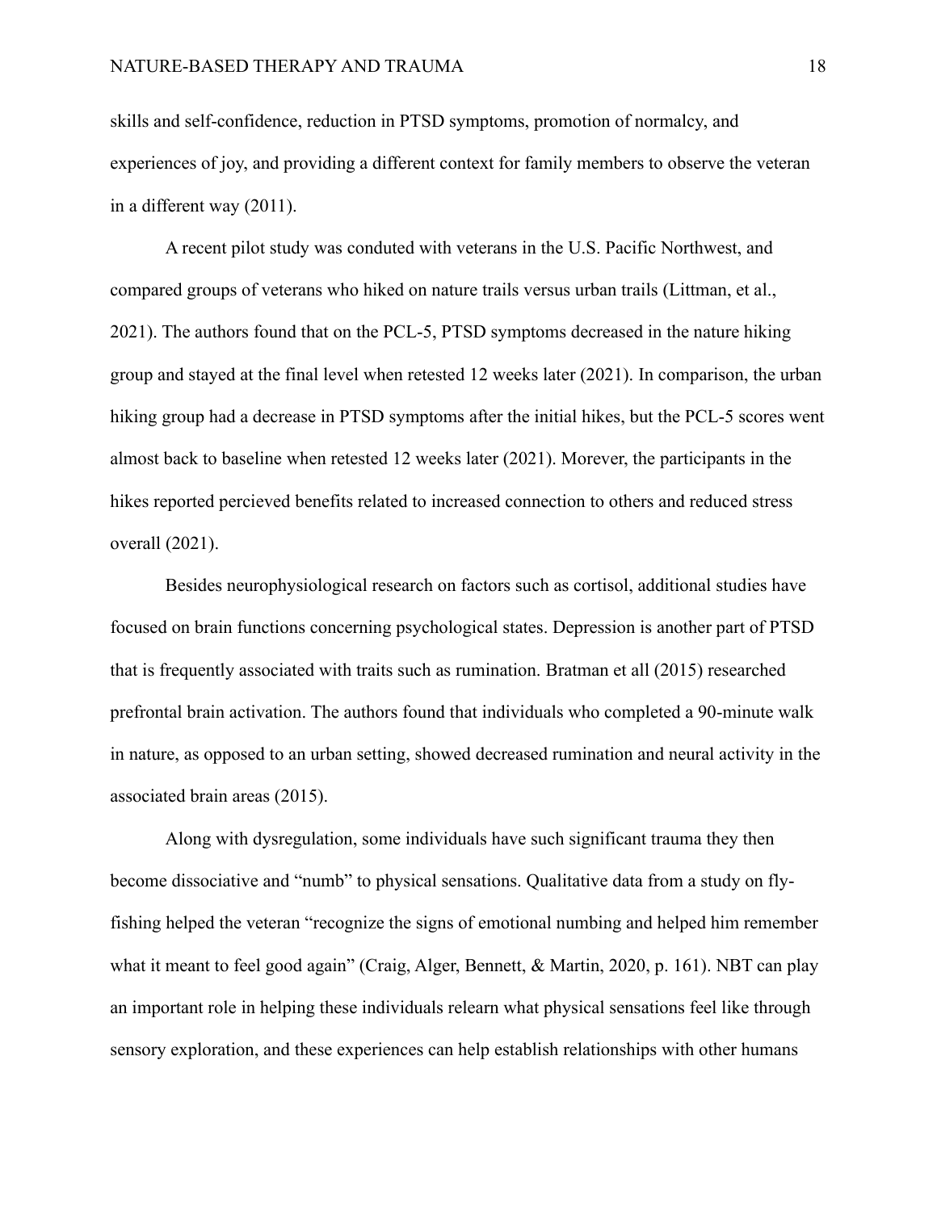skills and self-confidence, reduction in PTSD symptoms, promotion of normalcy, and experiences of joy, and providing a different context for family members to observe the veteran in a different way (2011).

A recent pilot study was conduted with veterans in the U.S. Pacific Northwest, and compared groups of veterans who hiked on nature trails versus urban trails (Littman, et al., 2021). The authors found that on the PCL-5, PTSD symptoms decreased in the nature hiking group and stayed at the final level when retested 12 weeks later (2021). In comparison, the urban hiking group had a decrease in PTSD symptoms after the initial hikes, but the PCL-5 scores went almost back to baseline when retested 12 weeks later (2021). Morever, the participants in the hikes reported percieved benefits related to increased connection to others and reduced stress overall (2021).

Besides neurophysiological research on factors such as cortisol, additional studies have focused on brain functions concerning psychological states. Depression is another part of PTSD that is frequently associated with traits such as rumination. Bratman et all (2015) researched prefrontal brain activation. The authors found that individuals who completed a 90-minute walk in nature, as opposed to an urban setting, showed decreased rumination and neural activity in the associated brain areas (2015).

Along with dysregulation, some individuals have such significant trauma they then become dissociative and "numb" to physical sensations. Qualitative data from a study on fly-fishing helped the veteran "recognize the signs of emotional numbing and helped him remember what it meant to feel good again" (Craig, Alger, Bennett, & Martin, 2020, p. 161). NBT can play an important role in helping these individuals relearn what physical sensations feel like through sensory exploration, and these experiences can help establish relationships with other humans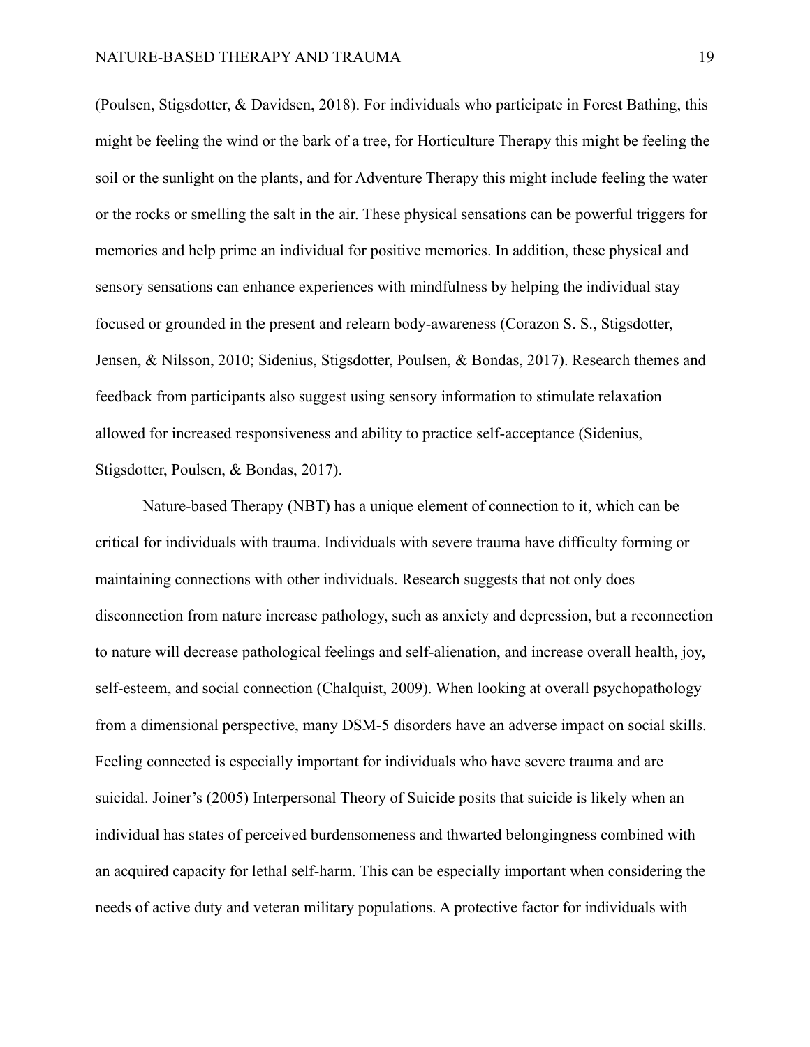(Poulsen, Stigsdotter, & Davidsen, 2018). For individuals who participate in Forest Bathing, this might be feeling the wind or the bark of a tree, for Horticulture Therapy this might be feeling the soil or the sunlight on the plants, and for Adventure Therapy this might include feeling the water or the rocks or smelling the salt in the air. These physical sensations can be powerful triggers for memories and help prime an individual for positive memories. In addition, these physical and sensory sensations can enhance experiences with mindfulness by helping the individual stay focused or grounded in the present and relearn body-awareness (Corazon S. S., Stigsdotter, Jensen, & Nilsson, 2010; Sidenius, Stigsdotter, Poulsen, & Bondas, 2017). Research themes and feedback from participants also suggest using sensory information to stimulate relaxation allowed for increased responsiveness and ability to practice self-acceptance (Sidenius, Stigsdotter, Poulsen, & Bondas, 2017).

Nature-based Therapy (NBT) has a unique element of connection to it, which can be critical for individuals with trauma. Individuals with severe trauma have difficulty forming or maintaining connections with other individuals. Research suggests that not only does disconnection from nature increase pathology, such as anxiety and depression, but a reconnection to nature will decrease pathological feelings and self-alienation, and increase overall health, joy, self-esteem, and social connection (Chalquist, 2009). When looking at overall psychopathology from a dimensional perspective, many DSM-5 disorders have an adverse impact on social skills. Feeling connected is especially important for individuals who have severe trauma and are suicidal. Joiner's (2005) Interpersonal Theory of Suicide posits that suicide is likely when an individual has states of perceived burdensomeness and thwarted belongingness combined with an acquired capacity for lethal self-harm. This can be especially important when considering the needs of active duty and veteran military populations. A protective factor for individuals with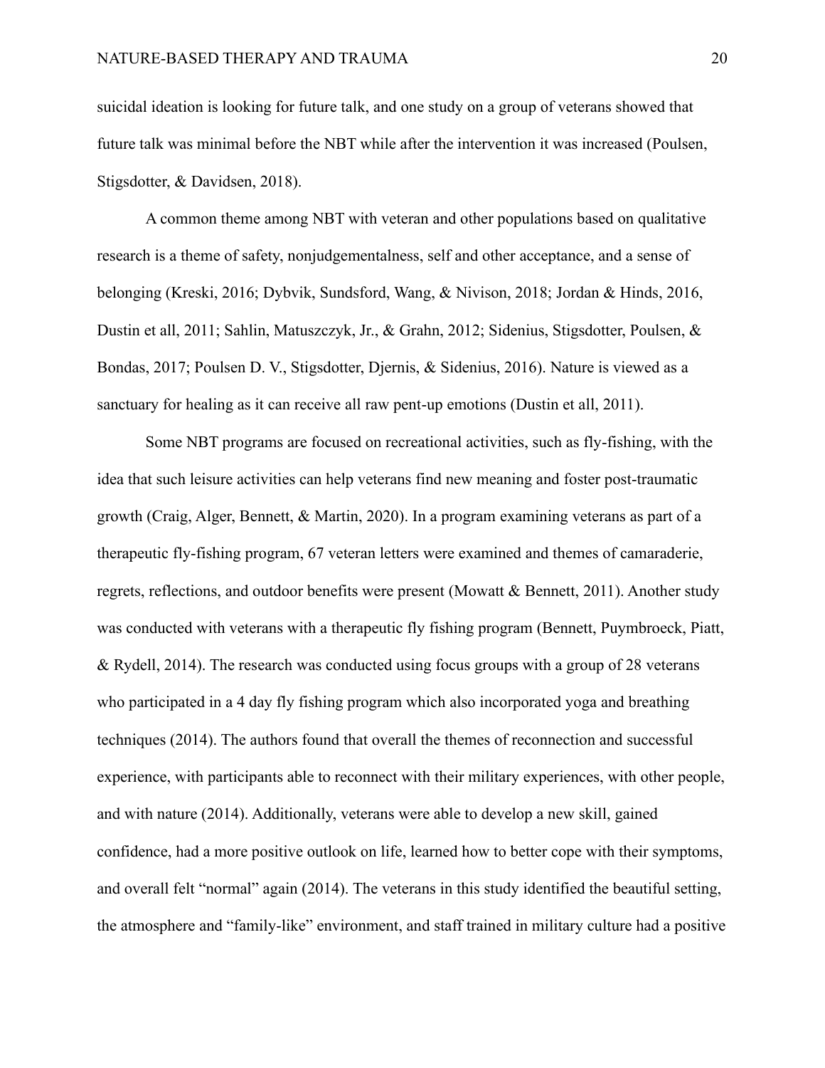suicidal ideation is looking for future talk, and one study on a group of veterans showed that future talk was minimal before the NBT while after the intervention it was increased (Poulsen, Stigsdotter, & Davidsen, 2018).

A common theme among NBT with veteran and other populations based on qualitative research is a theme of safety, nonjudgementalness, self and other acceptance, and a sense of belonging (Kreski, 2016; Dybvik, Sundsford, Wang, & Nivison, 2018; Jordan & Hinds, 2016, Dustin et all, 2011; Sahlin, Matuszczyk, Jr., & Grahn, 2012; Sidenius, Stigsdotter, Poulsen, & Bondas, 2017; Poulsen D. V., Stigsdotter, Djernis, & Sidenius, 2016). Nature is viewed as a sanctuary for healing as it can receive all raw pent-up emotions (Dustin et all, 2011).

Some NBT programs are focused on recreational activities, such as fly-fishing, with the idea that such leisure activities can help veterans find new meaning and foster post-traumatic growth (Craig, Alger, Bennett, & Martin, 2020). In a program examining veterans as part of a therapeutic fly-fishing program, 67 veteran letters were examined and themes of camaraderie, regrets, reflections, and outdoor benefits were present (Mowatt & Bennett, 2011). Another study was conducted with veterans with a therapeutic fly fishing program (Bennett, Puymbroeck, Piatt, & Rydell, 2014). The research was conducted using focus groups with a group of 28 veterans who participated in a 4 day fly fishing program which also incorporated yoga and breathing techniques (2014). The authors found that overall the themes of reconnection and successful experience, with participants able to reconnect with their military experiences, with other people, and with nature (2014). Additionally, veterans were able to develop a new skill, gained confidence, had a more positive outlook on life, learned how to better cope with their symptoms, and overall felt "normal" again (2014). The veterans in this study identified the beautiful setting, the atmosphere and "family-like" environment, and staff trained in military culture had a positive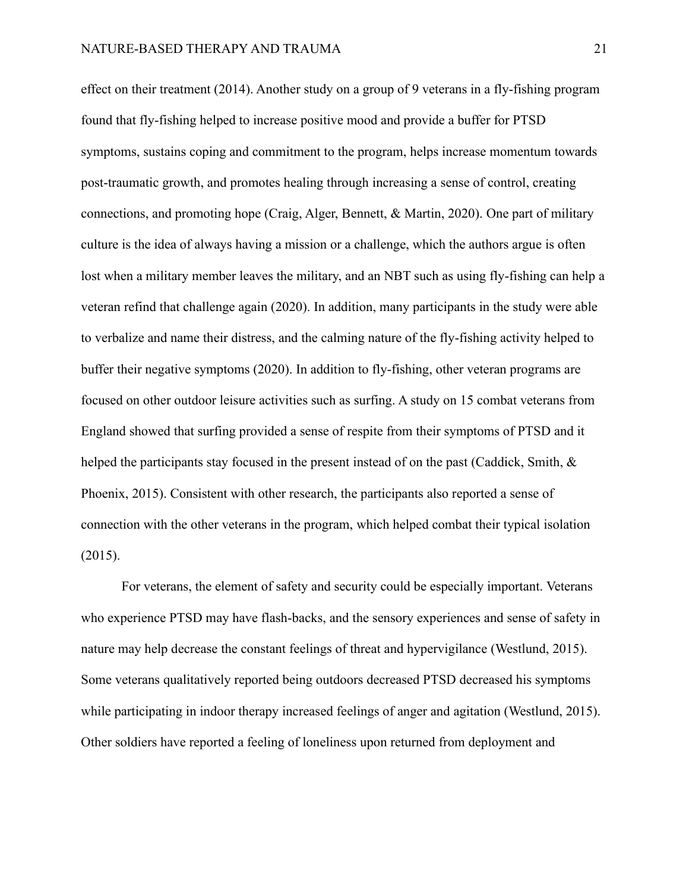effect on their treatment (2014). Another study on a group of 9 veterans in a fly-fishing program found that fly-fishing helped to increase positive mood and provide a buffer for PTSD symptoms, sustains coping and commitment to the program, helps increase momentum towards post-traumatic growth, and promotes healing through increasing a sense of control, creating connections, and promoting hope (Craig, Alger, Bennett, & Martin, 2020). One part of military culture is the idea of always having a mission or a challenge, which the authors argue is often lost when a military member leaves the military, and an NBT such as using fly-fishing can help a veteran refind that challenge again (2020). In addition, many participants in the study were able to verbalize and name their distress, and the calming nature of the fly-fishing activity helped to buffer their negative symptoms (2020). In addition to fly-fishing, other veteran programs are focused on other outdoor leisure activities such as surfing. A study on 15 combat veterans from England showed that surfing provided a sense of respite from their symptoms of PTSD and it helped the participants stay focused in the present instead of on the past (Caddick, Smith, & Phoenix, 2015). Consistent with other research, the participants also reported a sense of connection with the other veterans in the program, which helped combat their typical isolation (2015).

For veterans, the element of safety and security could be especially important. Veterans who experience PTSD may have flash-backs, and the sensory experiences and sense of safety in nature may help decrease the constant feelings of threat and hypervigilance (Westlund, 2015). Some veterans qualitatively reported being outdoors decreased PTSD decreased his symptoms while participating in indoor therapy increased feelings of anger and agitation (Westlund, 2015). Other soldiers have reported a feeling of loneliness upon returned from deployment and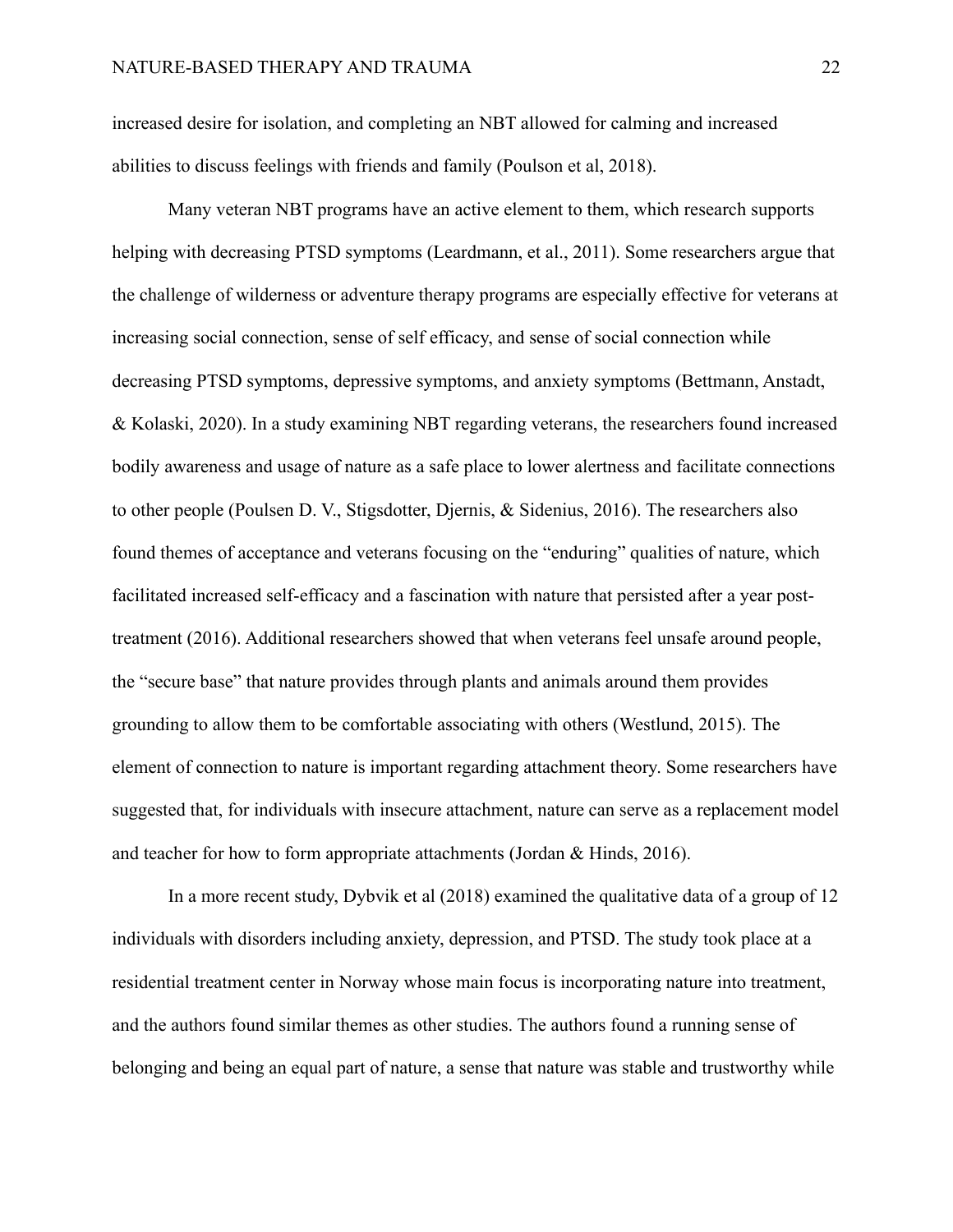increased desire for isolation, and completing an NBT allowed for calming and increased abilities to discuss feelings with friends and family (Poulson et al, 2018).

Many veteran NBT programs have an active element to them, which research supports helping with decreasing PTSD symptoms (Leardmann, et al., 2011). Some researchers argue that the challenge of wilderness or adventure therapy programs are especially effective for veterans at increasing social connection, sense of self efficacy, and sense of social connection while decreasing PTSD symptoms, depressive symptoms, and anxiety symptoms (Bettmann, Anstadt, & Kolaski, 2020). In a study examining NBT regarding veterans, the researchers found increased bodily awareness and usage of nature as a safe place to lower alertness and facilitate connections to other people (Poulsen D. V., Stigsdotter, Djernis, & Sidenius, 2016). The researchers also found themes of acceptance and veterans focusing on the "enduring" qualities of nature, which facilitated increased self-efficacy and a fascination with nature that persisted after a year post-treatment (2016). Additional researchers showed that when veterans feel unsafe around people, the "secure base" that nature provides through plants and animals around them provides grounding to allow them to be comfortable associating with others (Westlund, 2015). The element of connection to nature is important regarding attachment theory. Some researchers have suggested that, for individuals with insecure attachment, nature can serve as a replacement model and teacher for how to form appropriate attachments (Jordan & Hinds, 2016).

In a more recent study, Dybvik et al (2018) examined the qualitative data of a group of 12 individuals with disorders including anxiety, depression, and PTSD. The study took place at a residential treatment center in Norway whose main focus is incorporating nature into treatment, and the authors found similar themes as other studies. The authors found a running sense of belonging and being an equal part of nature, a sense that nature was stable and trustworthy while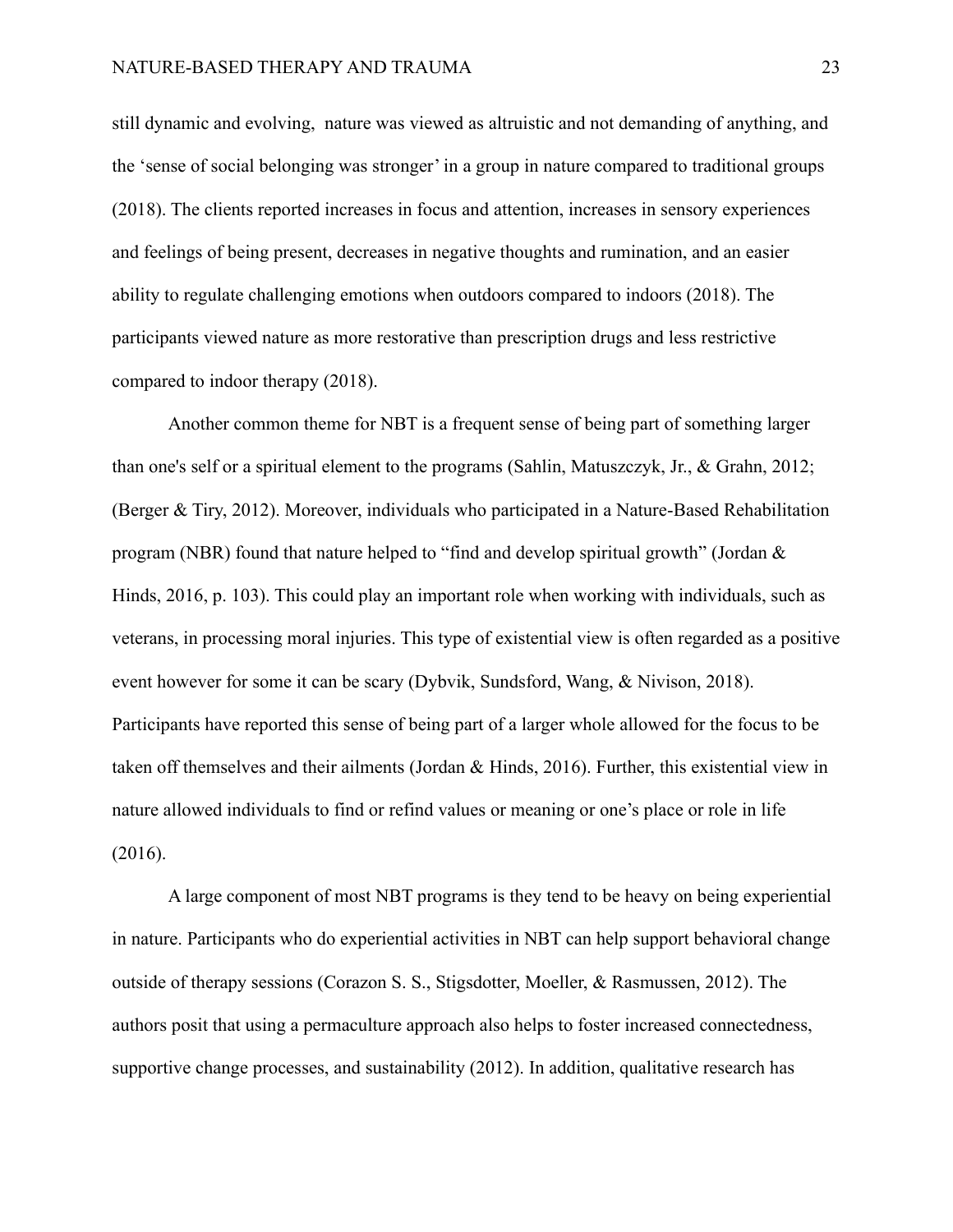still dynamic and evolving,  nature was viewed as altruistic and not demanding of anything, and the 'sense of social belonging was stronger' in a group in nature compared to traditional groups (2018). The clients reported increases in focus and attention, increases in sensory experiences and feelings of being present, decreases in negative thoughts and rumination, and an easier ability to regulate challenging emotions when outdoors compared to indoors (2018). The participants viewed nature as more restorative than prescription drugs and less restrictive compared to indoor therapy (2018).

Another common theme for NBT is a frequent sense of being part of something larger than one's self or a spiritual element to the programs (Sahlin, Matuszczyk, Jr., & Grahn, 2012; (Berger & Tiry, 2012). Moreover, individuals who participated in a Nature-Based Rehabilitation program (NBR) found that nature helped to "find and develop spiritual growth" (Jordan & Hinds, 2016, p. 103). This could play an important role when working with individuals, such as veterans, in processing moral injuries. This type of existential view is often regarded as a positive event however for some it can be scary (Dybvik, Sundsford, Wang, & Nivison, 2018). Participants have reported this sense of being part of a larger whole allowed for the focus to be taken off themselves and their ailments (Jordan & Hinds, 2016). Further, this existential view in nature allowed individuals to find or refind values or meaning or one's place or role in life (2016).

A large component of most NBT programs is they tend to be heavy on being experiential in nature. Participants who do experiential activities in NBT can help support behavioral change outside of therapy sessions (Corazon S. S., Stigsdotter, Moeller, & Rasmussen, 2012). The authors posit that using a permaculture approach also helps to foster increased connectedness, supportive change processes, and sustainability (2012). In addition, qualitative research has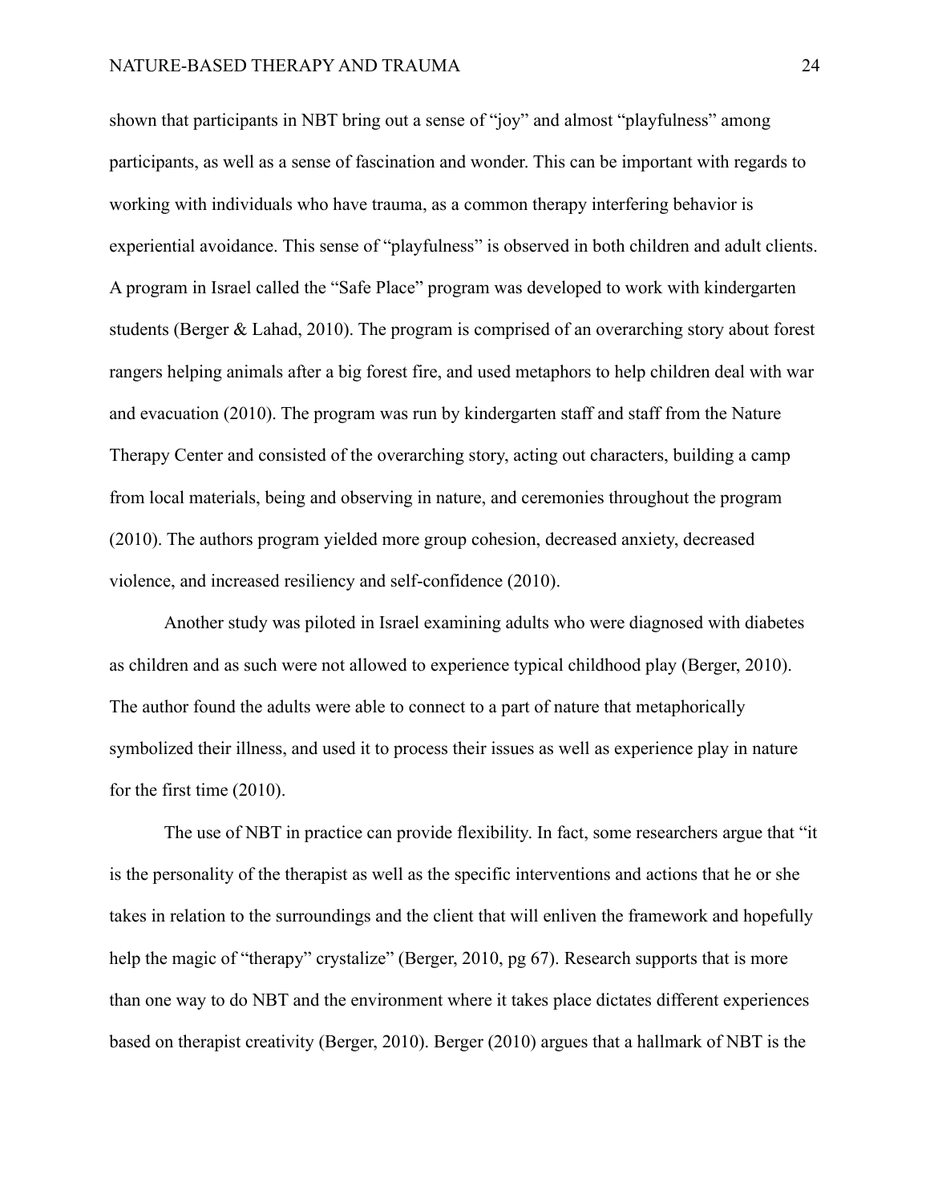shown that participants in NBT bring out a sense of "joy" and almost "playfulness" among participants, as well as a sense of fascination and wonder. This can be important with regards to working with individuals who have trauma, as a common therapy interfering behavior is experiential avoidance. This sense of "playfulness" is observed in both children and adult clients. A program in Israel called the "Safe Place" program was developed to work with kindergarten students (Berger & Lahad, 2010). The program is comprised of an overarching story about forest rangers helping animals after a big forest fire, and used metaphors to help children deal with war and evacuation (2010). The program was run by kindergarten staff and staff from the Nature Therapy Center and consisted of the overarching story, acting out characters, building a camp from local materials, being and observing in nature, and ceremonies throughout the program (2010). The authors program yielded more group cohesion, decreased anxiety, decreased violence, and increased resiliency and self-confidence (2010).

Another study was piloted in Israel examining adults who were diagnosed with diabetes as children and as such were not allowed to experience typical childhood play (Berger, 2010). The author found the adults were able to connect to a part of nature that metaphorically symbolized their illness, and used it to process their issues as well as experience play in nature for the first time (2010).

The use of NBT in practice can provide flexibility. In fact, some researchers argue that "it is the personality of the therapist as well as the specific interventions and actions that he or she takes in relation to the surroundings and the client that will enliven the framework and hopefully help the magic of "therapy" crystalize" (Berger, 2010, pg 67). Research supports that is more than one way to do NBT and the environment where it takes place dictates different experiences based on therapist creativity (Berger, 2010). Berger (2010) argues that a hallmark of NBT is the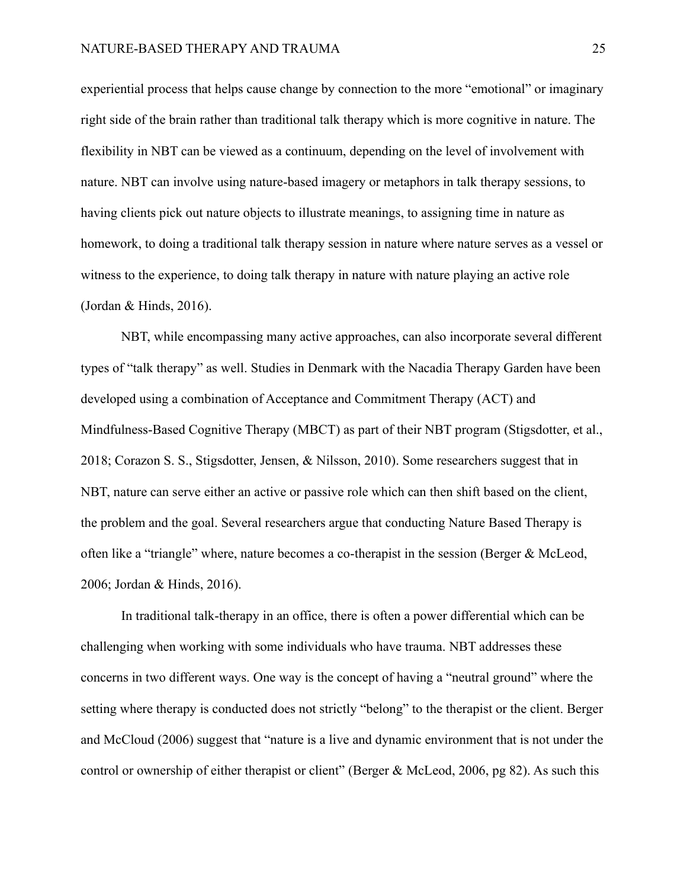experiential process that helps cause change by connection to the more "emotional" or imaginary right side of the brain rather than traditional talk therapy which is more cognitive in nature. The flexibility in NBT can be viewed as a continuum, depending on the level of involvement with nature. NBT can involve using nature-based imagery or metaphors in talk therapy sessions, to having clients pick out nature objects to illustrate meanings, to assigning time in nature as homework, to doing a traditional talk therapy session in nature where nature serves as a vessel or witness to the experience, to doing talk therapy in nature with nature playing an active role (Jordan & Hinds, 2016).

NBT, while encompassing many active approaches, can also incorporate several different types of "talk therapy" as well. Studies in Denmark with the Nacadia Therapy Garden have been developed using a combination of Acceptance and Commitment Therapy (ACT) and Mindfulness-Based Cognitive Therapy (MBCT) as part of their NBT program (Stigsdotter, et al., 2018; Corazon S. S., Stigsdotter, Jensen, & Nilsson, 2010). Some researchers suggest that in NBT, nature can serve either an active or passive role which can then shift based on the client, the problem and the goal. Several researchers argue that conducting Nature Based Therapy is often like a "triangle" where, nature becomes a co-therapist in the session (Berger & McLeod, 2006; Jordan & Hinds, 2016).

In traditional talk-therapy in an office, there is often a power differential which can be challenging when working with some individuals who have trauma. NBT addresses these concerns in two different ways. One way is the concept of having a "neutral ground" where the setting where therapy is conducted does not strictly "belong" to the therapist or the client. Berger and McCloud (2006) suggest that "nature is a live and dynamic environment that is not under the control or ownership of either therapist or client" (Berger & McLeod, 2006, pg 82). As such this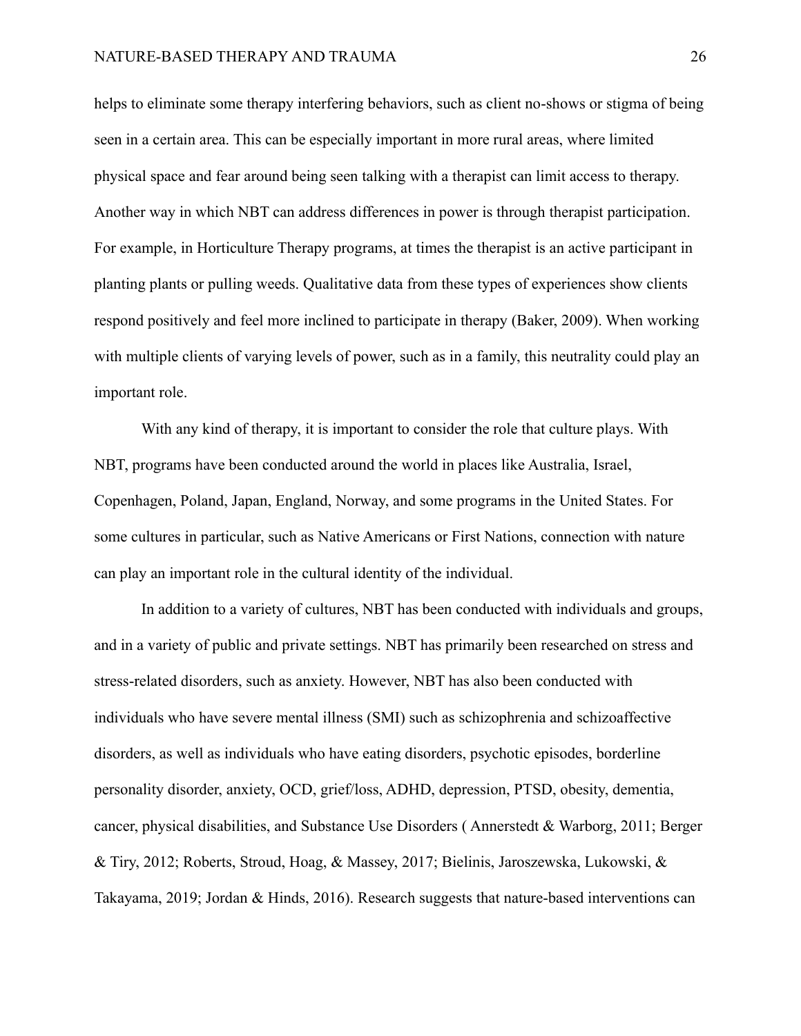helps to eliminate some therapy interfering behaviors, such as client no-shows or stigma of being seen in a certain area. This can be especially important in more rural areas, where limited physical space and fear around being seen talking with a therapist can limit access to therapy. Another way in which NBT can address differences in power is through therapist participation. For example, in Horticulture Therapy programs, at times the therapist is an active participant in planting plants or pulling weeds. Qualitative data from these types of experiences show clients respond positively and feel more inclined to participate in therapy (Baker, 2009). When working with multiple clients of varying levels of power, such as in a family, this neutrality could play an important role.

With any kind of therapy, it is important to consider the role that culture plays. With NBT, programs have been conducted around the world in places like Australia, Israel, Copenhagen, Poland, Japan, England, Norway, and some programs in the United States. For some cultures in particular, such as Native Americans or First Nations, connection with nature can play an important role in the cultural identity of the individual.

In addition to a variety of cultures, NBT has been conducted with individuals and groups, and in a variety of public and private settings. NBT has primarily been researched on stress and stress-related disorders, such as anxiety. However, NBT has also been conducted with individuals who have severe mental illness (SMI) such as schizophrenia and schizoaffective disorders, as well as individuals who have eating disorders, psychotic episodes, borderline personality disorder, anxiety, OCD, grief/loss, ADHD, depression, PTSD, obesity, dementia, cancer, physical disabilities, and Substance Use Disorders ( Annerstedt & Warborg, 2011; Berger & Tiry, 2012; Roberts, Stroud, Hoag, & Massey, 2017; Bielinis, Jaroszewska, Lukowski, & Takayama, 2019; Jordan & Hinds, 2016). Research suggests that nature-based interventions can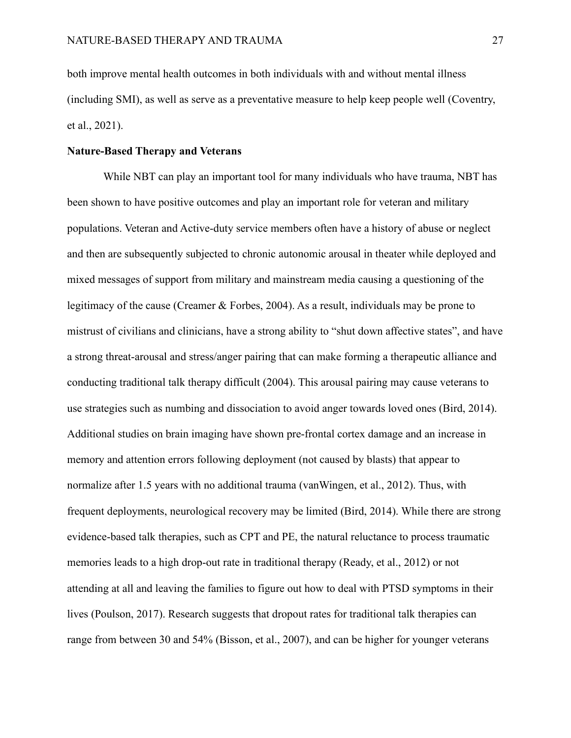both improve mental health outcomes in both individuals with and without mental illness (including SMI), as well as serve as a preventative measure to help keep people well (Coventry, et al., 2021).

**Nature-Based Therapy and Veterans**

While NBT can play an important tool for many individuals who have trauma, NBT has been shown to have positive outcomes and play an important role for veteran and military populations. Veteran and Active-duty service members often have a history of abuse or neglect and then are subsequently subjected to chronic autonomic arousal in theater while deployed and mixed messages of support from military and mainstream media causing a questioning of the legitimacy of the cause (Creamer & Forbes, 2004). As a result, individuals may be prone to mistrust of civilians and clinicians, have a strong ability to "shut down affective states", and have a strong threat-arousal and stress/anger pairing that can make forming a therapeutic alliance and conducting traditional talk therapy difficult (2004). This arousal pairing may cause veterans to use strategies such as numbing and dissociation to avoid anger towards loved ones (Bird, 2014). Additional studies on brain imaging have shown pre-frontal cortex damage and an increase in memory and attention errors following deployment (not caused by blasts) that appear to normalize after 1.5 years with no additional trauma (vanWingen, et al., 2012). Thus, with frequent deployments, neurological recovery may be limited (Bird, 2014). While there are strong evidence-based talk therapies, such as CPT and PE, the natural reluctance to process traumatic memories leads to a high drop-out rate in traditional therapy (Ready, et al., 2012) or not attending at all and leaving the families to figure out how to deal with PTSD symptoms in their lives (Poulson, 2017). Research suggests that dropout rates for traditional talk therapies can range from between 30 and 54% (Bisson, et al., 2007), and can be higher for younger veterans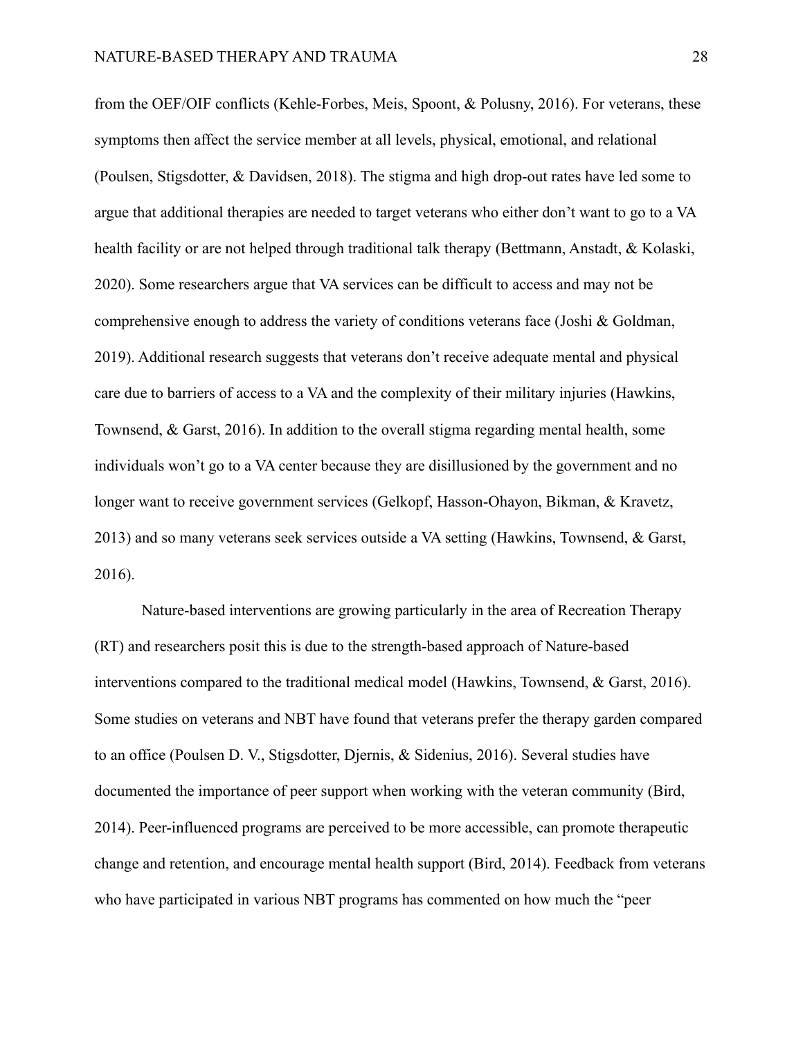from the OEF/OIF conflicts (Kehle-Forbes, Meis, Spoont, & Polusny, 2016). For veterans, these symptoms then affect the service member at all levels, physical, emotional, and relational (Poulsen, Stigsdotter, & Davidsen, 2018). The stigma and high drop-out rates have led some to argue that additional therapies are needed to target veterans who either don't want to go to a VA health facility or are not helped through traditional talk therapy (Bettmann, Anstadt, & Kolaski, 2020). Some researchers argue that VA services can be difficult to access and may not be comprehensive enough to address the variety of conditions veterans face (Joshi & Goldman, 2019). Additional research suggests that veterans don't receive adequate mental and physical care due to barriers of access to a VA and the complexity of their military injuries (Hawkins, Townsend, & Garst, 2016). In addition to the overall stigma regarding mental health, some individuals won't go to a VA center because they are disillusioned by the government and no longer want to receive government services (Gelkopf, Hasson-Ohayon, Bikman, & Kravetz, 2013) and so many veterans seek services outside a VA setting (Hawkins, Townsend, & Garst, 2016).

Nature-based interventions are growing particularly in the area of Recreation Therapy (RT) and researchers posit this is due to the strength-based approach of Nature-based interventions compared to the traditional medical model (Hawkins, Townsend, & Garst, 2016). Some studies on veterans and NBT have found that veterans prefer the therapy garden compared to an office (Poulsen D. V., Stigsdotter, Djernis, & Sidenius, 2016). Several studies have documented the importance of peer support when working with the veteran community (Bird, 2014). Peer-influenced programs are perceived to be more accessible, can promote therapeutic change and retention, and encourage mental health support (Bird, 2014). Feedback from veterans who have participated in various NBT programs has commented on how much the "peer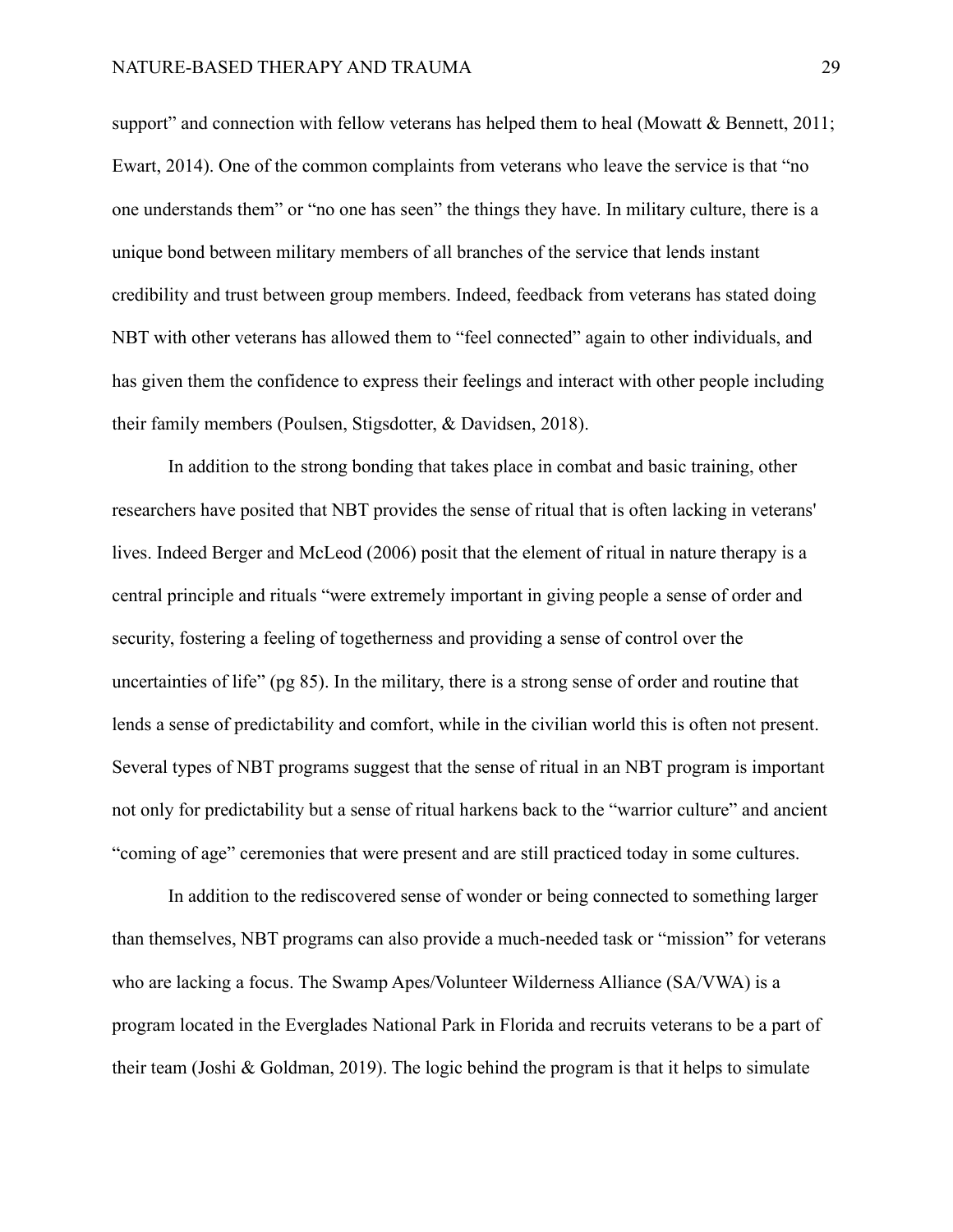support" and connection with fellow veterans has helped them to heal (Mowatt & Bennett, 2011; Ewart, 2014). One of the common complaints from veterans who leave the service is that "no one understands them" or "no one has seen" the things they have. In military culture, there is a unique bond between military members of all branches of the service that lends instant credibility and trust between group members. Indeed, feedback from veterans has stated doing NBT with other veterans has allowed them to "feel connected" again to other individuals, and has given them the confidence to express their feelings and interact with other people including their family members (Poulsen, Stigsdotter, & Davidsen, 2018).

In addition to the strong bonding that takes place in combat and basic training, other researchers have posited that NBT provides the sense of ritual that is often lacking in veterans' lives. Indeed Berger and McLeod (2006) posit that the element of ritual in nature therapy is a central principle and rituals "were extremely important in giving people a sense of order and security, fostering a feeling of togetherness and providing a sense of control over the uncertainties of life" (pg 85). In the military, there is a strong sense of order and routine that lends a sense of predictability and comfort, while in the civilian world this is often not present. Several types of NBT programs suggest that the sense of ritual in an NBT program is important not only for predictability but a sense of ritual harkens back to the "warrior culture" and ancient "coming of age" ceremonies that were present and are still practiced today in some cultures.

In addition to the rediscovered sense of wonder or being connected to something larger than themselves, NBT programs can also provide a much-needed task or "mission" for veterans who are lacking a focus. The Swamp Apes/Volunteer Wilderness Alliance (SA/VWA) is a program located in the Everglades National Park in Florida and recruits veterans to be a part of their team (Joshi & Goldman, 2019). The logic behind the program is that it helps to simulate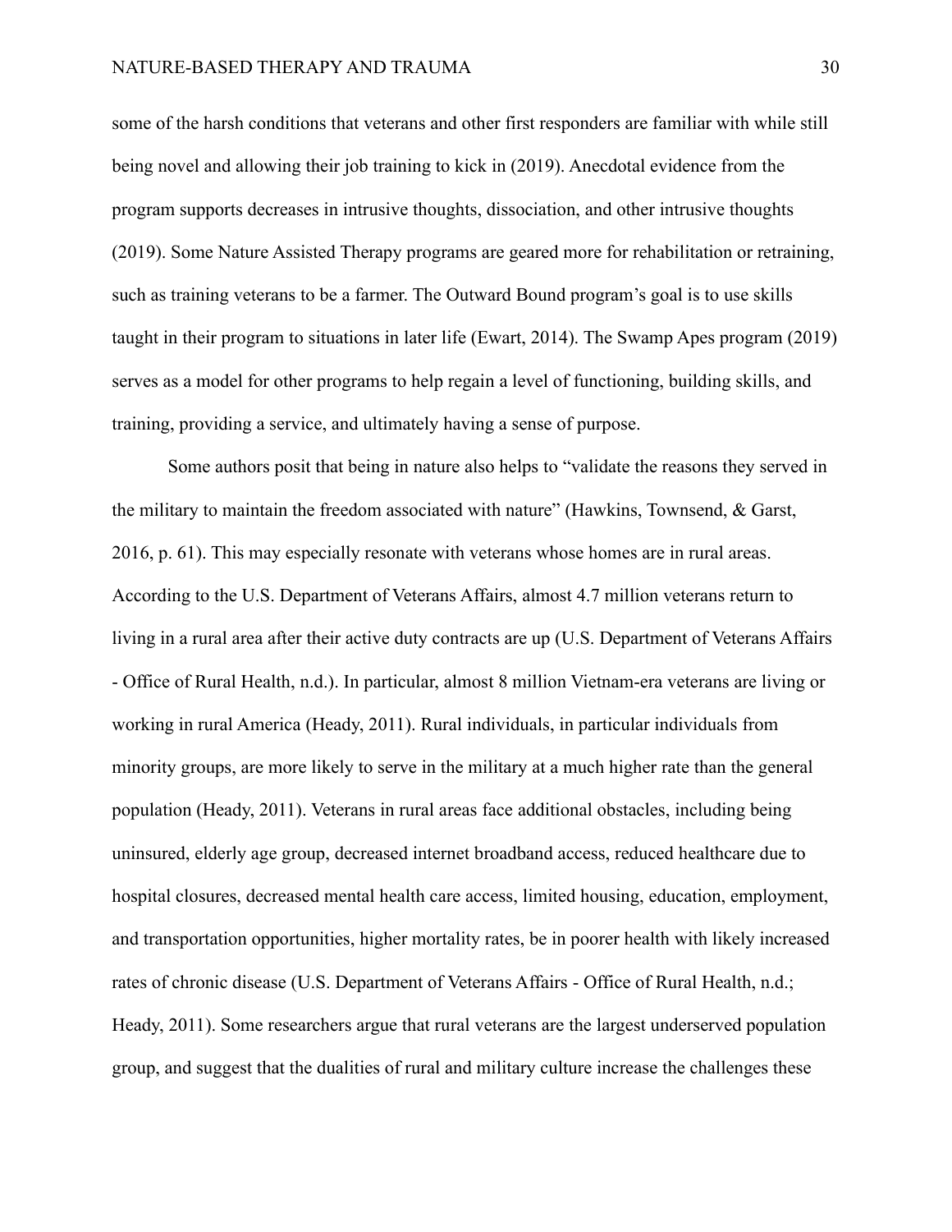some of the harsh conditions that veterans and other first responders are familiar with while still being novel and allowing their job training to kick in (2019). Anecdotal evidence from the program supports decreases in intrusive thoughts, dissociation, and other intrusive thoughts (2019). Some Nature Assisted Therapy programs are geared more for rehabilitation or retraining, such as training veterans to be a farmer. The Outward Bound program's goal is to use skills taught in their program to situations in later life (Ewart, 2014). The Swamp Apes program (2019) serves as a model for other programs to help regain a level of functioning, building skills, and training, providing a service, and ultimately having a sense of purpose.

Some authors posit that being in nature also helps to "validate the reasons they served in the military to maintain the freedom associated with nature" (Hawkins, Townsend, & Garst, 2016, p. 61). This may especially resonate with veterans whose homes are in rural areas. According to the U.S. Department of Veterans Affairs, almost 4.7 million veterans return to living in a rural area after their active duty contracts are up (U.S. Department of Veterans Affairs - Office of Rural Health, n.d.). In particular, almost 8 million Vietnam-era veterans are living or working in rural America (Heady, 2011). Rural individuals, in particular individuals from minority groups, are more likely to serve in the military at a much higher rate than the general population (Heady, 2011). Veterans in rural areas face additional obstacles, including being uninsured, elderly age group, decreased internet broadband access, reduced healthcare due to hospital closures, decreased mental health care access, limited housing, education, employment, and transportation opportunities, higher mortality rates, be in poorer health with likely increased rates of chronic disease (U.S. Department of Veterans Affairs - Office of Rural Health, n.d.; Heady, 2011). Some researchers argue that rural veterans are the largest underserved population group, and suggest that the dualities of rural and military culture increase the challenges these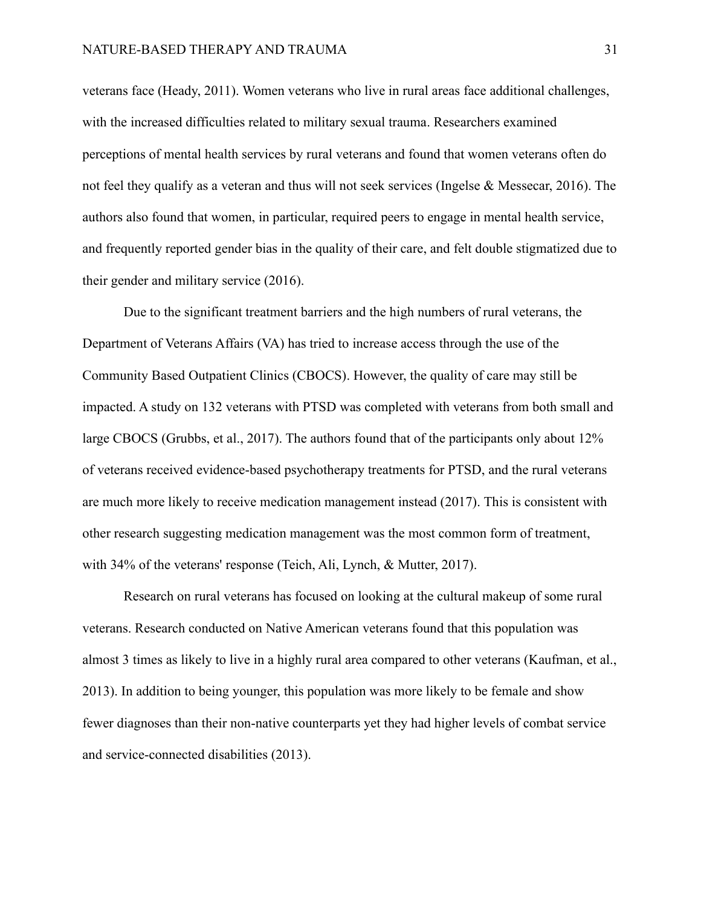veterans face (Heady, 2011). Women veterans who live in rural areas face additional challenges, with the increased difficulties related to military sexual trauma. Researchers examined perceptions of mental health services by rural veterans and found that women veterans often do not feel they qualify as a veteran and thus will not seek services (Ingelse & Messecar, 2016). The authors also found that women, in particular, required peers to engage in mental health service, and frequently reported gender bias in the quality of their care, and felt double stigmatized due to their gender and military service (2016).

Due to the significant treatment barriers and the high numbers of rural veterans, the Department of Veterans Affairs (VA) has tried to increase access through the use of the Community Based Outpatient Clinics (CBOCS). However, the quality of care may still be impacted. A study on 132 veterans with PTSD was completed with veterans from both small and large CBOCS (Grubbs, et al., 2017). The authors found that of the participants only about 12% of veterans received evidence-based psychotherapy treatments for PTSD, and the rural veterans are much more likely to receive medication management instead (2017). This is consistent with other research suggesting medication management was the most common form of treatment, with 34% of the veterans' response (Teich, Ali, Lynch, & Mutter, 2017).

Research on rural veterans has focused on looking at the cultural makeup of some rural veterans. Research conducted on Native American veterans found that this population was almost 3 times as likely to live in a highly rural area compared to other veterans (Kaufman, et al., 2013). In addition to being younger, this population was more likely to be female and show fewer diagnoses than their non-native counterparts yet they had higher levels of combat service and service-connected disabilities (2013).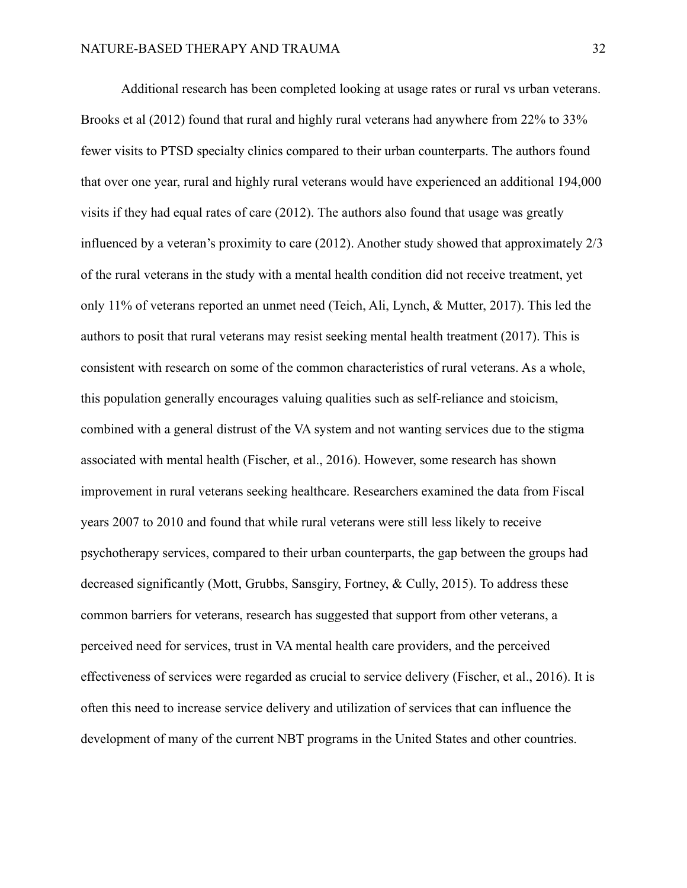Additional research has been completed looking at usage rates or rural vs urban veterans. Brooks et al (2012) found that rural and highly rural veterans had anywhere from 22% to 33% fewer visits to PTSD specialty clinics compared to their urban counterparts. The authors found that over one year, rural and highly rural veterans would have experienced an additional 194,000 visits if they had equal rates of care (2012). The authors also found that usage was greatly influenced by a veteran's proximity to care (2012). Another study showed that approximately 2/3 of the rural veterans in the study with a mental health condition did not receive treatment, yet only 11% of veterans reported an unmet need (Teich, Ali, Lynch, & Mutter, 2017). This led the authors to posit that rural veterans may resist seeking mental health treatment (2017). This is consistent with research on some of the common characteristics of rural veterans. As a whole, this population generally encourages valuing qualities such as self-reliance and stoicism, combined with a general distrust of the VA system and not wanting services due to the stigma associated with mental health (Fischer, et al., 2016). However, some research has shown improvement in rural veterans seeking healthcare. Researchers examined the data from Fiscal years 2007 to 2010 and found that while rural veterans were still less likely to receive psychotherapy services, compared to their urban counterparts, the gap between the groups had decreased significantly (Mott, Grubbs, Sansgiry, Fortney, & Cully, 2015). To address these common barriers for veterans, research has suggested that support from other veterans, a perceived need for services, trust in VA mental health care providers, and the perceived effectiveness of services were regarded as crucial to service delivery (Fischer, et al., 2016). It is often this need to increase service delivery and utilization of services that can influence the development of many of the current NBT programs in the United States and other countries.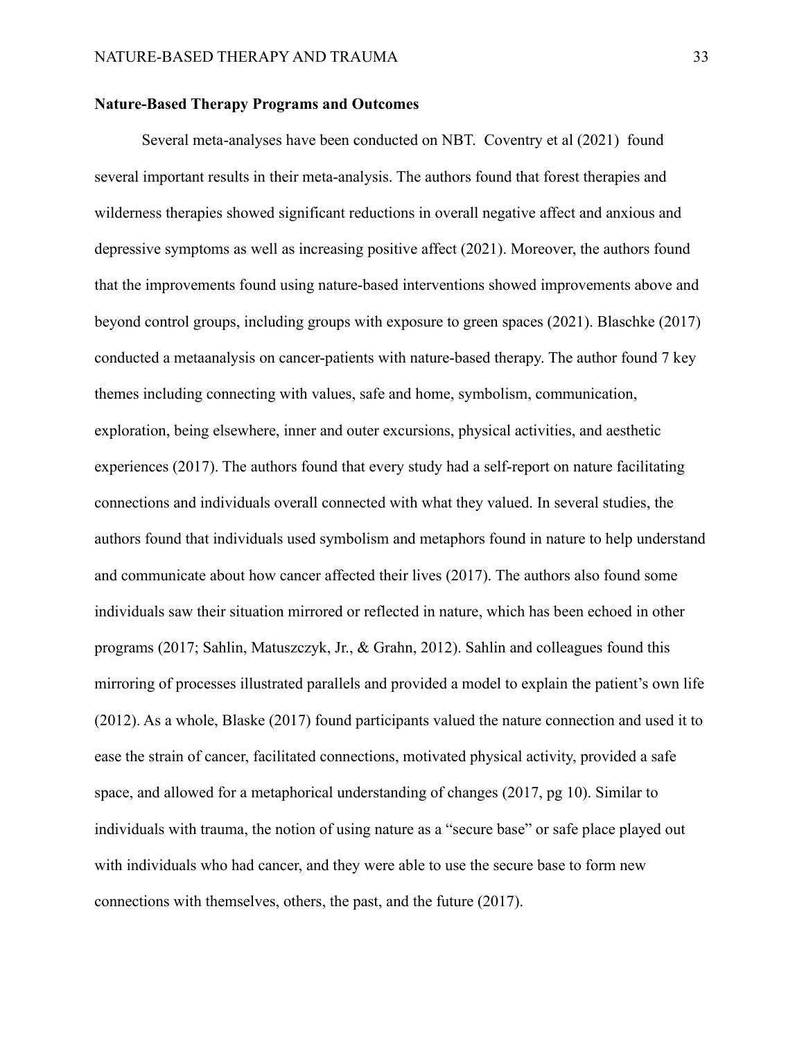**Nature-Based Therapy Programs and Outcomes**

Several meta-analyses have been conducted on NBT.  Coventry et al (2021)  found several important results in their meta-analysis. The authors found that forest therapies and wilderness therapies showed significant reductions in overall negative affect and anxious and depressive symptoms as well as increasing positive affect (2021). Moreover, the authors found that the improvements found using nature-based interventions showed improvements above and beyond control groups, including groups with exposure to green spaces (2021). Blaschke (2017) conducted a metaanalysis on cancer-patients with nature-based therapy. The author found 7 key themes including connecting with values, safe and home, symbolism, communication, exploration, being elsewhere, inner and outer excursions, physical activities, and aesthetic experiences (2017). The authors found that every study had a self-report on nature facilitating connections and individuals overall connected with what they valued. In several studies, the authors found that individuals used symbolism and metaphors found in nature to help understand and communicate about how cancer affected their lives (2017). The authors also found some individuals saw their situation mirrored or reflected in nature, which has been echoed in other programs (2017; Sahlin, Matuszczyk, Jr., & Grahn, 2012). Sahlin and colleagues found this mirroring of processes illustrated parallels and provided a model to explain the patient's own life (2012). As a whole, Blaske (2017) found participants valued the nature connection and used it to ease the strain of cancer, facilitated connections, motivated physical activity, provided a safe space, and allowed for a metaphorical understanding of changes (2017, pg 10). Similar to individuals with trauma, the notion of using nature as a "secure base" or safe place played out with individuals who had cancer, and they were able to use the secure base to form new connections with themselves, others, the past, and the future (2017).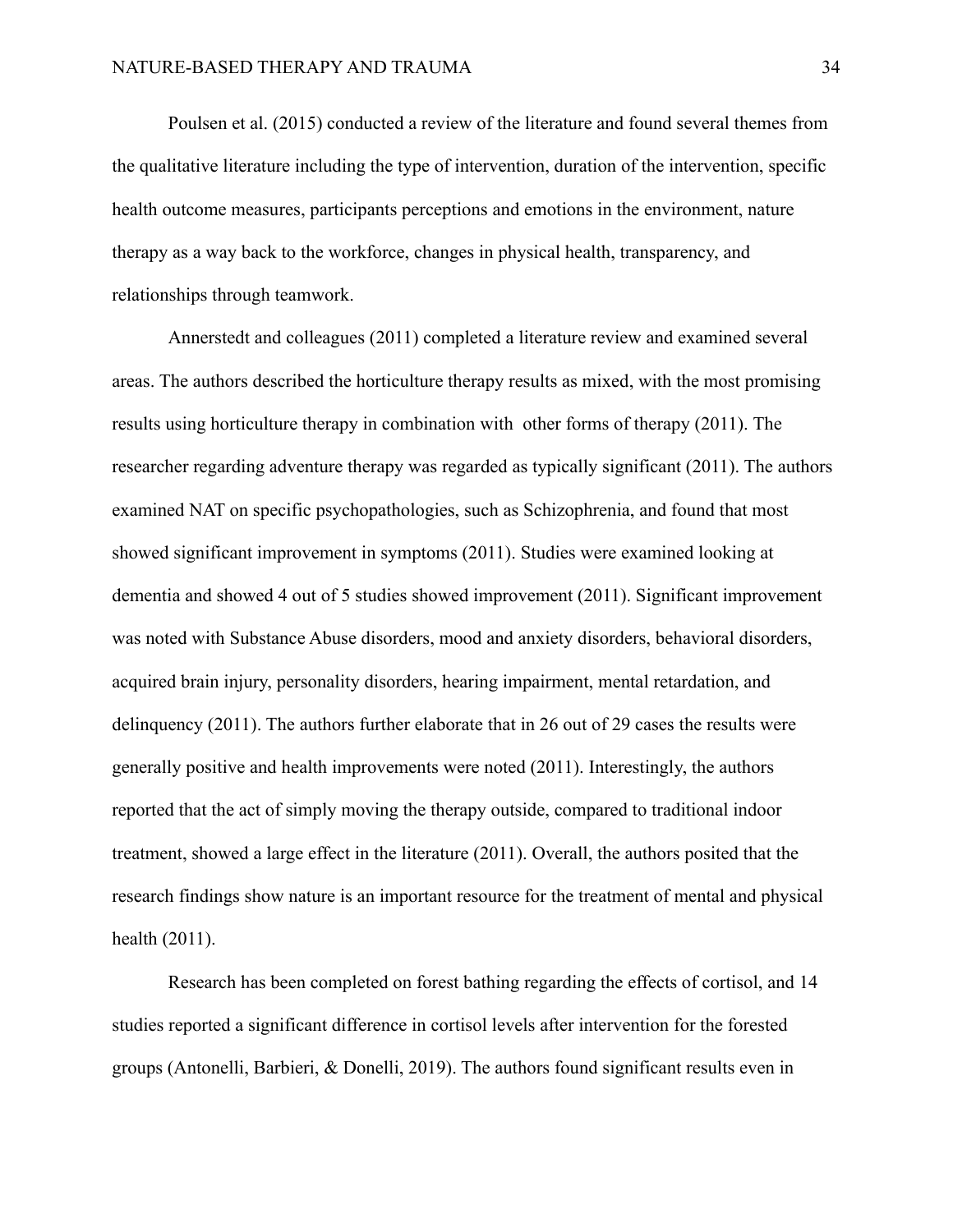Poulsen et al. (2015) conducted a review of the literature and found several themes from the qualitative literature including the type of intervention, duration of the intervention, specific health outcome measures, participants perceptions and emotions in the environment, nature therapy as a way back to the workforce, changes in physical health, transparency, and relationships through teamwork.

Annerstedt and colleagues (2011) completed a literature review and examined several areas. The authors described the horticulture therapy results as mixed, with the most promising results using horticulture therapy in combination with other forms of therapy (2011). The researcher regarding adventure therapy was regarded as typically significant (2011). The authors examined NAT on specific psychopathologies, such as Schizophrenia, and found that most showed significant improvement in symptoms (2011). Studies were examined looking at dementia and showed 4 out of 5 studies showed improvement (2011). Significant improvement was noted with Substance Abuse disorders, mood and anxiety disorders, behavioral disorders, acquired brain injury, personality disorders, hearing impairment, mental retardation, and delinquency (2011). The authors further elaborate that in 26 out of 29 cases the results were generally positive and health improvements were noted (2011). Interestingly, the authors reported that the act of simply moving the therapy outside, compared to traditional indoor treatment, showed a large effect in the literature (2011). Overall, the authors posited that the research findings show nature is an important resource for the treatment of mental and physical health (2011).

Research has been completed on forest bathing regarding the effects of cortisol, and 14 studies reported a significant difference in cortisol levels after intervention for the forested groups (Antonelli, Barbieri, & Donelli, 2019). The authors found significant results even in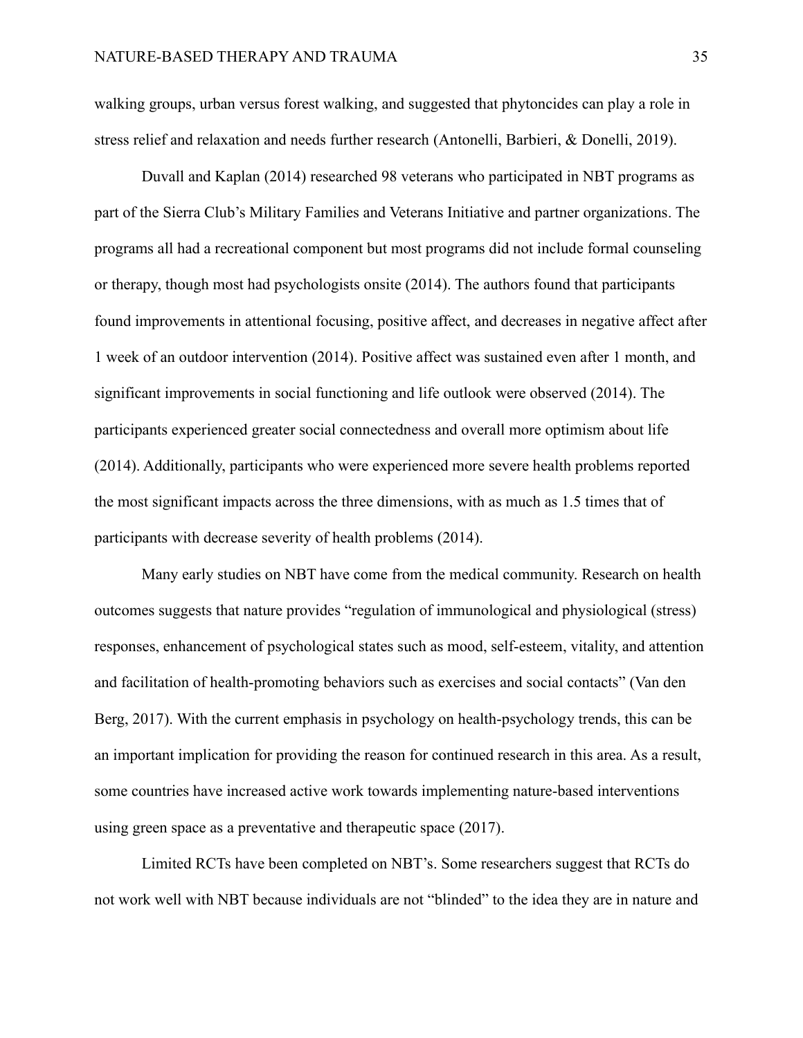walking groups, urban versus forest walking, and suggested that phytoncides can play a role in stress relief and relaxation and needs further research (Antonelli, Barbieri, & Donelli, 2019).

Duvall and Kaplan (2014) researched 98 veterans who participated in NBT programs as part of the Sierra Club's Military Families and Veterans Initiative and partner organizations. The programs all had a recreational component but most programs did not include formal counseling or therapy, though most had psychologists onsite (2014). The authors found that participants found improvements in attentional focusing, positive affect, and decreases in negative affect after 1 week of an outdoor intervention (2014). Positive affect was sustained even after 1 month, and significant improvements in social functioning and life outlook were observed (2014). The participants experienced greater social connectedness and overall more optimism about life (2014). Additionally, participants who were experienced more severe health problems reported the most significant impacts across the three dimensions, with as much as 1.5 times that of participants with decrease severity of health problems (2014).

Many early studies on NBT have come from the medical community. Research on health outcomes suggests that nature provides "regulation of immunological and physiological (stress) responses, enhancement of psychological states such as mood, self-esteem, vitality, and attention and facilitation of health-promoting behaviors such as exercises and social contacts" (Van den Berg, 2017). With the current emphasis in psychology on health-psychology trends, this can be an important implication for providing the reason for continued research in this area. As a result, some countries have increased active work towards implementing nature-based interventions using green space as a preventative and therapeutic space (2017).

Limited RCTs have been completed on NBT's. Some researchers suggest that RCTs do not work well with NBT because individuals are not "blinded" to the idea they are in nature and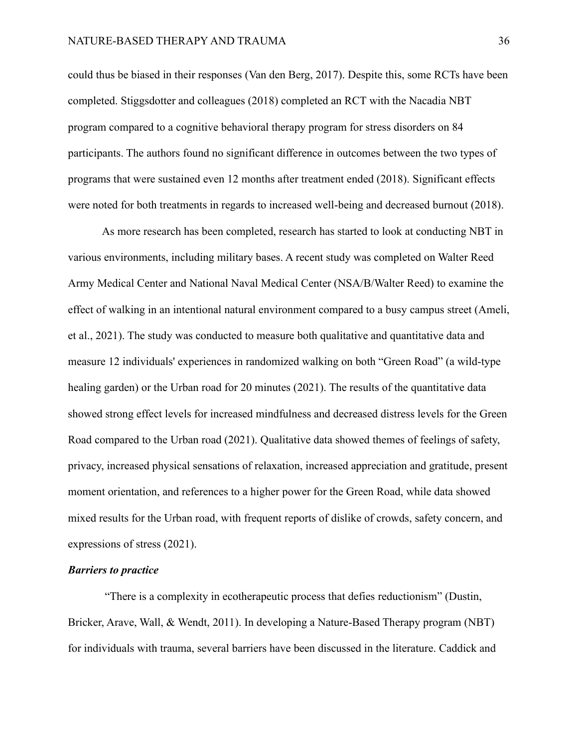could thus be biased in their responses (Van den Berg, 2017). Despite this, some RCTs have been completed. Stiggsdotter and colleagues (2018) completed an RCT with the Nacadia NBT program compared to a cognitive behavioral therapy program for stress disorders on 84 participants. The authors found no significant difference in outcomes between the two types of programs that were sustained even 12 months after treatment ended (2018). Significant effects were noted for both treatments in regards to increased well-being and decreased burnout (2018).

As more research has been completed, research has started to look at conducting NBT in various environments, including military bases. A recent study was completed on Walter Reed Army Medical Center and National Naval Medical Center (NSA/B/Walter Reed) to examine the effect of walking in an intentional natural environment compared to a busy campus street (Ameli, et al., 2021). The study was conducted to measure both qualitative and quantitative data and measure 12 individuals' experiences in randomized walking on both "Green Road" (a wild-type healing garden) or the Urban road for 20 minutes (2021). The results of the quantitative data showed strong effect levels for increased mindfulness and decreased distress levels for the Green Road compared to the Urban road (2021). Qualitative data showed themes of feelings of safety, privacy, increased physical sensations of relaxation, increased appreciation and gratitude, present moment orientation, and references to a higher power for the Green Road, while data showed mixed results for the Urban road, with frequent reports of dislike of crowds, safety concern, and expressions of stress (2021).

***Barriers to practice***

"There is a complexity in ecotherapeutic process that defies reductionism" (Dustin, Bricker, Arave, Wall, & Wendt, 2011). In developing a Nature-Based Therapy program (NBT) for individuals with trauma, several barriers have been discussed in the literature. Caddick and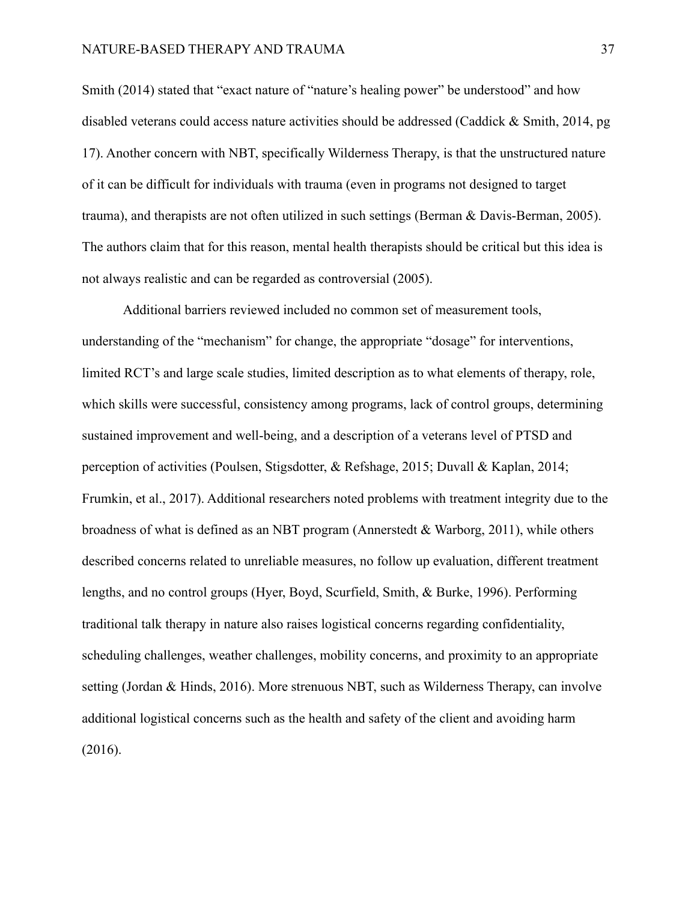Smith (2014) stated that "exact nature of "nature's healing power" be understood" and how disabled veterans could access nature activities should be addressed (Caddick & Smith, 2014, pg 17). Another concern with NBT, specifically Wilderness Therapy, is that the unstructured nature of it can be difficult for individuals with trauma (even in programs not designed to target trauma), and therapists are not often utilized in such settings (Berman & Davis-Berman, 2005). The authors claim that for this reason, mental health therapists should be critical but this idea is not always realistic and can be regarded as controversial (2005).

Additional barriers reviewed included no common set of measurement tools, understanding of the "mechanism" for change, the appropriate "dosage" for interventions, limited RCT's and large scale studies, limited description as to what elements of therapy, role, which skills were successful, consistency among programs, lack of control groups, determining sustained improvement and well-being, and a description of a veterans level of PTSD and perception of activities (Poulsen, Stigsdotter, & Refshage, 2015; Duvall & Kaplan, 2014; Frumkin, et al., 2017). Additional researchers noted problems with treatment integrity due to the broadness of what is defined as an NBT program (Annerstedt & Warborg, 2011), while others described concerns related to unreliable measures, no follow up evaluation, different treatment lengths, and no control groups (Hyer, Boyd, Scurfield, Smith, & Burke, 1996). Performing traditional talk therapy in nature also raises logistical concerns regarding confidentiality, scheduling challenges, weather challenges, mobility concerns, and proximity to an appropriate setting (Jordan & Hinds, 2016). More strenuous NBT, such as Wilderness Therapy, can involve additional logistical concerns such as the health and safety of the client and avoiding harm (2016).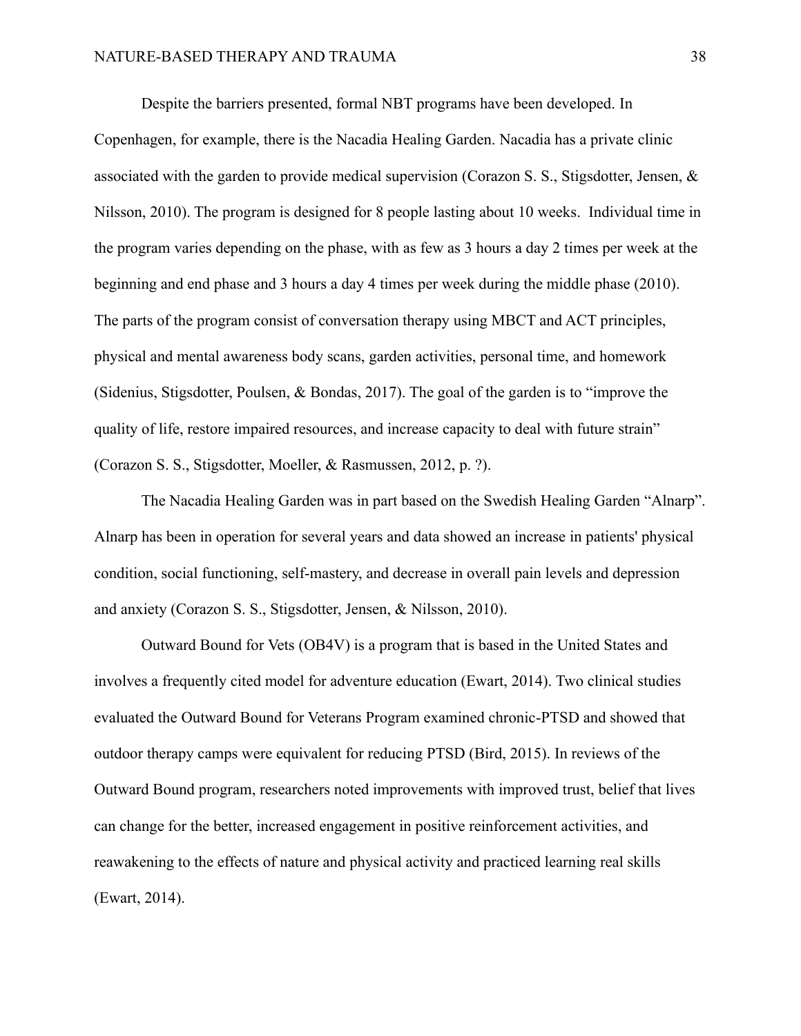Despite the barriers presented, formal NBT programs have been developed. In Copenhagen, for example, there is the Nacadia Healing Garden. Nacadia has a private clinic associated with the garden to provide medical supervision (Corazon S. S., Stigsdotter, Jensen, & Nilsson, 2010). The program is designed for 8 people lasting about 10 weeks. Individual time in the program varies depending on the phase, with as few as 3 hours a day 2 times per week at the beginning and end phase and 3 hours a day 4 times per week during the middle phase (2010). The parts of the program consist of conversation therapy using MBCT and ACT principles, physical and mental awareness body scans, garden activities, personal time, and homework (Sidenius, Stigsdotter, Poulsen, & Bondas, 2017). The goal of the garden is to "improve the quality of life, restore impaired resources, and increase capacity to deal with future strain" (Corazon S. S., Stigsdotter, Moeller, & Rasmussen, 2012, p. ?).

The Nacadia Healing Garden was in part based on the Swedish Healing Garden "Alnarp". Alnarp has been in operation for several years and data showed an increase in patients' physical condition, social functioning, self-mastery, and decrease in overall pain levels and depression and anxiety (Corazon S. S., Stigsdotter, Jensen, & Nilsson, 2010).

Outward Bound for Vets (OB4V) is a program that is based in the United States and involves a frequently cited model for adventure education (Ewart, 2014). Two clinical studies evaluated the Outward Bound for Veterans Program examined chronic-PTSD and showed that outdoor therapy camps were equivalent for reducing PTSD (Bird, 2015). In reviews of the Outward Bound program, researchers noted improvements with improved trust, belief that lives can change for the better, increased engagement in positive reinforcement activities, and reawakening to the effects of nature and physical activity and practiced learning real skills (Ewart, 2014).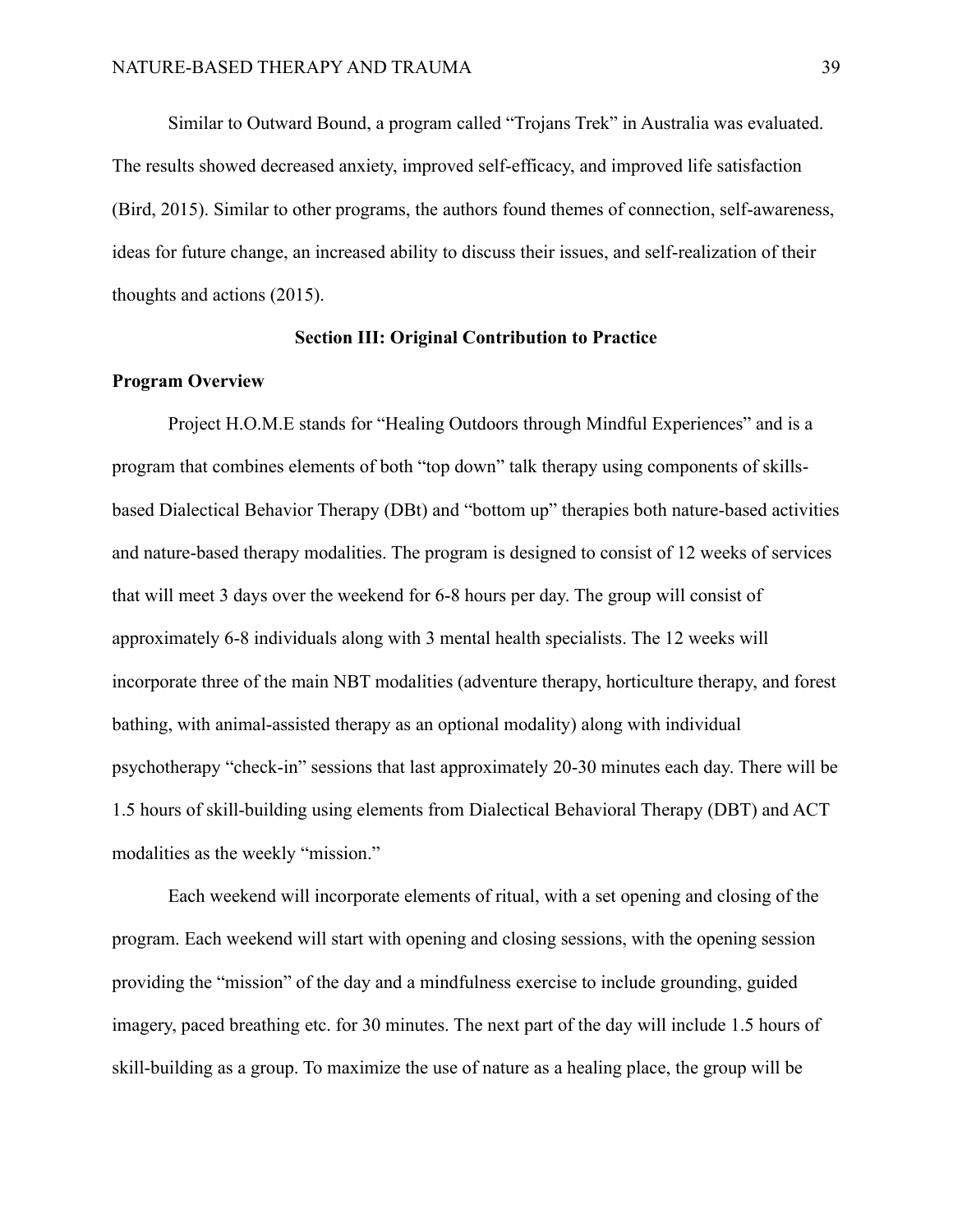Similar to Outward Bound, a program called "Trojans Trek" in Australia was evaluated. The results showed decreased anxiety, improved self-efficacy, and improved life satisfaction (Bird, 2015). Similar to other programs, the authors found themes of connection, self-awareness, ideas for future change, an increased ability to discuss their issues, and self-realization of their thoughts and actions (2015).

## Section III: Original Contribution to Practice

### Program Overview

Project H.O.M.E stands for "Healing Outdoors through Mindful Experiences" and is a program that combines elements of both "top down" talk therapy using components of skills-based Dialectical Behavior Therapy (DBt) and "bottom up" therapies both nature-based activities and nature-based therapy modalities. The program is designed to consist of 12 weeks of services that will meet 3 days over the weekend for 6-8 hours per day. The group will consist of approximately 6-8 individuals along with 3 mental health specialists. The 12 weeks will incorporate three of the main NBT modalities (adventure therapy, horticulture therapy, and forest bathing, with animal-assisted therapy as an optional modality) along with individual psychotherapy "check-in" sessions that last approximately 20-30 minutes each day. There will be 1.5 hours of skill-building using elements from Dialectical Behavioral Therapy (DBT) and ACT modalities as the weekly "mission."

Each weekend will incorporate elements of ritual, with a set opening and closing of the program. Each weekend will start with opening and closing sessions, with the opening session providing the "mission" of the day and a mindfulness exercise to include grounding, guided imagery, paced breathing etc. for 30 minutes. The next part of the day will include 1.5 hours of skill-building as a group. To maximize the use of nature as a healing place, the group will be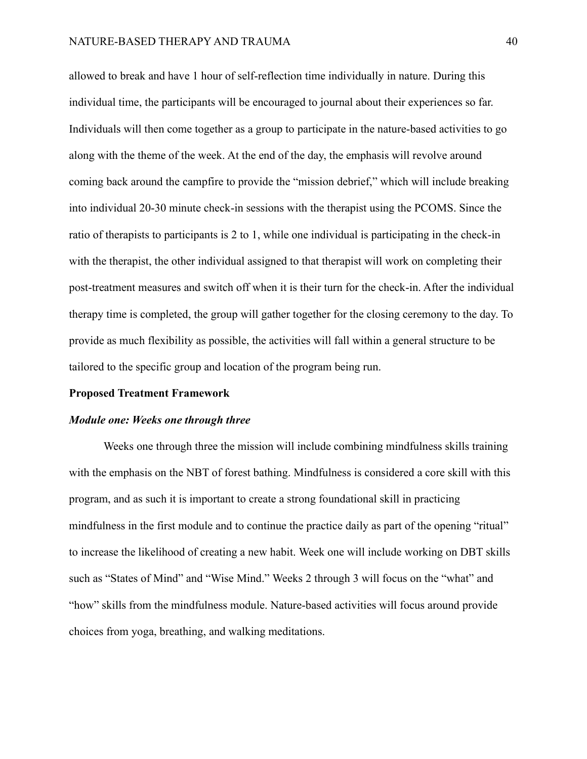allowed to break and have 1 hour of self-reflection time individually in nature. During this individual time, the participants will be encouraged to journal about their experiences so far. Individuals will then come together as a group to participate in the nature-based activities to go along with the theme of the week. At the end of the day, the emphasis will revolve around coming back around the campfire to provide the "mission debrief," which will include breaking into individual 20-30 minute check-in sessions with the therapist using the PCOMS. Since the ratio of therapists to participants is 2 to 1, while one individual is participating in the check-in with the therapist, the other individual assigned to that therapist will work on completing their post-treatment measures and switch off when it is their turn for the check-in. After the individual therapy time is completed, the group will gather together for the closing ceremony to the day. To provide as much flexibility as possible, the activities will fall within a general structure to be tailored to the specific group and location of the program being run.

## Proposed Treatment Framework

### *Module one: Weeks one through three*

Weeks one through three the mission will include combining mindfulness skills training with the emphasis on the NBT of forest bathing. Mindfulness is considered a core skill with this program, and as such it is important to create a strong foundational skill in practicing mindfulness in the first module and to continue the practice daily as part of the opening "ritual" to increase the likelihood of creating a new habit. Week one will include working on DBT skills such as "States of Mind" and "Wise Mind." Weeks 2 through 3 will focus on the "what" and "how" skills from the mindfulness module. Nature-based activities will focus around provide choices from yoga, breathing, and walking meditations.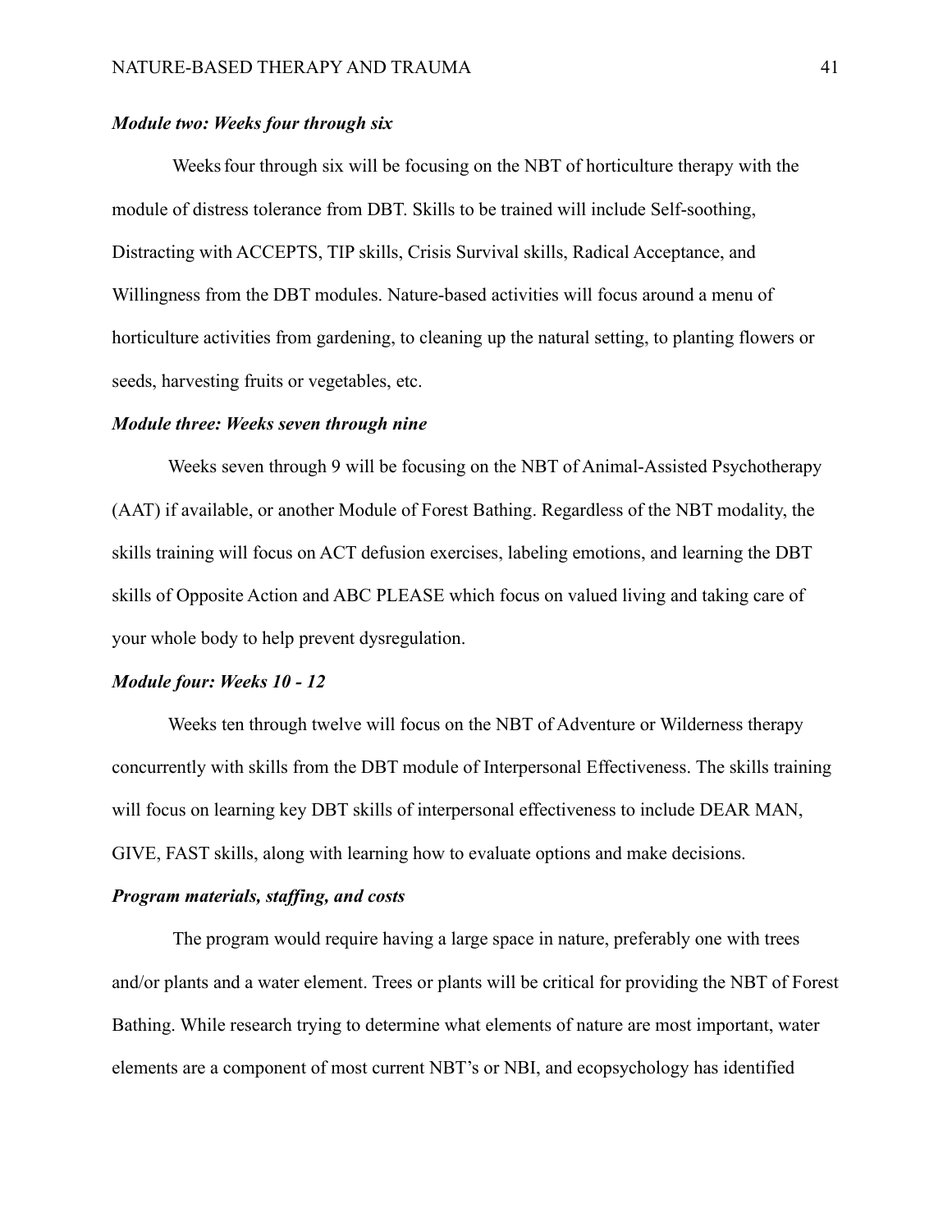### *Module two: Weeks four through six*

Weeks four through six will be focusing on the NBT of horticulture therapy with the module of distress tolerance from DBT. Skills to be trained will include Self-soothing, Distracting with ACCEPTS, TIP skills, Crisis Survival skills, Radical Acceptance, and Willingness from the DBT modules. Nature-based activities will focus around a menu of horticulture activities from gardening, to cleaning up the natural setting, to planting flowers or seeds, harvesting fruits or vegetables, etc.

### *Module three: Weeks seven through nine*

Weeks seven through 9 will be focusing on the NBT of Animal-Assisted Psychotherapy (AAT) if available, or another Module of Forest Bathing. Regardless of the NBT modality, the skills training will focus on ACT defusion exercises, labeling emotions, and learning the DBT skills of Opposite Action and ABC PLEASE which focus on valued living and taking care of your whole body to help prevent dysregulation.

### *Module four: Weeks 10 - 12*

Weeks ten through twelve will focus on the NBT of Adventure or Wilderness therapy concurrently with skills from the DBT module of Interpersonal Effectiveness. The skills training will focus on learning key DBT skills of interpersonal effectiveness to include DEAR MAN, GIVE, FAST skills, along with learning how to evaluate options and make decisions.

### *Program materials, staffing, and costs*

The program would require having a large space in nature, preferably one with trees and/or plants and a water element. Trees or plants will be critical for providing the NBT of Forest Bathing. While research trying to determine what elements of nature are most important, water elements are a component of most current NBT's or NBI, and ecopsychology has identified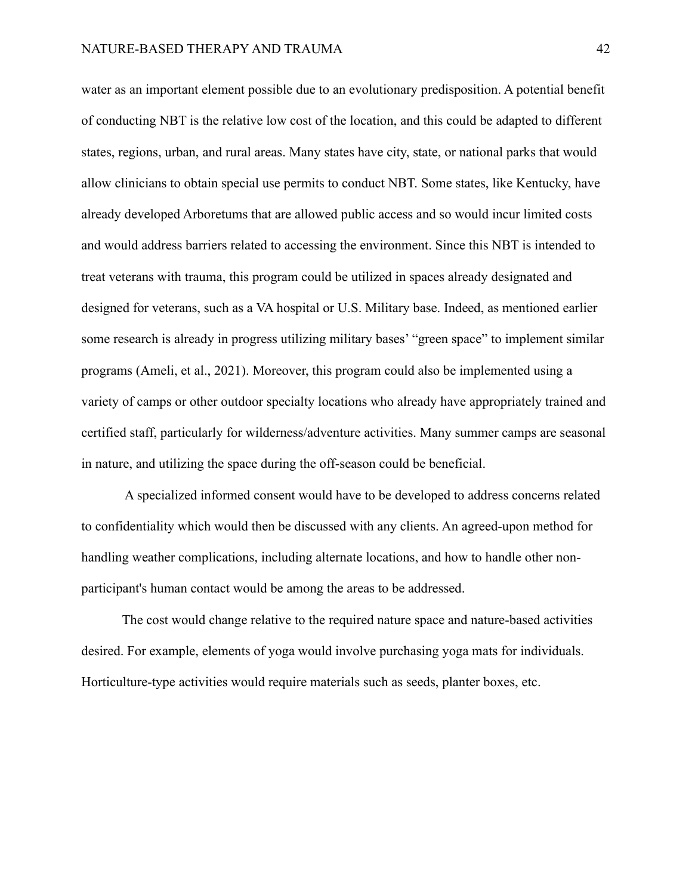water as an important element possible due to an evolutionary predisposition. A potential benefit of conducting NBT is the relative low cost of the location, and this could be adapted to different states, regions, urban, and rural areas. Many states have city, state, or national parks that would allow clinicians to obtain special use permits to conduct NBT. Some states, like Kentucky, have already developed Arboretums that are allowed public access and so would incur limited costs and would address barriers related to accessing the environment. Since this NBT is intended to treat veterans with trauma, this program could be utilized in spaces already designated and designed for veterans, such as a VA hospital or U.S. Military base. Indeed, as mentioned earlier some research is already in progress utilizing military bases' "green space" to implement similar programs (Ameli, et al., 2021). Moreover, this program could also be implemented using a variety of camps or other outdoor specialty locations who already have appropriately trained and certified staff, particularly for wilderness/adventure activities. Many summer camps are seasonal in nature, and utilizing the space during the off-season could be beneficial.

A specialized informed consent would have to be developed to address concerns related to confidentiality which would then be discussed with any clients. An agreed-upon method for handling weather complications, including alternate locations, and how to handle other non-participant's human contact would be among the areas to be addressed.

The cost would change relative to the required nature space and nature-based activities desired. For example, elements of yoga would involve purchasing yoga mats for individuals. Horticulture-type activities would require materials such as seeds, planter boxes, etc.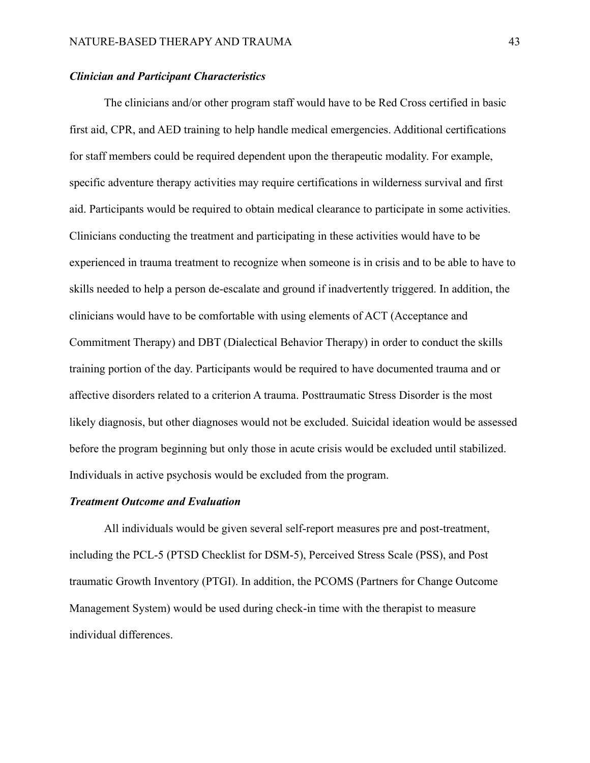### *Clinician and Participant Characteristics*

The clinicians and/or other program staff would have to be Red Cross certified in basic first aid, CPR, and AED training to help handle medical emergencies. Additional certifications for staff members could be required dependent upon the therapeutic modality. For example, specific adventure therapy activities may require certifications in wilderness survival and first aid. Participants would be required to obtain medical clearance to participate in some activities. Clinicians conducting the treatment and participating in these activities would have to be experienced in trauma treatment to recognize when someone is in crisis and to be able to have to skills needed to help a person de-escalate and ground if inadvertently triggered. In addition, the clinicians would have to be comfortable with using elements of ACT (Acceptance and Commitment Therapy) and DBT (Dialectical Behavior Therapy) in order to conduct the skills training portion of the day. Participants would be required to have documented trauma and or affective disorders related to a criterion A trauma. Posttraumatic Stress Disorder is the most likely diagnosis, but other diagnoses would not be excluded. Suicidal ideation would be assessed before the program beginning but only those in acute crisis would be excluded until stabilized. Individuals in active psychosis would be excluded from the program.

### *Treatment Outcome and Evaluation*

All individuals would be given several self-report measures pre and post-treatment, including the PCL-5 (PTSD Checklist for DSM-5), Perceived Stress Scale (PSS), and Post traumatic Growth Inventory (PTGI). In addition, the PCOMS (Partners for Change Outcome Management System) would be used during check-in time with the therapist to measure individual differences.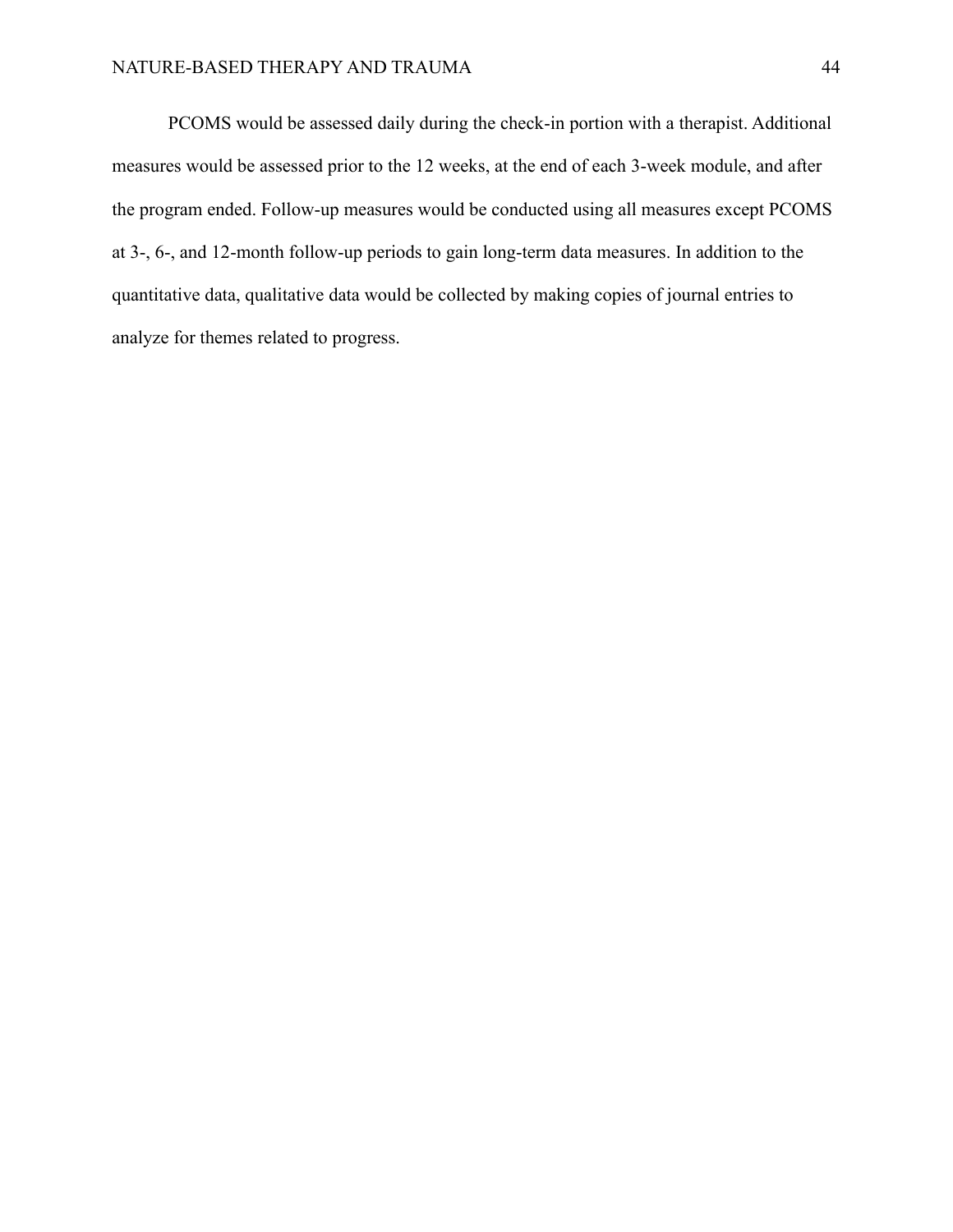PCOMS would be assessed daily during the check-in portion with a therapist. Additional measures would be assessed prior to the 12 weeks, at the end of each 3-week module, and after the program ended. Follow-up measures would be conducted using all measures except PCOMS at 3-, 6-, and 12-month follow-up periods to gain long-term data measures. In addition to the quantitative data, qualitative data would be collected by making copies of journal entries to analyze for themes related to progress.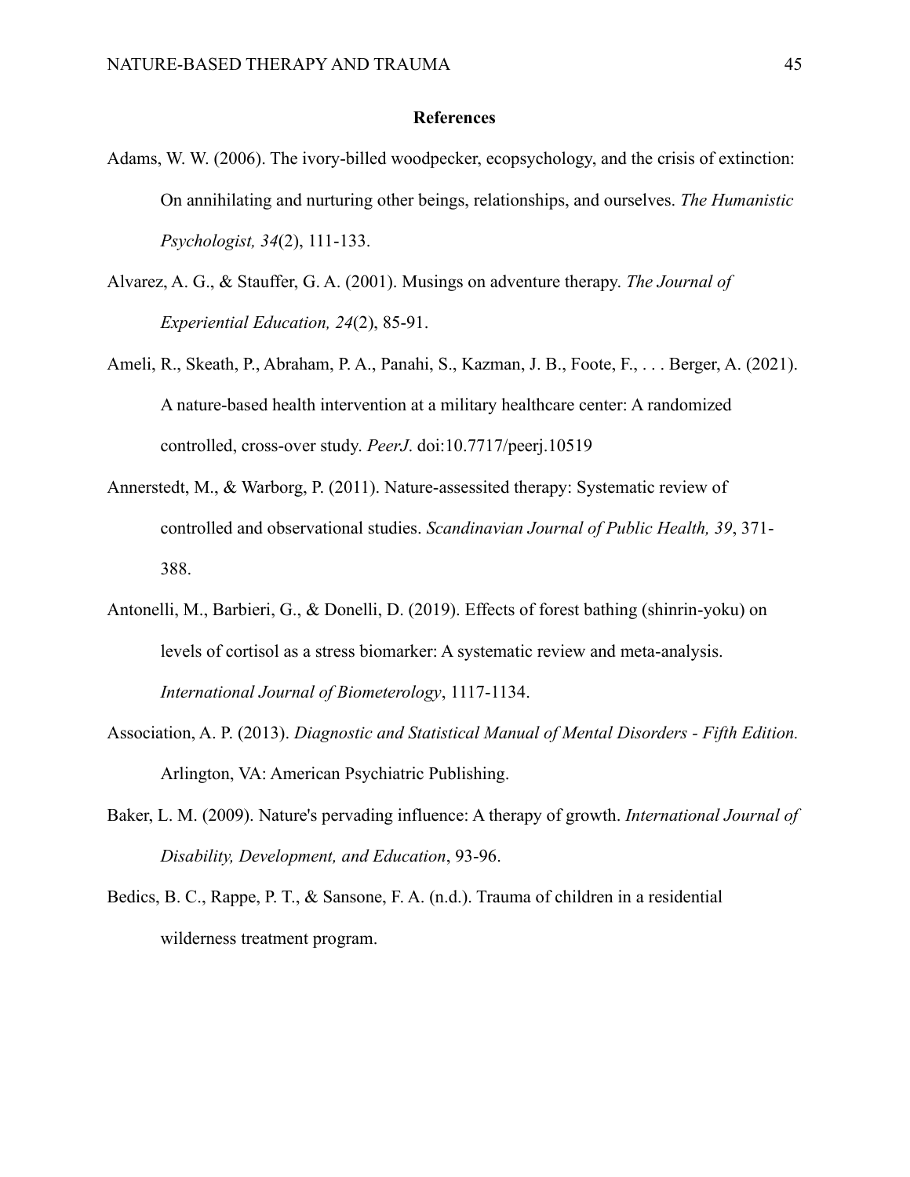# References

Adams, W. W. (2006). The ivory-billed woodpecker, ecopsychology, and the crisis of extinction: On annihilating and nurturing other beings, relationships, and ourselves. *The Humanistic Psychologist, 34*(2), 111-133.

Alvarez, A. G., & Stauffer, G. A. (2001). Musings on adventure therapy. *The Journal of Experiential Education, 24*(2), 85-91.

Ameli, R., Skeath, P., Abraham, P. A., Panahi, S., Kazman, J. B., Foote, F., . . . Berger, A. (2021). A nature-based health intervention at a military healthcare center: A randomized controlled, cross-over study. *PeerJ*. doi:10.7717/peerj.10519

Annerstedt, M., & Warborg, P. (2011). Nature-assessited therapy: Systematic review of controlled and observational studies. *Scandinavian Journal of Public Health, 39*, 371-388.

Antonelli, M., Barbieri, G., & Donelli, D. (2019). Effects of forest bathing (shinrin-yoku) on levels of cortisol as a stress biomarker: A systematic review and meta-analysis. *International Journal of Biometerology*, 1117-1134.

Association, A. P. (2013). *Diagnostic and Statistical Manual of Mental Disorders - Fifth Edition.* Arlington, VA: American Psychiatric Publishing.

Baker, L. M. (2009). Nature's pervading influence: A therapy of growth. *International Journal of Disability, Development, and Education*, 93-96.

Bedics, B. C., Rappe, P. T., & Sansone, F. A. (n.d.). Trauma of children in a residential wilderness treatment program.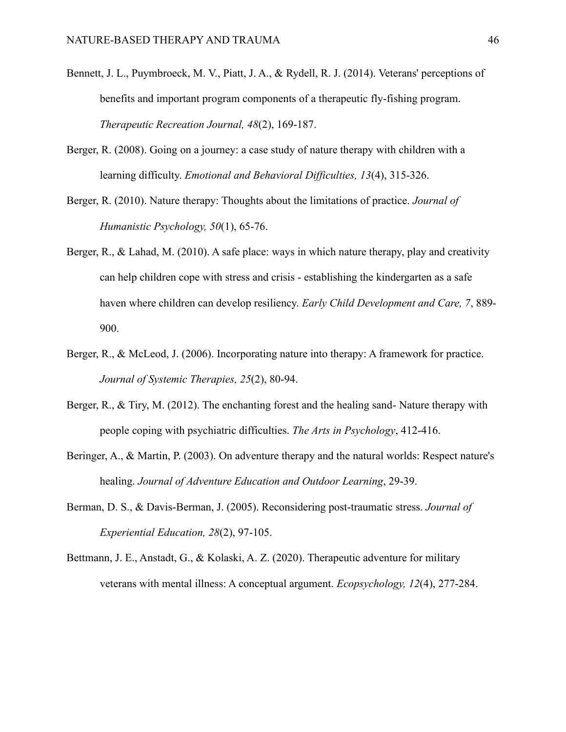Bennett, J. L., Puymbroeck, M. V., Piatt, J. A., & Rydell, R. J. (2014). Veterans' perceptions of benefits and important program components of a therapeutic fly-fishing program. *Therapeutic Recreation Journal, 48*(2), 169-187.

Berger, R. (2008). Going on a journey: a case study of nature therapy with children with a learning difficulty. *Emotional and Behavioral Difficulties, 13*(4), 315-326.

Berger, R. (2010). Nature therapy: Thoughts about the limitations of practice. *Journal of Humanistic Psychology, 50*(1), 65-76.

Berger, R., & Lahad, M. (2010). A safe place: ways in which nature therapy, play and creativity can help children cope with stress and crisis - establishing the kindergarten as a safe haven where children can develop resiliency. *Early Child Development and Care, 7*, 889-900.

Berger, R., & McLeod, J. (2006). Incorporating nature into therapy: A framework for practice. *Journal of Systemic Therapies, 25*(2), 80-94.

Berger, R., & Tiry, M. (2012). The enchanting forest and the healing sand- Nature therapy with people coping with psychiatric difficulties. *The Arts in Psychology*, 412-416.

Beringer, A., & Martin, P. (2003). On adventure therapy and the natural worlds: Respect nature's healing. *Journal of Adventure Education and Outdoor Learning*, 29-39.

Berman, D. S., & Davis-Berman, J. (2005). Reconsidering post-traumatic stress. *Journal of Experiential Education, 28*(2), 97-105.

Bettmann, J. E., Anstadt, G., & Kolaski, A. Z. (2020). Therapeutic adventure for military veterans with mental illness: A conceptual argument. *Ecopsychology, 12*(4), 277-284.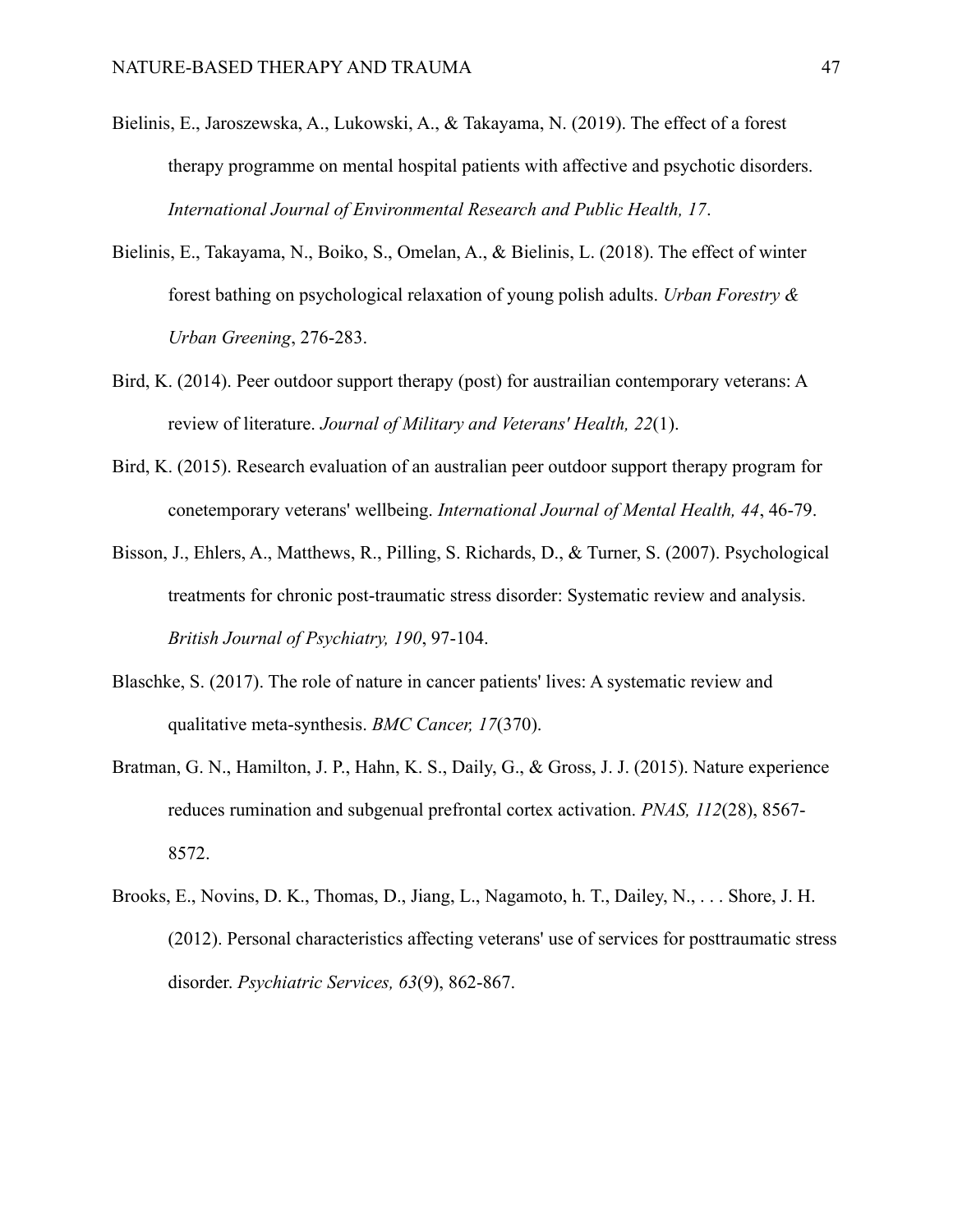Bielinis, E., Jaroszewska, A., Lukowski, A., & Takayama, N. (2019). The effect of a forest therapy programme on mental hospital patients with affective and psychotic disorders. *International Journal of Environmental Research and Public Health, 17*.

Bielinis, E., Takayama, N., Boiko, S., Omelan, A., & Bielinis, L. (2018). The effect of winter forest bathing on psychological relaxation of young polish adults. *Urban Forestry & Urban Greening*, 276-283.

Bird, K. (2014). Peer outdoor support therapy (post) for austrailian contemporary veterans: A review of literature. *Journal of Military and Veterans' Health, 22*(1).

Bird, K. (2015). Research evaluation of an australian peer outdoor support therapy program for conetemporary veterans' wellbeing. *International Journal of Mental Health, 44*, 46-79.

Bisson, J., Ehlers, A., Matthews, R., Pilling, S. Richards, D., & Turner, S. (2007). Psychological treatments for chronic post-traumatic stress disorder: Systematic review and analysis. *British Journal of Psychiatry, 190*, 97-104.

Blaschke, S. (2017). The role of nature in cancer patients' lives: A systematic review and qualitative meta-synthesis. *BMC Cancer, 17*(370).

Bratman, G. N., Hamilton, J. P., Hahn, K. S., Daily, G., & Gross, J. J. (2015). Nature experience reduces rumination and subgenual prefrontal cortex activation. *PNAS, 112*(28), 8567-8572.

Brooks, E., Novins, D. K., Thomas, D., Jiang, L., Nagamoto, h. T., Dailey, N., . . . Shore, J. H. (2012). Personal characteristics affecting veterans' use of services for posttraumatic stress disorder. *Psychiatric Services, 63*(9), 862-867.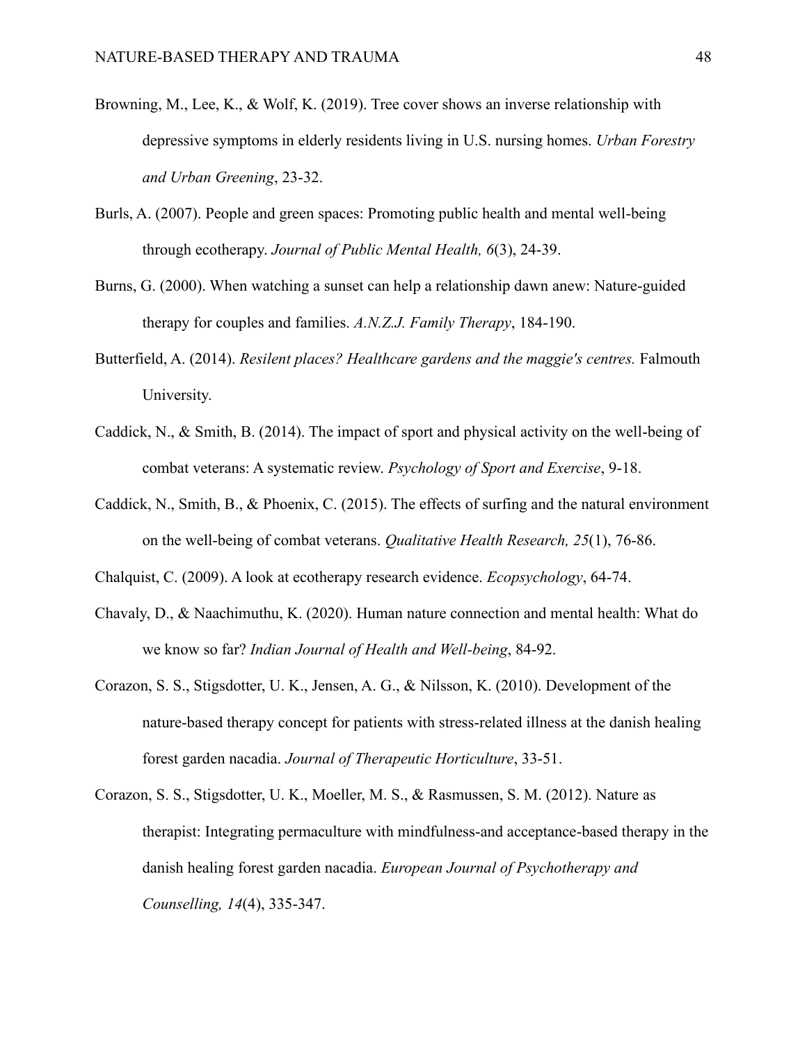Browning, M., Lee, K., & Wolf, K. (2019). Tree cover shows an inverse relationship with depressive symptoms in elderly residents living in U.S. nursing homes. *Urban Forestry and Urban Greening*, 23-32.

Burls, A. (2007). People and green spaces: Promoting public health and mental well-being through ecotherapy. *Journal of Public Mental Health, 6*(3), 24-39.

Burns, G. (2000). When watching a sunset can help a relationship dawn anew: Nature-guided therapy for couples and families. *A.N.Z.J. Family Therapy*, 184-190.

Butterfield, A. (2014). *Resilent places? Healthcare gardens and the maggie's centres.* Falmouth University.

Caddick, N., & Smith, B. (2014). The impact of sport and physical activity on the well-being of combat veterans: A systematic review. *Psychology of Sport and Exercise*, 9-18.

Caddick, N., Smith, B., & Phoenix, C. (2015). The effects of surfing and the natural environment on the well-being of combat veterans. *Qualitative Health Research, 25*(1), 76-86.

Chalquist, C. (2009). A look at ecotherapy research evidence. *Ecopsychology*, 64-74.

Chavaly, D., & Naachimuthu, K. (2020). Human nature connection and mental health: What do we know so far? *Indian Journal of Health and Well-being*, 84-92.

Corazon, S. S., Stigsdotter, U. K., Jensen, A. G., & Nilsson, K. (2010). Development of the nature-based therapy concept for patients with stress-related illness at the danish healing forest garden nacadia. *Journal of Therapeutic Horticulture*, 33-51.

Corazon, S. S., Stigsdotter, U. K., Moeller, M. S., & Rasmussen, S. M. (2012). Nature as therapist: Integrating permaculture with mindfulness-and acceptance-based therapy in the danish healing forest garden nacadia. *European Journal of Psychotherapy and Counselling, 14*(4), 335-347.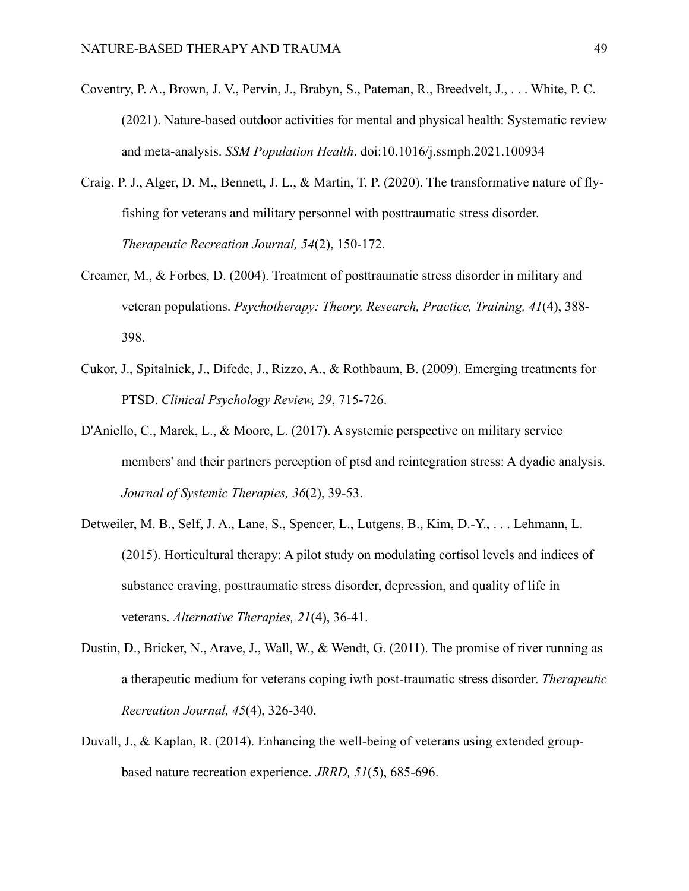Coventry, P. A., Brown, J. V., Pervin, J., Brabyn, S., Pateman, R., Breedvelt, J., . . . White, P. C. (2021). Nature-based outdoor activities for mental and physical health: Systematic review and meta-analysis. *SSM Population Health*. doi:10.1016/j.ssmph.2021.100934

Craig, P. J., Alger, D. M., Bennett, J. L., & Martin, T. P. (2020). The transformative nature of fly-fishing for veterans and military personnel with posttraumatic stress disorder. *Therapeutic Recreation Journal, 54*(2), 150-172.

Creamer, M., & Forbes, D. (2004). Treatment of posttraumatic stress disorder in military and veteran populations. *Psychotherapy: Theory, Research, Practice, Training, 41*(4), 388-398.

Cukor, J., Spitalnick, J., Difede, J., Rizzo, A., & Rothbaum, B. (2009). Emerging treatments for PTSD. *Clinical Psychology Review, 29*, 715-726.

D'Aniello, C., Marek, L., & Moore, L. (2017). A systemic perspective on military service members' and their partners perception of ptsd and reintegration stress: A dyadic analysis. *Journal of Systemic Therapies, 36*(2), 39-53.

Detweiler, M. B., Self, J. A., Lane, S., Spencer, L., Lutgens, B., Kim, D.-Y., . . . Lehmann, L. (2015). Horticultural therapy: A pilot study on modulating cortisol levels and indices of substance craving, posttraumatic stress disorder, depression, and quality of life in veterans. *Alternative Therapies, 21*(4), 36-41.

Dustin, D., Bricker, N., Arave, J., Wall, W., & Wendt, G. (2011). The promise of river running as a therapeutic medium for veterans coping iwth post-traumatic stress disorder. *Therapeutic Recreation Journal, 45*(4), 326-340.

Duvall, J., & Kaplan, R. (2014). Enhancing the well-being of veterans using extended group-based nature recreation experience. *JRRD, 51*(5), 685-696.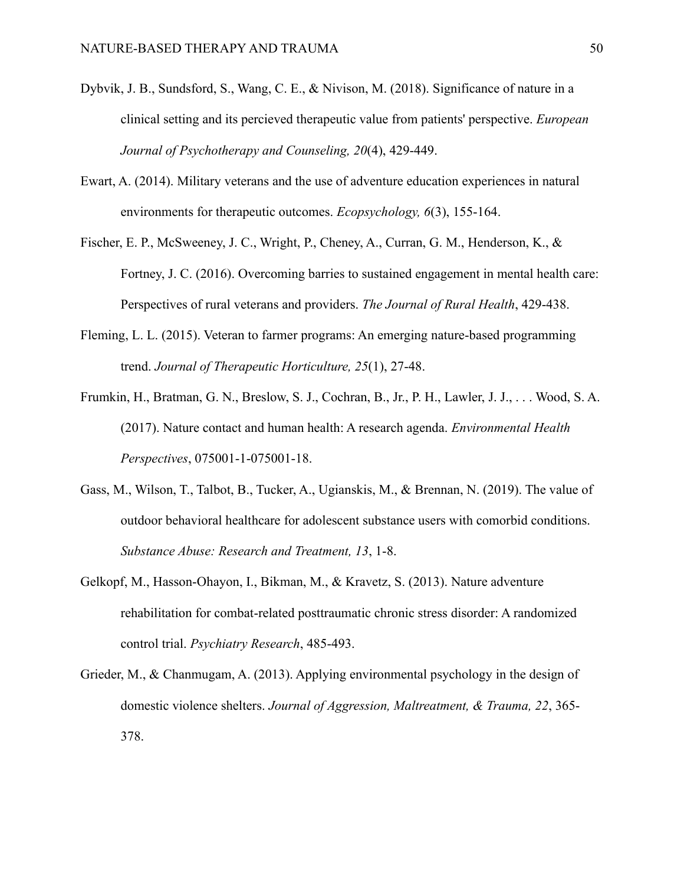Dybvik, J. B., Sundsford, S., Wang, C. E., & Nivison, M. (2018). Significance of nature in a clinical setting and its percieved therapeutic value from patients' perspective. *European Journal of Psychotherapy and Counseling, 20*(4), 429-449.

Ewart, A. (2014). Military veterans and the use of adventure education experiences in natural environments for therapeutic outcomes. *Ecopsychology, 6*(3), 155-164.

Fischer, E. P., McSweeney, J. C., Wright, P., Cheney, A., Curran, G. M., Henderson, K., & Fortney, J. C. (2016). Overcoming barries to sustained engagement in mental health care: Perspectives of rural veterans and providers. *The Journal of Rural Health*, 429-438.

Fleming, L. L. (2015). Veteran to farmer programs: An emerging nature-based programming trend. *Journal of Therapeutic Horticulture, 25*(1), 27-48.

Frumkin, H., Bratman, G. N., Breslow, S. J., Cochran, B., Jr., P. H., Lawler, J. J., . . . Wood, S. A. (2017). Nature contact and human health: A research agenda. *Environmental Health Perspectives*, 075001-1-075001-18.

Gass, M., Wilson, T., Talbot, B., Tucker, A., Ugianskis, M., & Brennan, N. (2019). The value of outdoor behavioral healthcare for adolescent substance users with comorbid conditions. *Substance Abuse: Research and Treatment, 13*, 1-8.

Gelkopf, M., Hasson-Ohayon, I., Bikman, M., & Kravetz, S. (2013). Nature adventure rehabilitation for combat-related posttraumatic chronic stress disorder: A randomized control trial. *Psychiatry Research*, 485-493.

Grieder, M., & Chanmugam, A. (2013). Applying environmental psychology in the design of domestic violence shelters. *Journal of Aggression, Maltreatment, & Trauma, 22*, 365-378.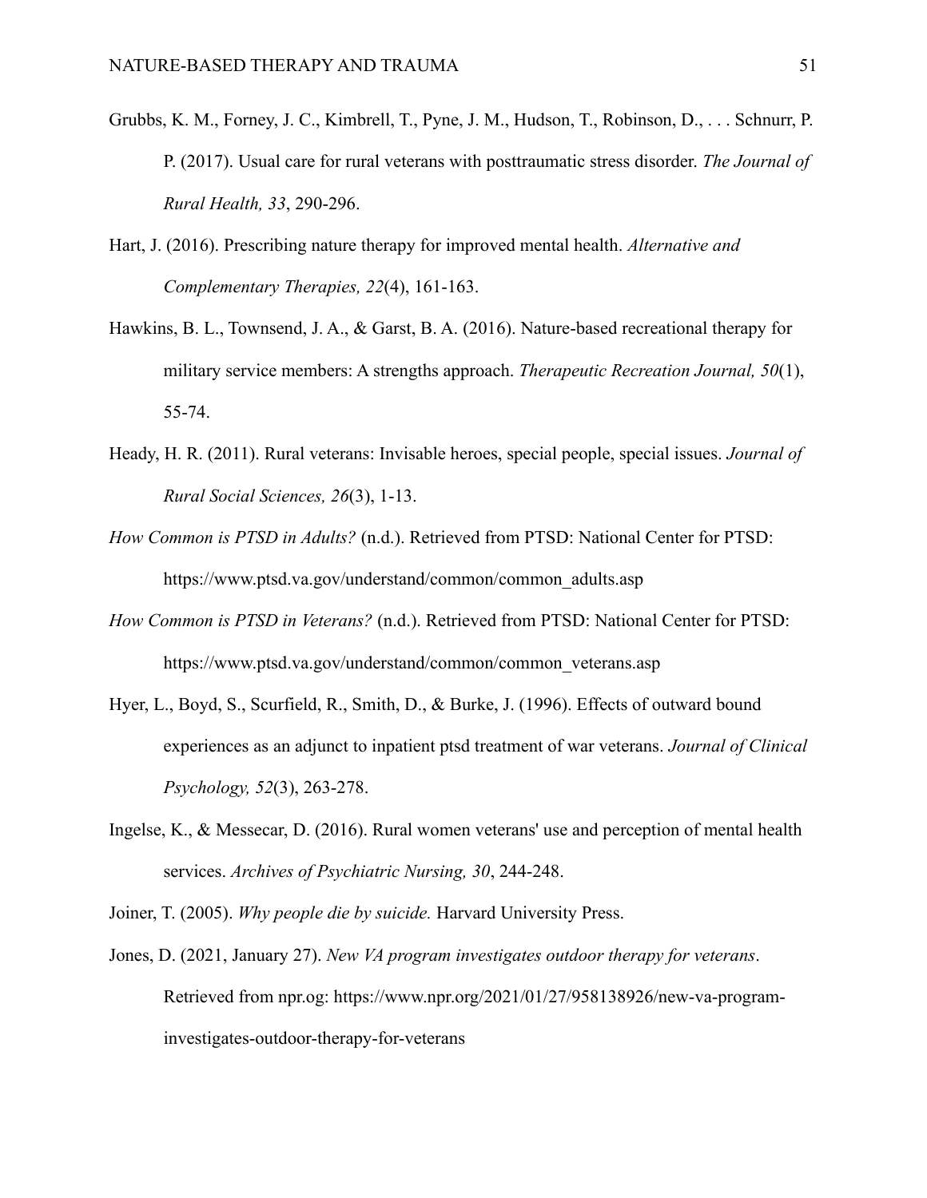Grubbs, K. M., Forney, J. C., Kimbrell, T., Pyne, J. M., Hudson, T., Robinson, D., . . . Schnurr, P. P. (2017). Usual care for rural veterans with posttraumatic stress disorder. *The Journal of Rural Health, 33*, 290-296.

Hart, J. (2016). Prescribing nature therapy for improved mental health. *Alternative and Complementary Therapies, 22*(4), 161-163.

Hawkins, B. L., Townsend, J. A., & Garst, B. A. (2016). Nature-based recreational therapy for military service members: A strengths approach. *Therapeutic Recreation Journal, 50*(1), 55-74.

Heady, H. R. (2011). Rural veterans: Invisable heroes, special people, special issues. *Journal of Rural Social Sciences, 26*(3), 1-13.

*How Common is PTSD in Adults?* (n.d.). Retrieved from PTSD: National Center for PTSD: https://www.ptsd.va.gov/understand/common/common_adults.asp

*How Common is PTSD in Veterans?* (n.d.). Retrieved from PTSD: National Center for PTSD: https://www.ptsd.va.gov/understand/common/common_veterans.asp

Hyer, L., Boyd, S., Scurfield, R., Smith, D., & Burke, J. (1996). Effects of outward bound experiences as an adjunct to inpatient ptsd treatment of war veterans. *Journal of Clinical Psychology, 52*(3), 263-278.

Ingelse, K., & Messecar, D. (2016). Rural women veterans' use and perception of mental health services. *Archives of Psychiatric Nursing, 30*, 244-248.

Joiner, T. (2005). *Why people die by suicide.* Harvard University Press.

Jones, D. (2021, January 27). *New VA program investigates outdoor therapy for veterans*. Retrieved from npr.og: https://www.npr.org/2021/01/27/958138926/new-va-program-investigates-outdoor-therapy-for-veterans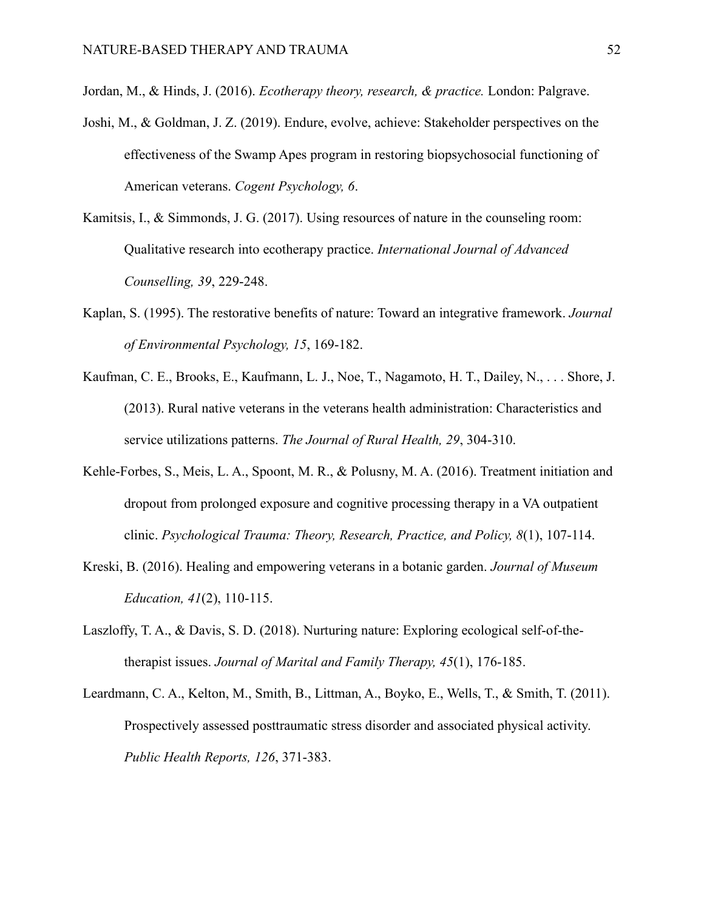Jordan, M., & Hinds, J. (2016). *Ecotherapy theory, research, & practice.* London: Palgrave.

Joshi, M., & Goldman, J. Z. (2019). Endure, evolve, achieve: Stakeholder perspectives on the effectiveness of the Swamp Apes program in restoring biopsychosocial functioning of American veterans. *Cogent Psychology, 6*.

Kamitsis, I., & Simmonds, J. G. (2017). Using resources of nature in the counseling room: Qualitative research into ecotherapy practice. *International Journal of Advanced Counselling, 39*, 229-248.

Kaplan, S. (1995). The restorative benefits of nature: Toward an integrative framework. *Journal of Environmental Psychology, 15*, 169-182.

Kaufman, C. E., Brooks, E., Kaufmann, L. J., Noe, T., Nagamoto, H. T., Dailey, N., . . . Shore, J. (2013). Rural native veterans in the veterans health administration: Characteristics and service utilizations patterns. *The Journal of Rural Health, 29*, 304-310.

Kehle-Forbes, S., Meis, L. A., Spoont, M. R., & Polusny, M. A. (2016). Treatment initiation and dropout from prolonged exposure and cognitive processing therapy in a VA outpatient clinic. *Psychological Trauma: Theory, Research, Practice, and Policy, 8*(1), 107-114.

Kreski, B. (2016). Healing and empowering veterans in a botanic garden. *Journal of Museum Education, 41*(2), 110-115.

Laszloffy, T. A., & Davis, S. D. (2018). Nurturing nature: Exploring ecological self-of-the-therapist issues. *Journal of Marital and Family Therapy, 45*(1), 176-185.

Leardmann, C. A., Kelton, M., Smith, B., Littman, A., Boyko, E., Wells, T., & Smith, T. (2011). Prospectively assessed posttraumatic stress disorder and associated physical activity. *Public Health Reports, 126*, 371-383.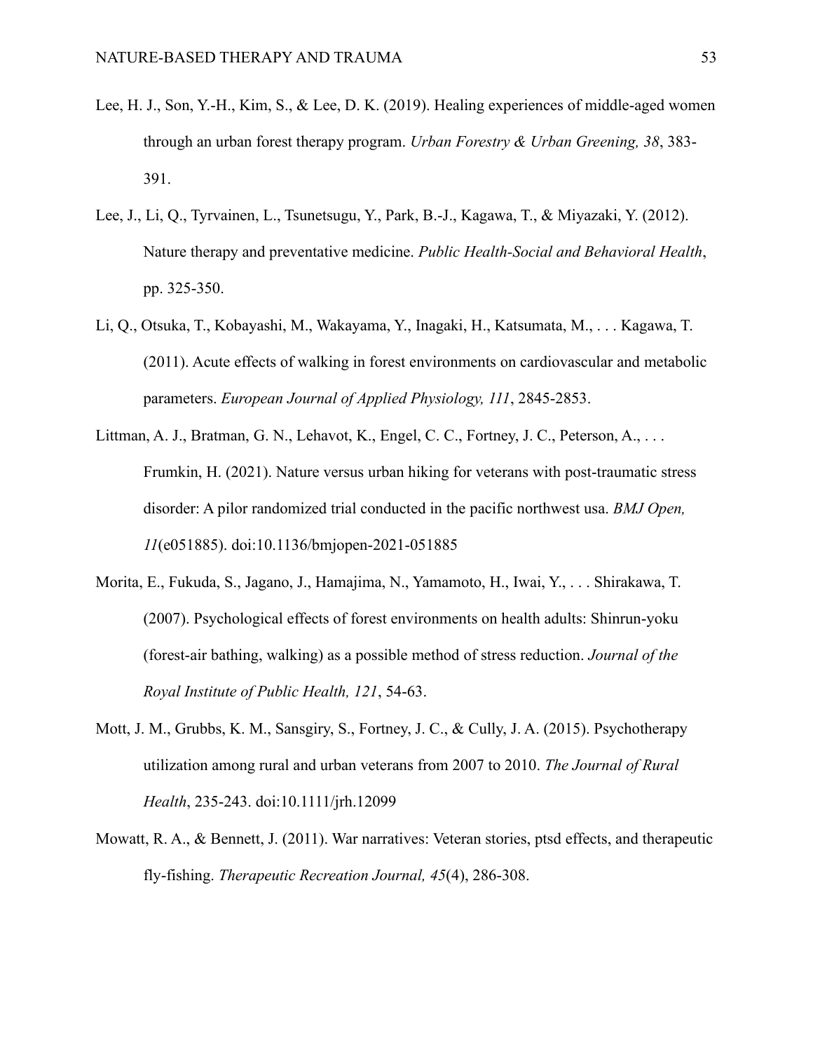Lee, H. J., Son, Y.-H., Kim, S., & Lee, D. K. (2019). Healing experiences of middle-aged women through an urban forest therapy program. *Urban Forestry & Urban Greening, 38*, 383-391.

Lee, J., Li, Q., Tyrvainen, L., Tsunetsugu, Y., Park, B.-J., Kagawa, T., & Miyazaki, Y. (2012). Nature therapy and preventative medicine. *Public Health-Social and Behavioral Health*, pp. 325-350.

Li, Q., Otsuka, T., Kobayashi, M., Wakayama, Y., Inagaki, H., Katsumata, M., . . . Kagawa, T. (2011). Acute effects of walking in forest environments on cardiovascular and metabolic parameters. *European Journal of Applied Physiology, 111*, 2845-2853.

Littman, A. J., Bratman, G. N., Lehavot, K., Engel, C. C., Fortney, J. C., Peterson, A., . . . Frumkin, H. (2021). Nature versus urban hiking for veterans with post-traumatic stress disorder: A pilor randomized trial conducted in the pacific northwest usa. *BMJ Open, 11*(e051885). doi:10.1136/bmjopen-2021-051885

Morita, E., Fukuda, S., Jagano, J., Hamajima, N., Yamamoto, H., Iwai, Y., . . . Shirakawa, T. (2007). Psychological effects of forest environments on health adults: Shinrun-yoku (forest-air bathing, walking) as a possible method of stress reduction. *Journal of the Royal Institute of Public Health, 121*, 54-63.

Mott, J. M., Grubbs, K. M., Sansgiry, S., Fortney, J. C., & Cully, J. A. (2015). Psychotherapy utilization among rural and urban veterans from 2007 to 2010. *The Journal of Rural Health*, 235-243. doi:10.1111/jrh.12099

Mowatt, R. A., & Bennett, J. (2011). War narratives: Veteran stories, ptsd effects, and therapeutic fly-fishing. *Therapeutic Recreation Journal, 45*(4), 286-308.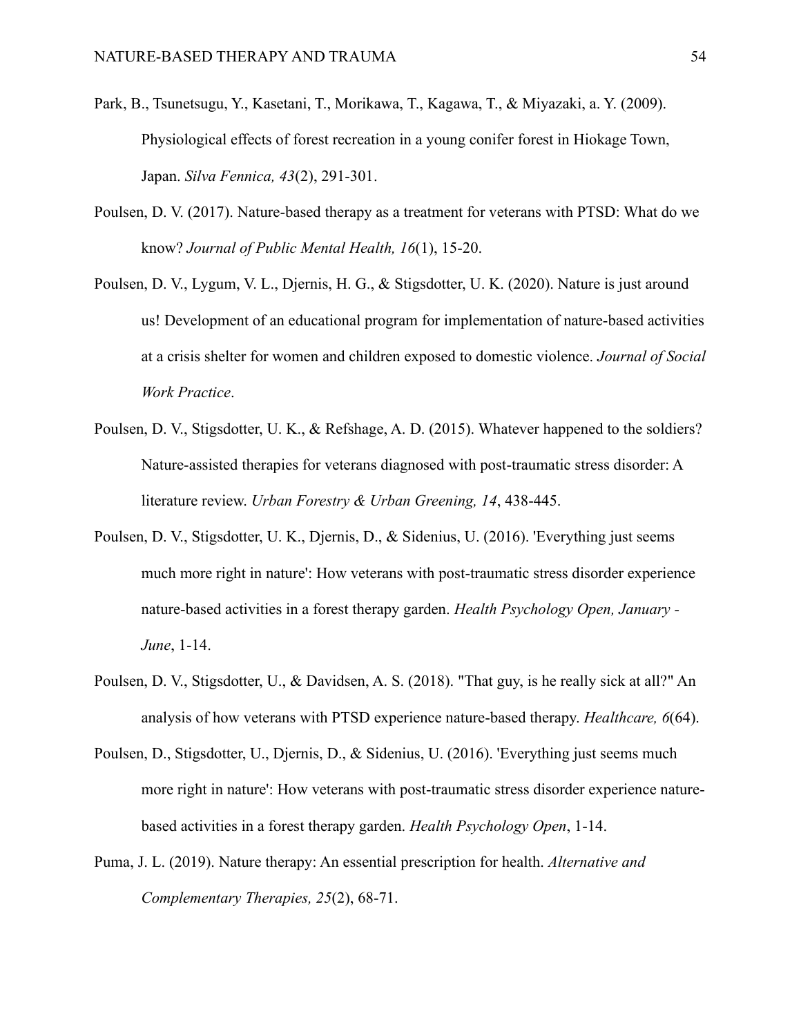Park, B., Tsunetsugu, Y., Kasetani, T., Morikawa, T., Kagawa, T., & Miyazaki, a. Y. (2009). Physiological effects of forest recreation in a young conifer forest in Hiokage Town, Japan. *Silva Fennica, 43*(2), 291-301.

Poulsen, D. V. (2017). Nature-based therapy as a treatment for veterans with PTSD: What do we know? *Journal of Public Mental Health, 16*(1), 15-20.

Poulsen, D. V., Lygum, V. L., Djernis, H. G., & Stigsdotter, U. K. (2020). Nature is just around us! Development of an educational program for implementation of nature-based activities at a crisis shelter for women and children exposed to domestic violence. *Journal of Social Work Practice*.

Poulsen, D. V., Stigsdotter, U. K., & Refshage, A. D. (2015). Whatever happened to the soldiers? Nature-assisted therapies for veterans diagnosed with post-traumatic stress disorder: A literature review. *Urban Forestry & Urban Greening, 14*, 438-445.

Poulsen, D. V., Stigsdotter, U. K., Djernis, D., & Sidenius, U. (2016). 'Everything just seems much more right in nature': How veterans with post-traumatic stress disorder experience nature-based activities in a forest therapy garden. *Health Psychology Open, January - June*, 1-14.

Poulsen, D. V., Stigsdotter, U., & Davidsen, A. S. (2018). "That guy, is he really sick at all?" An analysis of how veterans with PTSD experience nature-based therapy. *Healthcare, 6*(64).

Poulsen, D., Stigsdotter, U., Djernis, D., & Sidenius, U. (2016). 'Everything just seems much more right in nature': How veterans with post-traumatic stress disorder experience nature-based activities in a forest therapy garden. *Health Psychology Open*, 1-14.

Puma, J. L. (2019). Nature therapy: An essential prescription for health. *Alternative and Complementary Therapies, 25*(2), 68-71.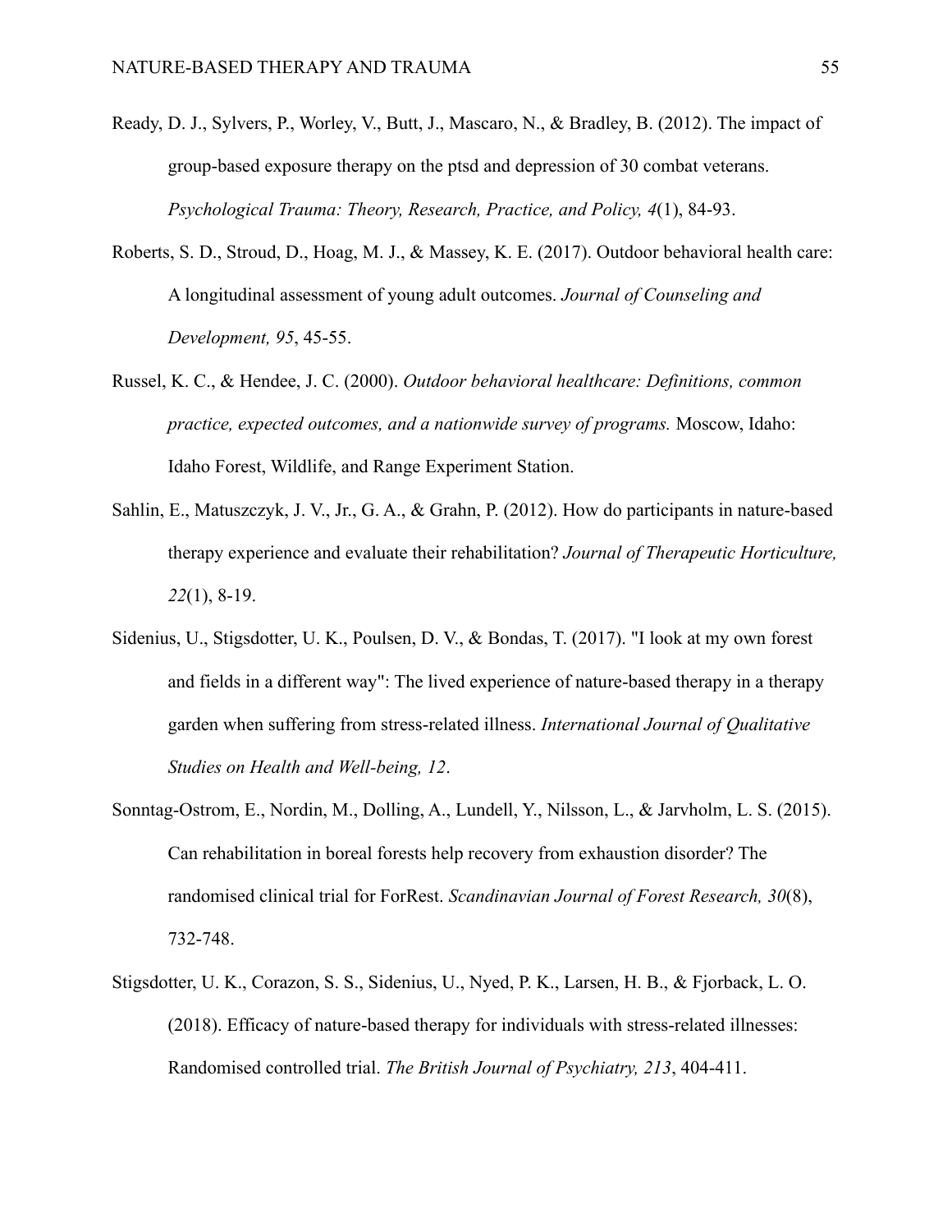Ready, D. J., Sylvers, P., Worley, V., Butt, J., Mascaro, N., & Bradley, B. (2012). The impact of group-based exposure therapy on the ptsd and depression of 30 combat veterans. *Psychological Trauma: Theory, Research, Practice, and Policy, 4*(1), 84-93.

Roberts, S. D., Stroud, D., Hoag, M. J., & Massey, K. E. (2017). Outdoor behavioral health care: A longitudinal assessment of young adult outcomes. *Journal of Counseling and Development, 95*, 45-55.

Russel, K. C., & Hendee, J. C. (2000). *Outdoor behavioral healthcare: Definitions, common practice, expected outcomes, and a nationwide survey of programs.* Moscow, Idaho: Idaho Forest, Wildlife, and Range Experiment Station.

Sahlin, E., Matuszczyk, J. V., Jr., G. A., & Grahn, P. (2012). How do participants in nature-based therapy experience and evaluate their rehabilitation? *Journal of Therapeutic Horticulture, 22*(1), 8-19.

Sidenius, U., Stigsdotter, U. K., Poulsen, D. V., & Bondas, T. (2017). "I look at my own forest and fields in a different way": The lived experience of nature-based therapy in a therapy garden when suffering from stress-related illness. *International Journal of Qualitative Studies on Health and Well-being, 12*.

Sonntag-Ostrom, E., Nordin, M., Dolling, A., Lundell, Y., Nilsson, L., & Jarvholm, L. S. (2015). Can rehabilitation in boreal forests help recovery from exhaustion disorder? The randomised clinical trial for ForRest. *Scandinavian Journal of Forest Research, 30*(8), 732-748.

Stigsdotter, U. K., Corazon, S. S., Sidenius, U., Nyed, P. K., Larsen, H. B., & Fjorback, L. O. (2018). Efficacy of nature-based therapy for individuals with stress-related illnesses: Randomised controlled trial. *The British Journal of Psychiatry, 213*, 404-411.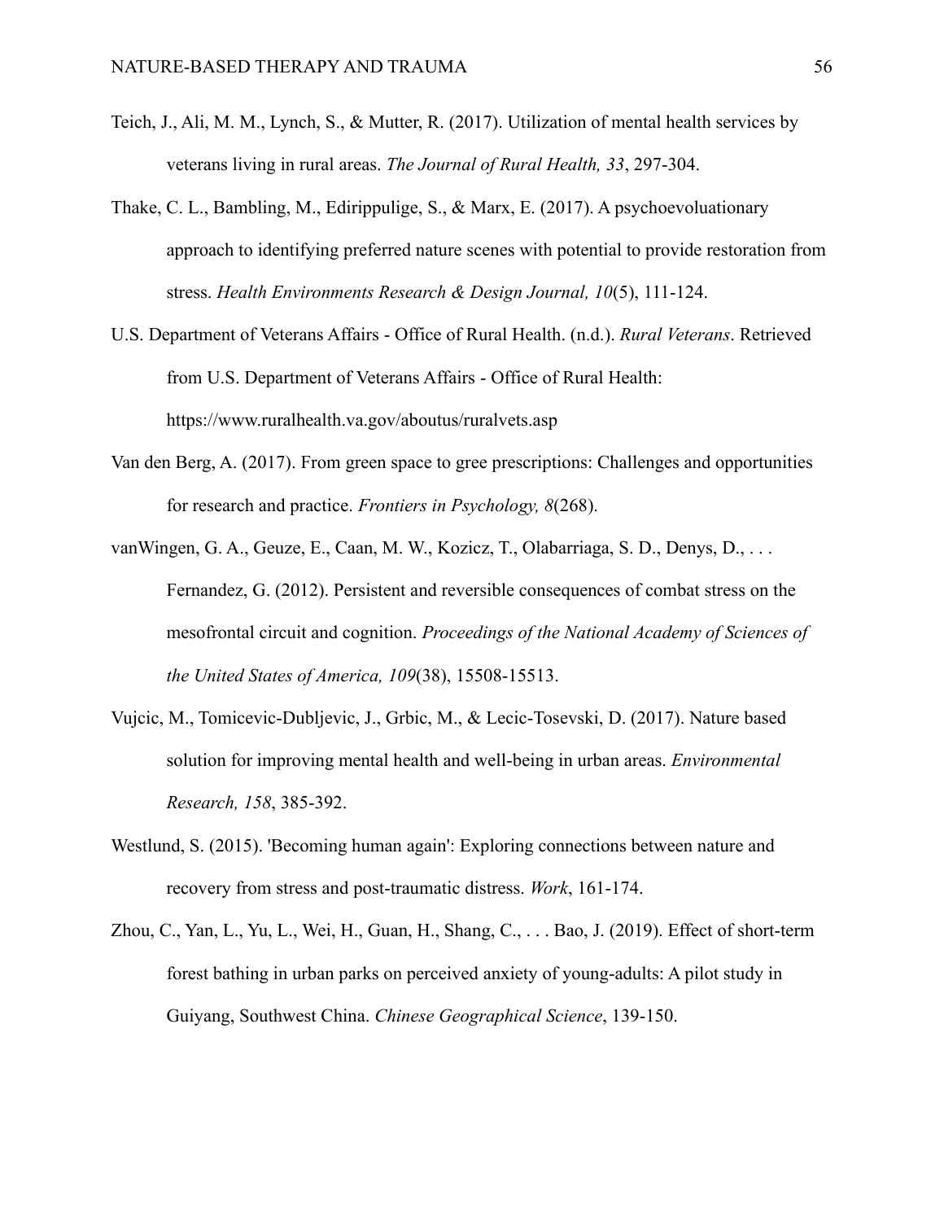Teich, J., Ali, M. M., Lynch, S., & Mutter, R. (2017). Utilization of mental health services by veterans living in rural areas. *The Journal of Rural Health, 33*, 297-304.

Thake, C. L., Bambling, M., Edirippulige, S., & Marx, E. (2017). A psychoevoluationary approach to identifying preferred nature scenes with potential to provide restoration from stress. *Health Environments Research & Design Journal, 10*(5), 111-124.

U.S. Department of Veterans Affairs - Office of Rural Health. (n.d.). *Rural Veterans*. Retrieved from U.S. Department of Veterans Affairs - Office of Rural Health: https://www.ruralhealth.va.gov/aboutus/ruralvets.asp

Van den Berg, A. (2017). From green space to gree prescriptions: Challenges and opportunities for research and practice. *Frontiers in Psychology, 8*(268).

vanWingen, G. A., Geuze, E., Caan, M. W., Kozicz, T., Olabarriaga, S. D., Denys, D., . . . Fernandez, G. (2012). Persistent and reversible consequences of combat stress on the mesofrontal circuit and cognition. *Proceedings of the National Academy of Sciences of the United States of America, 109*(38), 15508-15513.

Vujcic, M., Tomicevic-Dubljevic, J., Grbic, M., & Lecic-Tosevski, D. (2017). Nature based solution for improving mental health and well-being in urban areas. *Environmental Research, 158*, 385-392.

Westlund, S. (2015). 'Becoming human again': Exploring connections between nature and recovery from stress and post-traumatic distress. *Work*, 161-174.

Zhou, C., Yan, L., Yu, L., Wei, H., Guan, H., Shang, C., . . . Bao, J. (2019). Effect of short-term forest bathing in urban parks on perceived anxiety of young-adults: A pilot study in Guiyang, Southwest China. *Chinese Geographical Science*, 139-150.